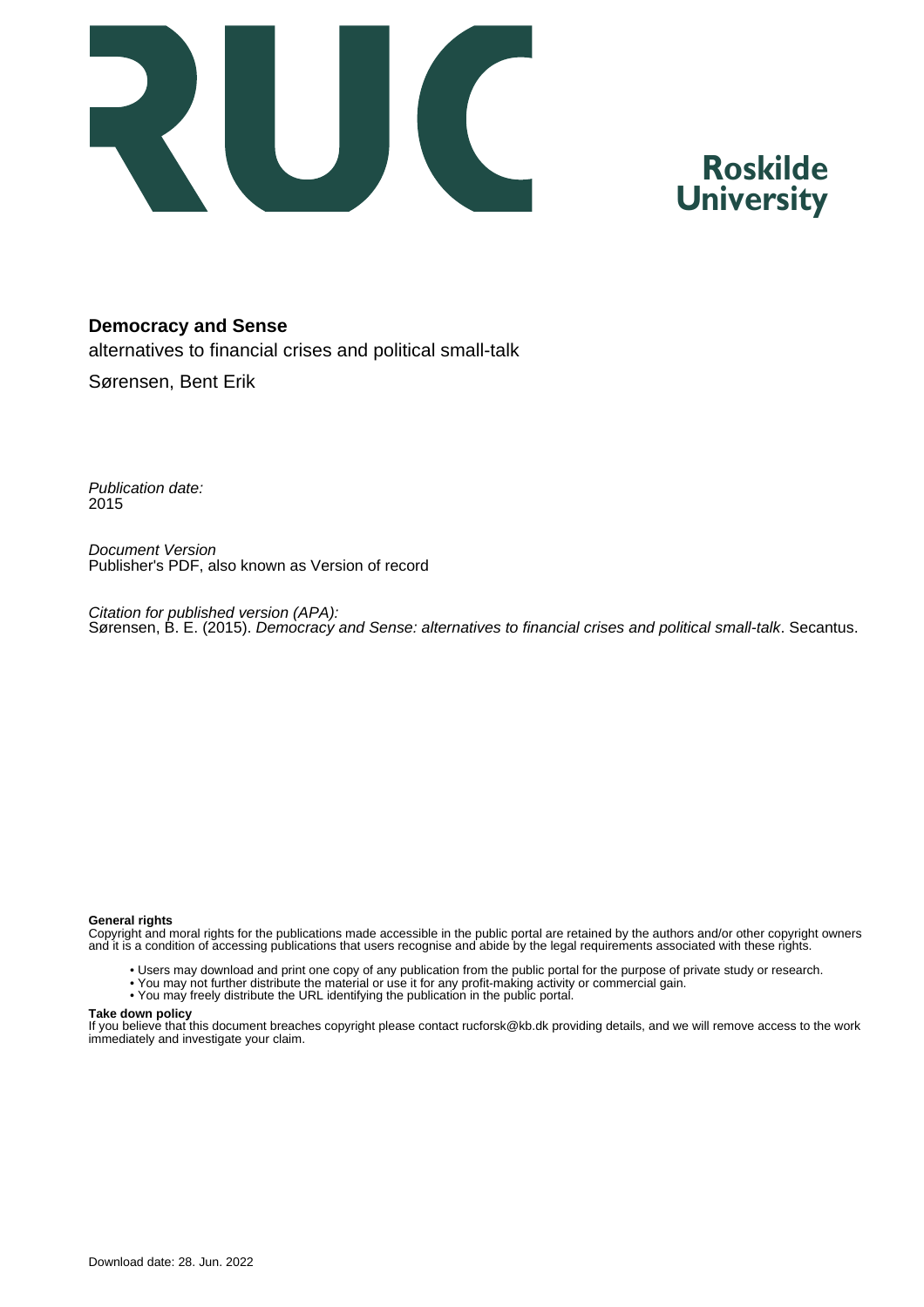Roskilde University

**Democracy and Sense**

alternatives to financial crises and political small-talk

Sørensen, Bent Erik

*Publication date:*
2015

*Document Version*
Publisher's PDF, also known as Version of record

*Citation for published version (APA):*
Sørensen, B. E. (2015). *Democracy and Sense: alternatives to financial crises and political small-talk*. Secantus.

**General rights**
Copyright and moral rights for the publications made accessible in the public portal are retained by the authors and/or other copyright owners and it is a condition of accessing publications that users recognise and abide by the legal requirements associated with these rights.

- Users may download and print one copy of any publication from the public portal for the purpose of private study or research.
- You may not further distribute the material or use it for any profit-making activity or commercial gain.
- You may freely distribute the URL identifying the publication in the public portal.

**Take down policy**
If you believe that this document breaches copyright please contact rucforsk@kb.dk providing details, and we will remove access to the work immediately and investigate your claim.

Download date: 28. Jun. 2022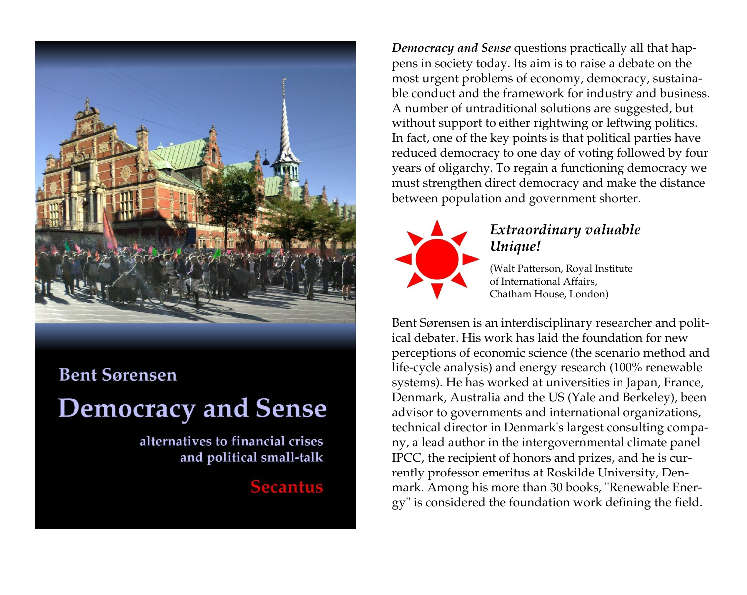**Bent Sørensen**

# Democracy and Sense

**alternatives to financial crises and political small-talk**

**Secantus**

***Democracy and Sense*** questions practically all that happens in society today. Its aim is to raise a debate on the most urgent problems of economy, democracy, sustainable conduct and the framework for industry and business. A number of untraditional solutions are suggested, but without support to either rightwing or leftwing politics. In fact, one of the key points is that political parties have reduced democracy to one day of voting followed by four years of oligarchy. To regain a functioning democracy we must strengthen direct democracy and make the distance between population and government shorter.

***Extraordinary valuable***
***Unique!***

(Walt Patterson, Royal Institute of International Affairs, Chatham House, London)

Bent Sørensen is an interdisciplinary researcher and political debater. His work has laid the foundation for new perceptions of economic science (the scenario method and life-cycle analysis) and energy research (100% renewable systems). He has worked at universities in Japan, France, Denmark, Australia and the US (Yale and Berkeley), been advisor to governments and international organizations, technical director in Denmark's largest consulting company, a lead author in the intergovernmental climate panel IPCC, the recipient of honors and prizes, and he is currently professor emeritus at Roskilde University, Denmark. Among his more than 30 books, "Renewable Energy" is considered the foundation work defining the field.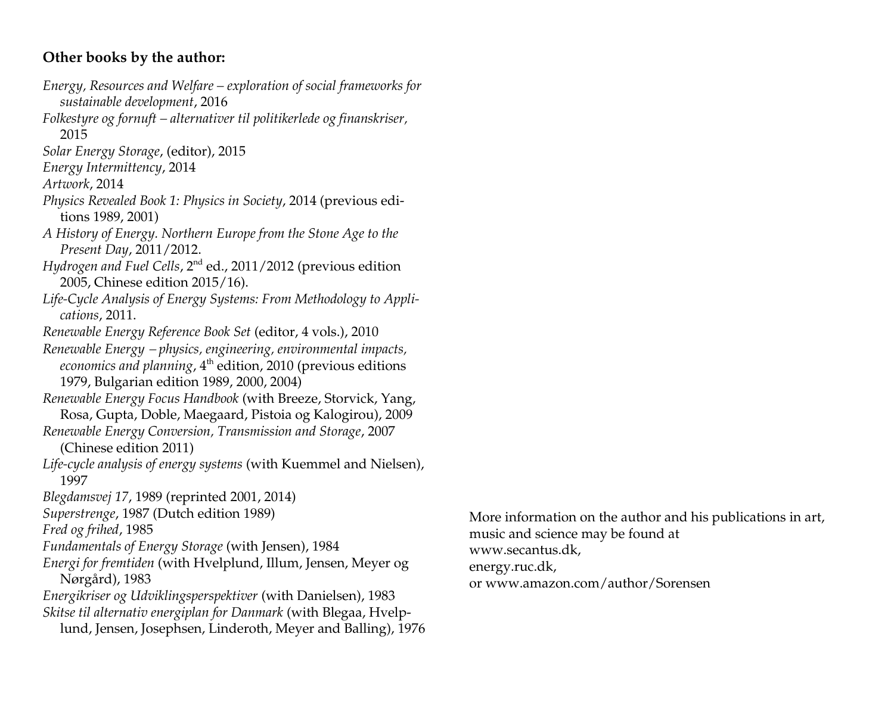**Other books by the author:**

*Energy, Resources and Welfare – exploration of social frameworks for sustainable development*, 2016
*Folkestyre og fornuft – alternativer til politikerlede og finanskriser*, 2015
*Solar Energy Storage*, (editor), 2015
*Energy Intermittency*, 2014
*Artwork*, 2014
*Physics Revealed Book 1: Physics in Society*, 2014 (previous editions 1989, 2001)
*A History of Energy. Northern Europe from the Stone Age to the Present Day*, 2011/2012.
*Hydrogen and Fuel Cells*, 2nd ed., 2011/2012 (previous edition 2005, Chinese edition 2015/16).
*Life-Cycle Analysis of Energy Systems: From Methodology to Applications*, 2011.
*Renewable Energy Reference Book Set* (editor, 4 vols.), 2010
*Renewable Energy – physics, engineering, environmental impacts, economics and planning*, 4th edition, 2010 (previous editions 1979, Bulgarian edition 1989, 2000, 2004)
*Renewable Energy Focus Handbook* (with Breeze, Storvick, Yang, Rosa, Gupta, Doble, Maegaard, Pistoia og Kalogirou), 2009
*Renewable Energy Conversion, Transmission and Storage*, 2007 (Chinese edition 2011)
*Life-cycle analysis of energy systems* (with Kuemmel and Nielsen), 1997
*Blegdamsvej 17*, 1989 (reprinted 2001, 2014)
*Superstrenge*, 1987 (Dutch edition 1989)
*Fred og frihed*, 1985
*Fundamentals of Energy Storage* (with Jensen), 1984
*Energi for fremtiden* (with Hvelplund, Illum, Jensen, Meyer og Nørgård), 1983
*Energikriser og Udviklingsperspektiver* (with Danielsen), 1983
*Skitse til alternativ energiplan for Danmark* (with Blegaa, Hvelplund, Jensen, Josephsen, Linderoth, Meyer and Balling), 1976

More information on the author and his publications in art, music and science may be found at
www.secantus.dk,
energy.ruc.dk,
or www.amazon.com/author/Sorensen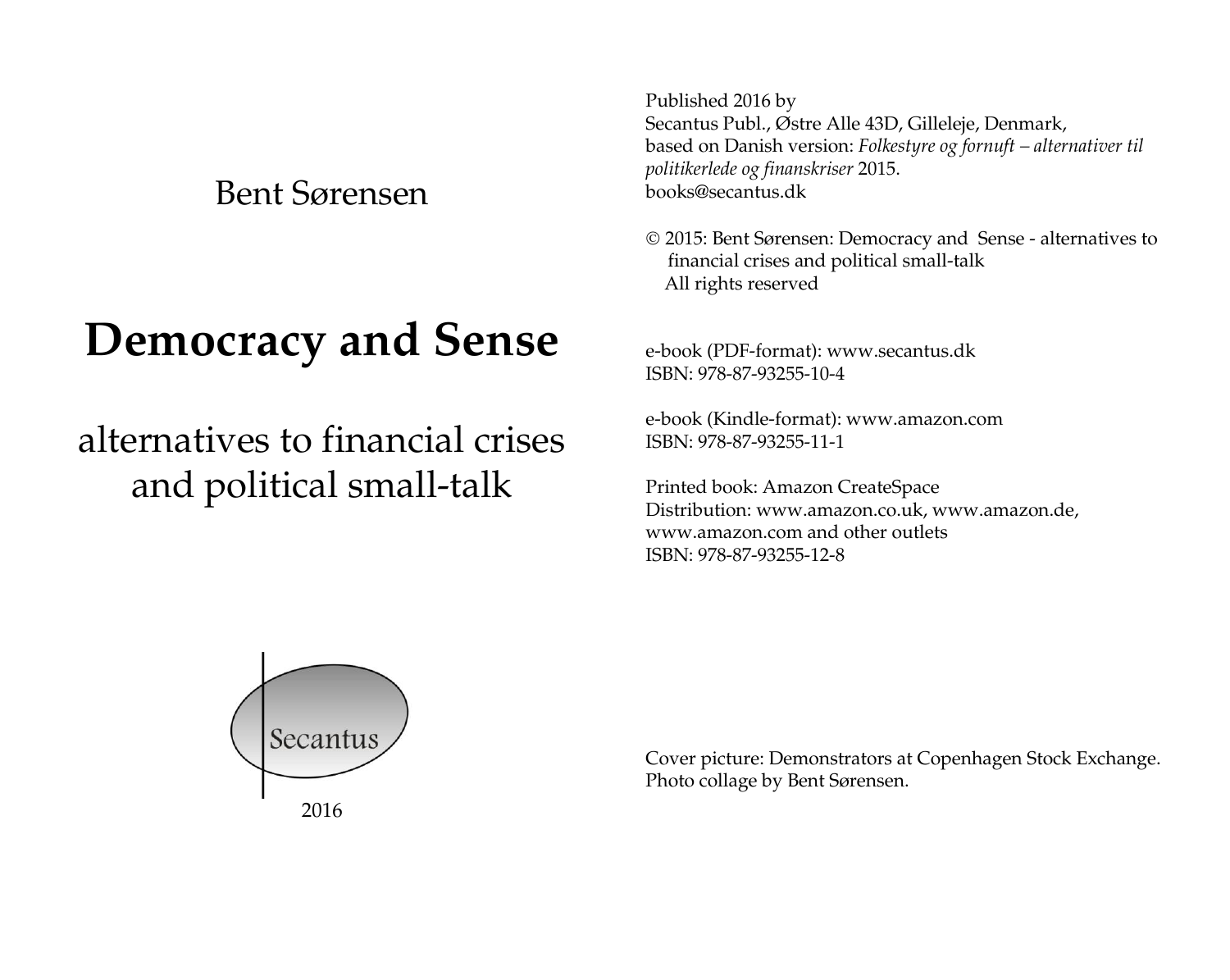Bent Sørensen

# Democracy and Sense

## alternatives to financial crises and political small-talk

Secantus

2016

Published 2016 by
Secantus Publ., Østre Alle 43D, Gilleleje, Denmark,
based on Danish version: *Folkestyre og fornuft – alternativer til politikerlede og finanskriser* 2015.
books@secantus.dk

© 2015: Bent Sørensen: Democracy and Sense - alternatives to financial crises and political small-talk
All rights reserved

e-book (PDF-format): www.secantus.dk
ISBN: 978-87-93255-10-4

e-book (Kindle-format): www.amazon.com
ISBN: 978-87-93255-11-1

Printed book: Amazon CreateSpace
Distribution: www.amazon.co.uk, www.amazon.de, www.amazon.com and other outlets
ISBN: 978-87-93255-12-8

Cover picture: Demonstrators at Copenhagen Stock Exchange.
Photo collage by Bent Sørensen.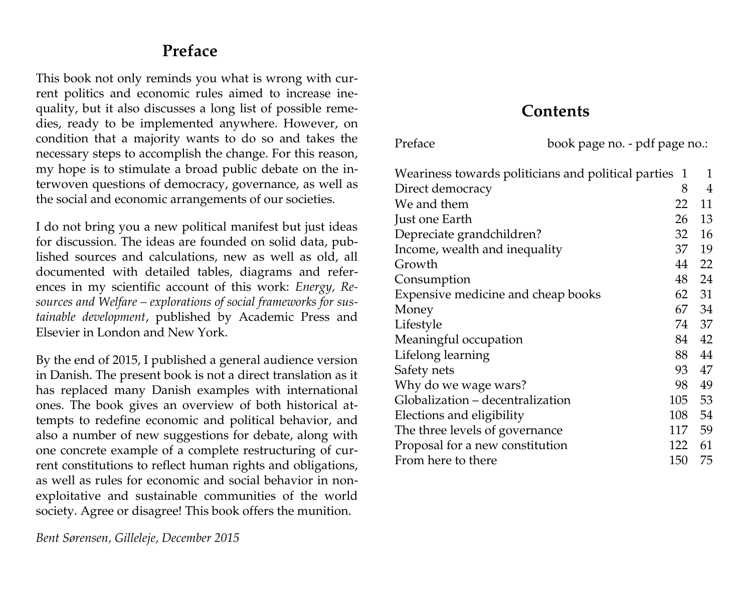# Preface

This book not only reminds you what is wrong with current politics and economic rules aimed to increase inequality, but it also discusses a long list of possible remedies, ready to be implemented anywhere. However, on condition that a majority wants to do so and takes the necessary steps to accomplish the change. For this reason, my hope is to stimulate a broad public debate on the interwoven questions of democracy, governance, as well as the social and economic arrangements of our societies.

I do not bring you a new political manifest but just ideas for discussion. The ideas are founded on solid data, published sources and calculations, new as well as old, all documented with detailed tables, diagrams and references in my scientific account of this work: *Energy, Resources and Welfare – explorations of social frameworks for sustainable development*, published by Academic Press and Elsevier in London and New York.

By the end of 2015, I published a general audience version in Danish. The present book is not a direct translation as it has replaced many Danish examples with international ones. The book gives an overview of both historical attempts to redefine economic and political behavior, and also a number of new suggestions for debate, along with one concrete example of a complete restructuring of current constitutions to reflect human rights and obligations, as well as rules for economic and social behavior in non-exploitative and sustainable communities of the world society. Agree or disagree! This book offers the munition.

*Bent Sørensen, Gilleleje, December 2015*

# Contents

| Preface | book page no. - pdf page no.: | |
|---|---|---|
| Weariness towards politicians and political parties | 1 | 1 |
| Direct democracy | 8 | 4 |
| We and them | 22 | 11 |
| Just one Earth | 26 | 13 |
| Depreciate grandchildren? | 32 | 16 |
| Income, wealth and inequality | 37 | 19 |
| Growth | 44 | 22 |
| Consumption | 48 | 24 |
| Expensive medicine and cheap books | 62 | 31 |
| Money | 67 | 34 |
| Lifestyle | 74 | 37 |
| Meaningful occupation | 84 | 42 |
| Lifelong learning | 88 | 44 |
| Safety nets | 93 | 47 |
| Why do we wage wars? | 98 | 49 |
| Globalization – decentralization | 105 | 53 |
| Elections and eligibility | 108 | 54 |
| The three levels of governance | 117 | 59 |
| Proposal for a new constitution | 122 | 61 |
| From here to there | 150 | 75 |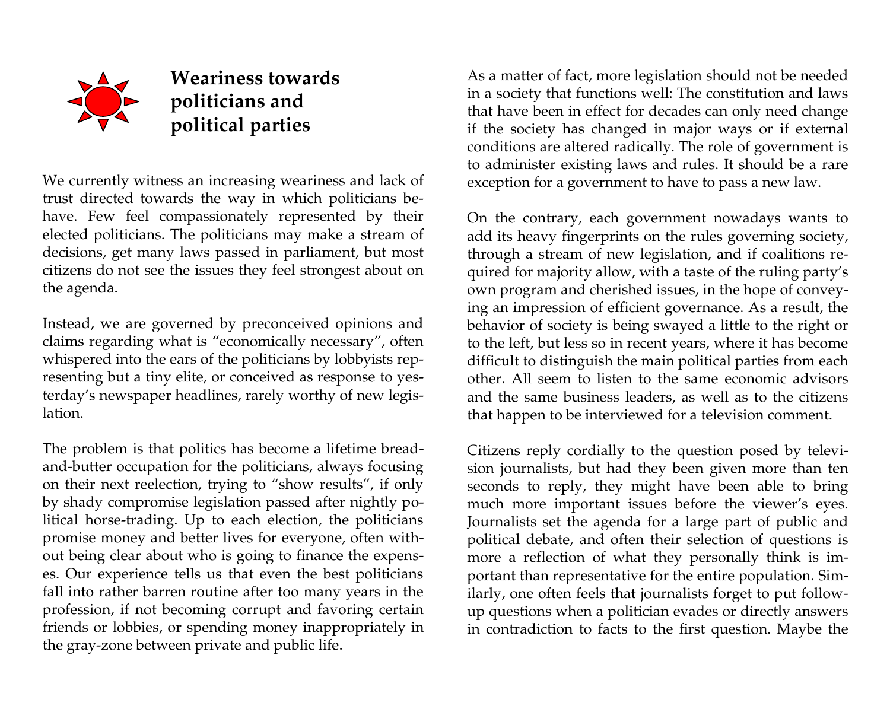# Weariness towards politicians and political parties

We currently witness an increasing weariness and lack of trust directed towards the way in which politicians behave. Few feel compassionately represented by their elected politicians. The politicians may make a stream of decisions, get many laws passed in parliament, but most citizens do not see the issues they feel strongest about on the agenda.

Instead, we are governed by preconceived opinions and claims regarding what is "economically necessary", often whispered into the ears of the politicians by lobbyists representing but a tiny elite, or conceived as response to yesterday's newspaper headlines, rarely worthy of new legislation.

The problem is that politics has become a lifetime bread-and-butter occupation for the politicians, always focusing on their next reelection, trying to "show results", if only by shady compromise legislation passed after nightly political horse-trading. Up to each election, the politicians promise money and better lives for everyone, often without being clear about who is going to finance the expenses. Our experience tells us that even the best politicians fall into rather barren routine after too many years in the profession, if not becoming corrupt and favoring certain friends or lobbies, or spending money inappropriately in the gray-zone between private and public life.

As a matter of fact, more legislation should not be needed in a society that functions well: The constitution and laws that have been in effect for decades can only need change if the society has changed in major ways or if external conditions are altered radically. The role of government is to administer existing laws and rules. It should be a rare exception for a government to have to pass a new law.

On the contrary, each government nowadays wants to add its heavy fingerprints on the rules governing society, through a stream of new legislation, and if coalitions required for majority allow, with a taste of the ruling party's own program and cherished issues, in the hope of conveying an impression of efficient governance. As a result, the behavior of society is being swayed a little to the right or to the left, but less so in recent years, where it has become difficult to distinguish the main political parties from each other. All seem to listen to the same economic advisors and the same business leaders, as well as to the citizens that happen to be interviewed for a television comment.

Citizens reply cordially to the question posed by television journalists, but had they been given more than ten seconds to reply, they might have been able to bring much more important issues before the viewer's eyes. Journalists set the agenda for a large part of public and political debate, and often their selection of questions is more a reflection of what they personally think is important than representative for the entire population. Similarly, one often feels that journalists forget to put follow-up questions when a politician evades or directly answers in contradiction to facts to the first question. Maybe the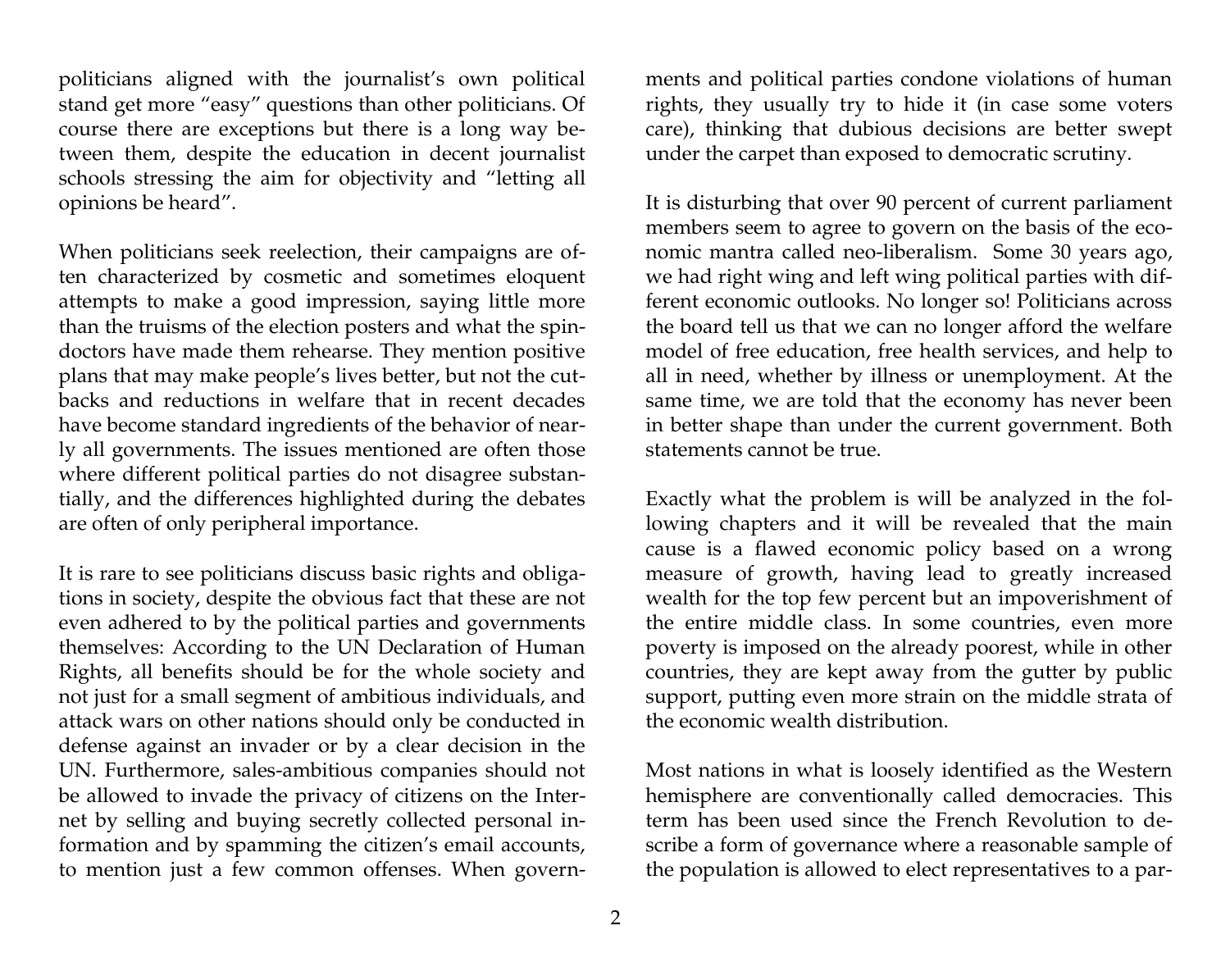politicians aligned with the journalist's own political stand get more "easy" questions than other politicians. Of course there are exceptions but there is a long way between them, despite the education in decent journalist schools stressing the aim for objectivity and "letting all opinions be heard".

When politicians seek reelection, their campaigns are often characterized by cosmetic and sometimes eloquent attempts to make a good impression, saying little more than the truisms of the election posters and what the spin-doctors have made them rehearse. They mention positive plans that may make people's lives better, but not the cutbacks and reductions in welfare that in recent decades have become standard ingredients of the behavior of nearly all governments. The issues mentioned are often those where different political parties do not disagree substantially, and the differences highlighted during the debates are often of only peripheral importance.

It is rare to see politicians discuss basic rights and obligations in society, despite the obvious fact that these are not even adhered to by the political parties and governments themselves: According to the UN Declaration of Human Rights, all benefits should be for the whole society and not just for a small segment of ambitious individuals, and attack wars on other nations should only be conducted in defense against an invader or by a clear decision in the UN. Furthermore, sales-ambitious companies should not be allowed to invade the privacy of citizens on the Internet by selling and buying secretly collected personal information and by spamming the citizen's email accounts, to mention just a few common offenses. When governments and political parties condone violations of human rights, they usually try to hide it (in case some voters care), thinking that dubious decisions are better swept under the carpet than exposed to democratic scrutiny.

It is disturbing that over 90 percent of current parliament members seem to agree to govern on the basis of the economic mantra called neo-liberalism. Some 30 years ago, we had right wing and left wing political parties with different economic outlooks. No longer so! Politicians across the board tell us that we can no longer afford the welfare model of free education, free health services, and help to all in need, whether by illness or unemployment. At the same time, we are told that the economy has never been in better shape than under the current government. Both statements cannot be true.

Exactly what the problem is will be analyzed in the following chapters and it will be revealed that the main cause is a flawed economic policy based on a wrong measure of growth, having lead to greatly increased wealth for the top few percent but an impoverishment of the entire middle class. In some countries, even more poverty is imposed on the already poorest, while in other countries, they are kept away from the gutter by public support, putting even more strain on the middle strata of the economic wealth distribution.

Most nations in what is loosely identified as the Western hemisphere are conventionally called democracies. This term has been used since the French Revolution to describe a form of governance where a reasonable sample of the population is allowed to elect representatives to a par-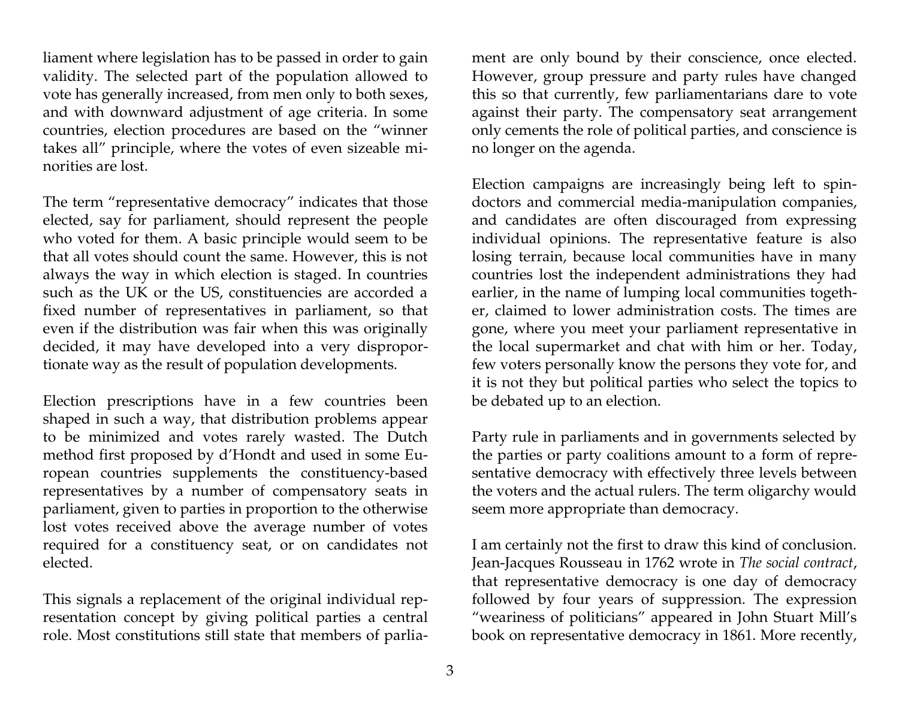liament where legislation has to be passed in order to gain validity. The selected part of the population allowed to vote has generally increased, from men only to both sexes, and with downward adjustment of age criteria. In some countries, election procedures are based on the "winner takes all" principle, where the votes of even sizeable minorities are lost.

The term "representative democracy" indicates that those elected, say for parliament, should represent the people who voted for them. A basic principle would seem to be that all votes should count the same. However, this is not always the way in which election is staged. In countries such as the UK or the US, constituencies are accorded a fixed number of representatives in parliament, so that even if the distribution was fair when this was originally decided, it may have developed into a very disproportionate way as the result of population developments.

Election prescriptions have in a few countries been shaped in such a way, that distribution problems appear to be minimized and votes rarely wasted. The Dutch method first proposed by d'Hondt and used in some European countries supplements the constituency-based representatives by a number of compensatory seats in parliament, given to parties in proportion to the otherwise lost votes received above the average number of votes required for a constituency seat, or on candidates not elected.

This signals a replacement of the original individual representation concept by giving political parties a central role. Most constitutions still state that members of parliament are only bound by their conscience, once elected. However, group pressure and party rules have changed this so that currently, few parliamentarians dare to vote against their party. The compensatory seat arrangement only cements the role of political parties, and conscience is no longer on the agenda.

Election campaigns are increasingly being left to spin-doctors and commercial media-manipulation companies, and candidates are often discouraged from expressing individual opinions. The representative feature is also losing terrain, because local communities have in many countries lost the independent administrations they had earlier, in the name of lumping local communities together, claimed to lower administration costs. The times are gone, where you meet your parliament representative in the local supermarket and chat with him or her. Today, few voters personally know the persons they vote for, and it is not they but political parties who select the topics to be debated up to an election.

Party rule in parliaments and in governments selected by the parties or party coalitions amount to a form of representative democracy with effectively three levels between the voters and the actual rulers. The term oligarchy would seem more appropriate than democracy.

I am certainly not the first to draw this kind of conclusion. Jean-Jacques Rousseau in 1762 wrote in *The social contract*, that representative democracy is one day of democracy followed by four years of suppression. The expression "weariness of politicians" appeared in John Stuart Mill's book on representative democracy in 1861. More recently,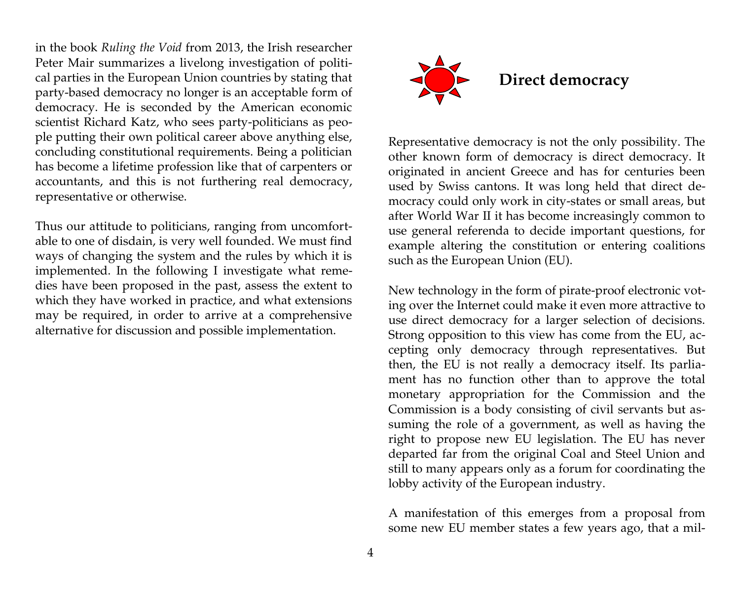in the book *Ruling the Void* from 2013, the Irish researcher Peter Mair summarizes a livelong investigation of political parties in the European Union countries by stating that party-based democracy no longer is an acceptable form of democracy. He is seconded by the American economic scientist Richard Katz, who sees party-politicians as people putting their own political career above anything else, concluding constitutional requirements. Being a politician has become a lifetime profession like that of carpenters or accountants, and this is not furthering real democracy, representative or otherwise.

Thus our attitude to politicians, ranging from uncomfortable to one of disdain, is very well founded. We must find ways of changing the system and the rules by which it is implemented. In the following I investigate what remedies have been proposed in the past, assess the extent to which they have worked in practice, and what extensions may be required, in order to arrive at a comprehensive alternative for discussion and possible implementation.

## Direct democracy

Representative democracy is not the only possibility. The other known form of democracy is direct democracy. It originated in ancient Greece and has for centuries been used by Swiss cantons. It was long held that direct democracy could only work in city-states or small areas, but after World War II it has become increasingly common to use general referenda to decide important questions, for example altering the constitution or entering coalitions such as the European Union (EU).

New technology in the form of pirate-proof electronic voting over the Internet could make it even more attractive to use direct democracy for a larger selection of decisions. Strong opposition to this view has come from the EU, accepting only democracy through representatives. But then, the EU is not really a democracy itself. Its parliament has no function other than to approve the total monetary appropriation for the Commission and the Commission is a body consisting of civil servants but assuming the role of a government, as well as having the right to propose new EU legislation. The EU has never departed far from the original Coal and Steel Union and still to many appears only as a forum for coordinating the lobby activity of the European industry.

A manifestation of this emerges from a proposal from some new EU member states a few years ago, that a mil-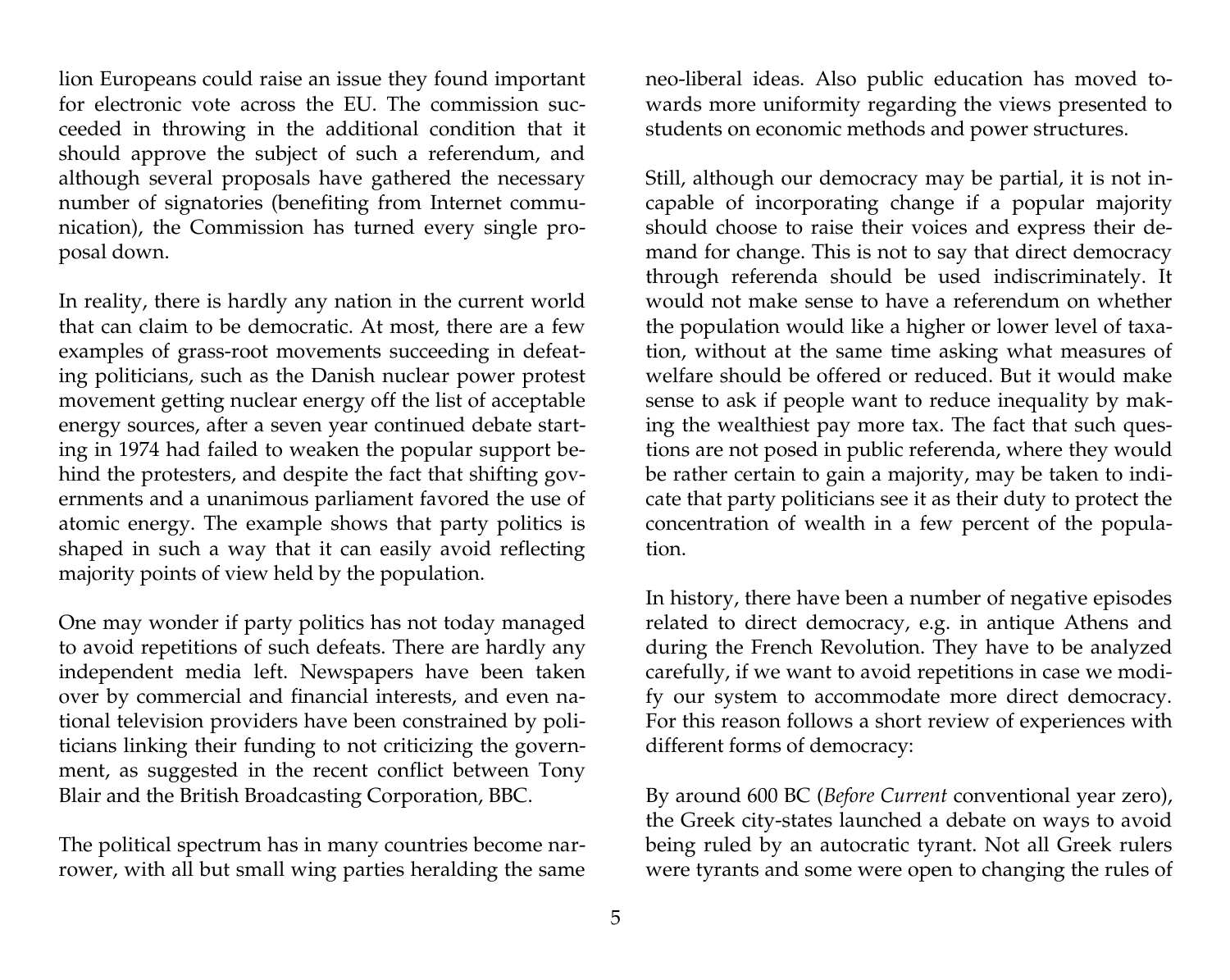lion Europeans could raise an issue they found important for electronic vote across the EU. The commission succeeded in throwing in the additional condition that it should approve the subject of such a referendum, and although several proposals have gathered the necessary number of signatories (benefiting from Internet communication), the Commission has turned every single proposal down.

In reality, there is hardly any nation in the current world that can claim to be democratic. At most, there are a few examples of grass-root movements succeeding in defeating politicians, such as the Danish nuclear power protest movement getting nuclear energy off the list of acceptable energy sources, after a seven year continued debate starting in 1974 had failed to weaken the popular support behind the protesters, and despite the fact that shifting governments and a unanimous parliament favored the use of atomic energy. The example shows that party politics is shaped in such a way that it can easily avoid reflecting majority points of view held by the population.

One may wonder if party politics has not today managed to avoid repetitions of such defeats. There are hardly any independent media left. Newspapers have been taken over by commercial and financial interests, and even national television providers have been constrained by politicians linking their funding to not criticizing the government, as suggested in the recent conflict between Tony Blair and the British Broadcasting Corporation, BBC.

The political spectrum has in many countries become narrower, with all but small wing parties heralding the same neo-liberal ideas. Also public education has moved towards more uniformity regarding the views presented to students on economic methods and power structures.

Still, although our democracy may be partial, it is not incapable of incorporating change if a popular majority should choose to raise their voices and express their demand for change. This is not to say that direct democracy through referenda should be used indiscriminately. It would not make sense to have a referendum on whether the population would like a higher or lower level of taxation, without at the same time asking what measures of welfare should be offered or reduced. But it would make sense to ask if people want to reduce inequality by making the wealthiest pay more tax. The fact that such questions are not posed in public referenda, where they would be rather certain to gain a majority, may be taken to indicate that party politicians see it as their duty to protect the concentration of wealth in a few percent of the population.

In history, there have been a number of negative episodes related to direct democracy, e.g. in antique Athens and during the French Revolution. They have to be analyzed carefully, if we want to avoid repetitions in case we modify our system to accommodate more direct democracy. For this reason follows a short review of experiences with different forms of democracy:

By around 600 BC (*Before Current* conventional year zero), the Greek city-states launched a debate on ways to avoid being ruled by an autocratic tyrant. Not all Greek rulers were tyrants and some were open to changing the rules of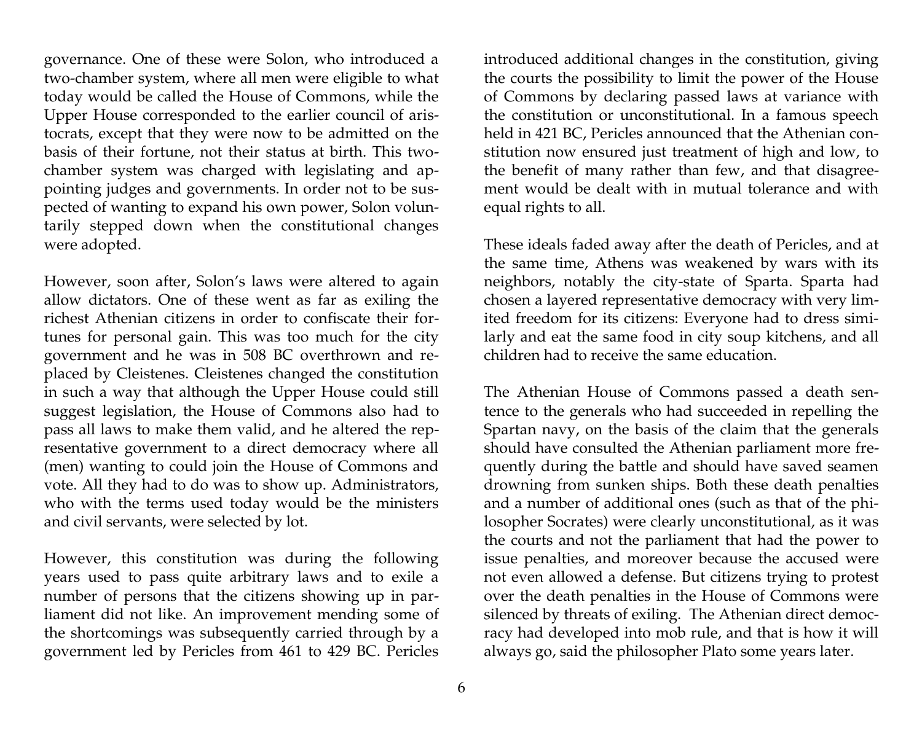governance. One of these were Solon, who introduced a two-chamber system, where all men were eligible to what today would be called the House of Commons, while the Upper House corresponded to the earlier council of aristocrats, except that they were now to be admitted on the basis of their fortune, not their status at birth. This two-chamber system was charged with legislating and appointing judges and governments. In order not to be suspected of wanting to expand his own power, Solon voluntarily stepped down when the constitutional changes were adopted.

However, soon after, Solon's laws were altered to again allow dictators. One of these went as far as exiling the richest Athenian citizens in order to confiscate their fortunes for personal gain. This was too much for the city government and he was in 508 BC overthrown and replaced by Cleistenes. Cleistenes changed the constitution in such a way that although the Upper House could still suggest legislation, the House of Commons also had to pass all laws to make them valid, and he altered the representative government to a direct democracy where all (men) wanting to could join the House of Commons and vote. All they had to do was to show up. Administrators, who with the terms used today would be the ministers and civil servants, were selected by lot.

However, this constitution was during the following years used to pass quite arbitrary laws and to exile a number of persons that the citizens showing up in parliament did not like. An improvement mending some of the shortcomings was subsequently carried through by a government led by Pericles from 461 to 429 BC. Pericles introduced additional changes in the constitution, giving the courts the possibility to limit the power of the House of Commons by declaring passed laws at variance with the constitution or unconstitutional. In a famous speech held in 421 BC, Pericles announced that the Athenian constitution now ensured just treatment of high and low, to the benefit of many rather than few, and that disagreement would be dealt with in mutual tolerance and with equal rights to all.

These ideals faded away after the death of Pericles, and at the same time, Athens was weakened by wars with its neighbors, notably the city-state of Sparta. Sparta had chosen a layered representative democracy with very limited freedom for its citizens: Everyone had to dress similarly and eat the same food in city soup kitchens, and all children had to receive the same education.

The Athenian House of Commons passed a death sentence to the generals who had succeeded in repelling the Spartan navy, on the basis of the claim that the generals should have consulted the Athenian parliament more frequently during the battle and should have saved seamen drowning from sunken ships. Both these death penalties and a number of additional ones (such as that of the philosopher Socrates) were clearly unconstitutional, as it was the courts and not the parliament that had the power to issue penalties, and moreover because the accused were not even allowed a defense. But citizens trying to protest over the death penalties in the House of Commons were silenced by threats of exiling. The Athenian direct democracy had developed into mob rule, and that is how it will always go, said the philosopher Plato some years later.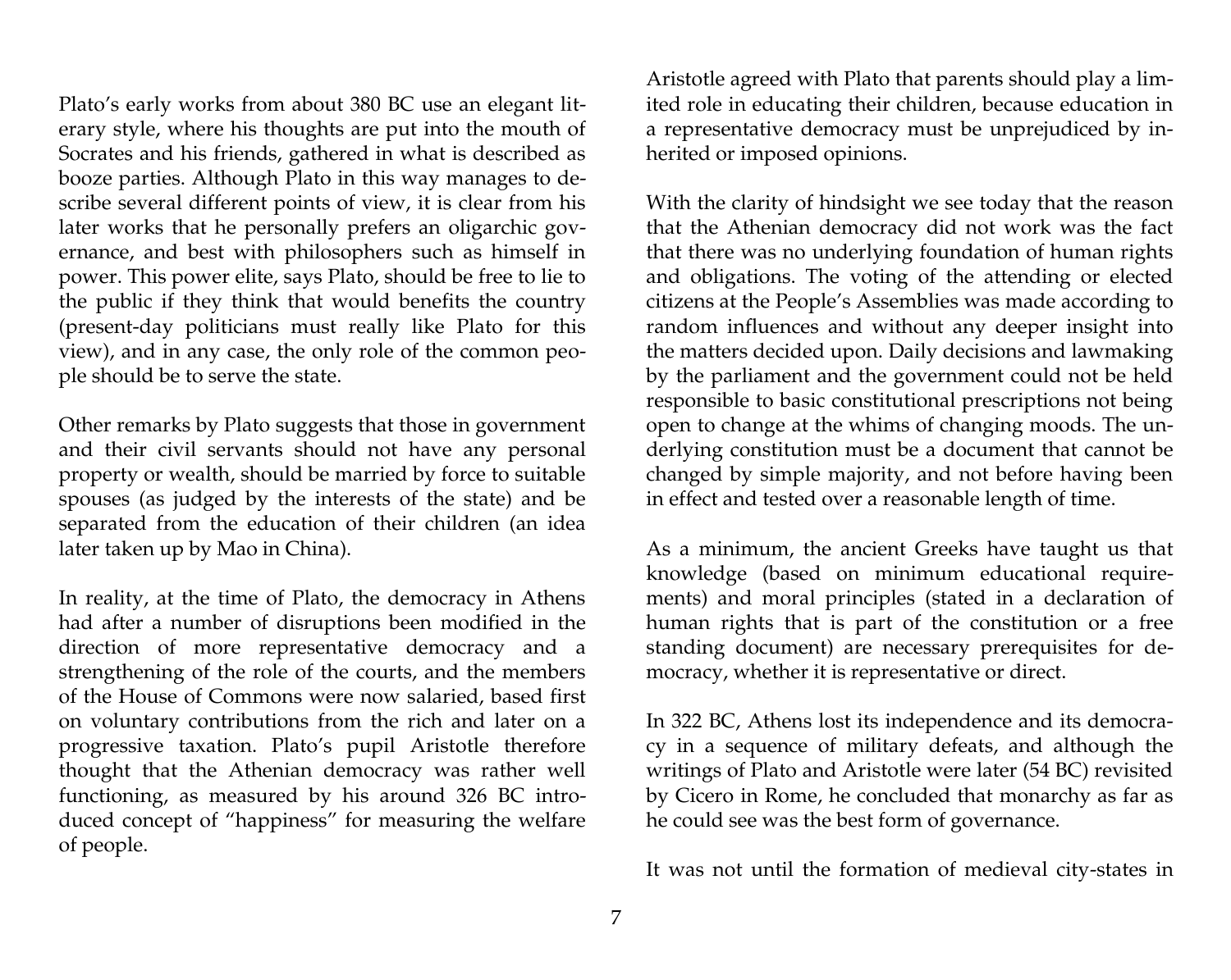Plato's early works from about 380 BC use an elegant literary style, where his thoughts are put into the mouth of Socrates and his friends, gathered in what is described as booze parties. Although Plato in this way manages to describe several different points of view, it is clear from his later works that he personally prefers an oligarchic governance, and best with philosophers such as himself in power. This power elite, says Plato, should be free to lie to the public if they think that would benefits the country (present-day politicians must really like Plato for this view), and in any case, the only role of the common people should be to serve the state.

Other remarks by Plato suggests that those in government and their civil servants should not have any personal property or wealth, should be married by force to suitable spouses (as judged by the interests of the state) and be separated from the education of their children (an idea later taken up by Mao in China).

In reality, at the time of Plato, the democracy in Athens had after a number of disruptions been modified in the direction of more representative democracy and a strengthening of the role of the courts, and the members of the House of Commons were now salaried, based first on voluntary contributions from the rich and later on a progressive taxation. Plato's pupil Aristotle therefore thought that the Athenian democracy was rather well functioning, as measured by his around 326 BC introduced concept of "happiness" for measuring the welfare of people.

Aristotle agreed with Plato that parents should play a limited role in educating their children, because education in a representative democracy must be unprejudiced by inherited or imposed opinions.

With the clarity of hindsight we see today that the reason that the Athenian democracy did not work was the fact that there was no underlying foundation of human rights and obligations. The voting of the attending or elected citizens at the People's Assemblies was made according to random influences and without any deeper insight into the matters decided upon. Daily decisions and lawmaking by the parliament and the government could not be held responsible to basic constitutional prescriptions not being open to change at the whims of changing moods. The underlying constitution must be a document that cannot be changed by simple majority, and not before having been in effect and tested over a reasonable length of time.

As a minimum, the ancient Greeks have taught us that knowledge (based on minimum educational requirements) and moral principles (stated in a declaration of human rights that is part of the constitution or a free standing document) are necessary prerequisites for democracy, whether it is representative or direct.

In 322 BC, Athens lost its independence and its democracy in a sequence of military defeats, and although the writings of Plato and Aristotle were later (54 BC) revisited by Cicero in Rome, he concluded that monarchy as far as he could see was the best form of governance.

It was not until the formation of medieval city-states in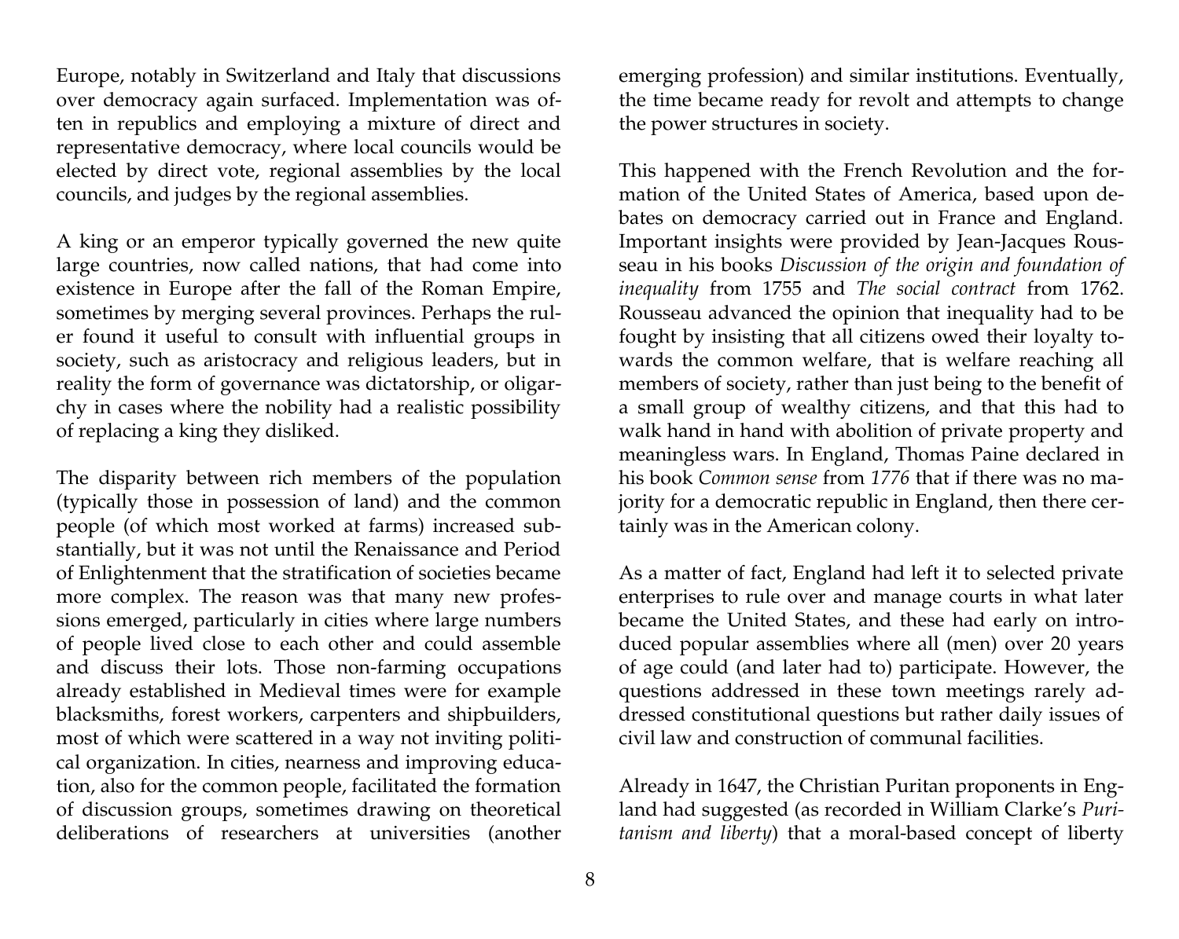Europe, notably in Switzerland and Italy that discussions over democracy again surfaced. Implementation was often in republics and employing a mixture of direct and representative democracy, where local councils would be elected by direct vote, regional assemblies by the local councils, and judges by the regional assemblies.

A king or an emperor typically governed the new quite large countries, now called nations, that had come into existence in Europe after the fall of the Roman Empire, sometimes by merging several provinces. Perhaps the ruler found it useful to consult with influential groups in society, such as aristocracy and religious leaders, but in reality the form of governance was dictatorship, or oligarchy in cases where the nobility had a realistic possibility of replacing a king they disliked.

The disparity between rich members of the population (typically those in possession of land) and the common people (of which most worked at farms) increased substantially, but it was not until the Renaissance and Period of Enlightenment that the stratification of societies became more complex. The reason was that many new professions emerged, particularly in cities where large numbers of people lived close to each other and could assemble and discuss their lots. Those non-farming occupations already established in Medieval times were for example blacksmiths, forest workers, carpenters and shipbuilders, most of which were scattered in a way not inviting political organization. In cities, nearness and improving education, also for the common people, facilitated the formation of discussion groups, sometimes drawing on theoretical deliberations of researchers at universities (another emerging profession) and similar institutions. Eventually, the time became ready for revolt and attempts to change the power structures in society.

This happened with the French Revolution and the formation of the United States of America, based upon debates on democracy carried out in France and England. Important insights were provided by Jean-Jacques Rousseau in his books *Discussion of the origin and foundation of inequality* from 1755 and *The social contract* from 1762. Rousseau advanced the opinion that inequality had to be fought by insisting that all citizens owed their loyalty towards the common welfare, that is welfare reaching all members of society, rather than just being to the benefit of a small group of wealthy citizens, and that this had to walk hand in hand with abolition of private property and meaningless wars. In England, Thomas Paine declared in his book *Common sense* from *1776* that if there was no majority for a democratic republic in England, then there certainly was in the American colony.

As a matter of fact, England had left it to selected private enterprises to rule over and manage courts in what later became the United States, and these had early on introduced popular assemblies where all (men) over 20 years of age could (and later had to) participate. However, the questions addressed in these town meetings rarely addressed constitutional questions but rather daily issues of civil law and construction of communal facilities.

Already in 1647, the Christian Puritan proponents in England had suggested (as recorded in William Clarke's *Puritanism and liberty*) that a moral-based concept of liberty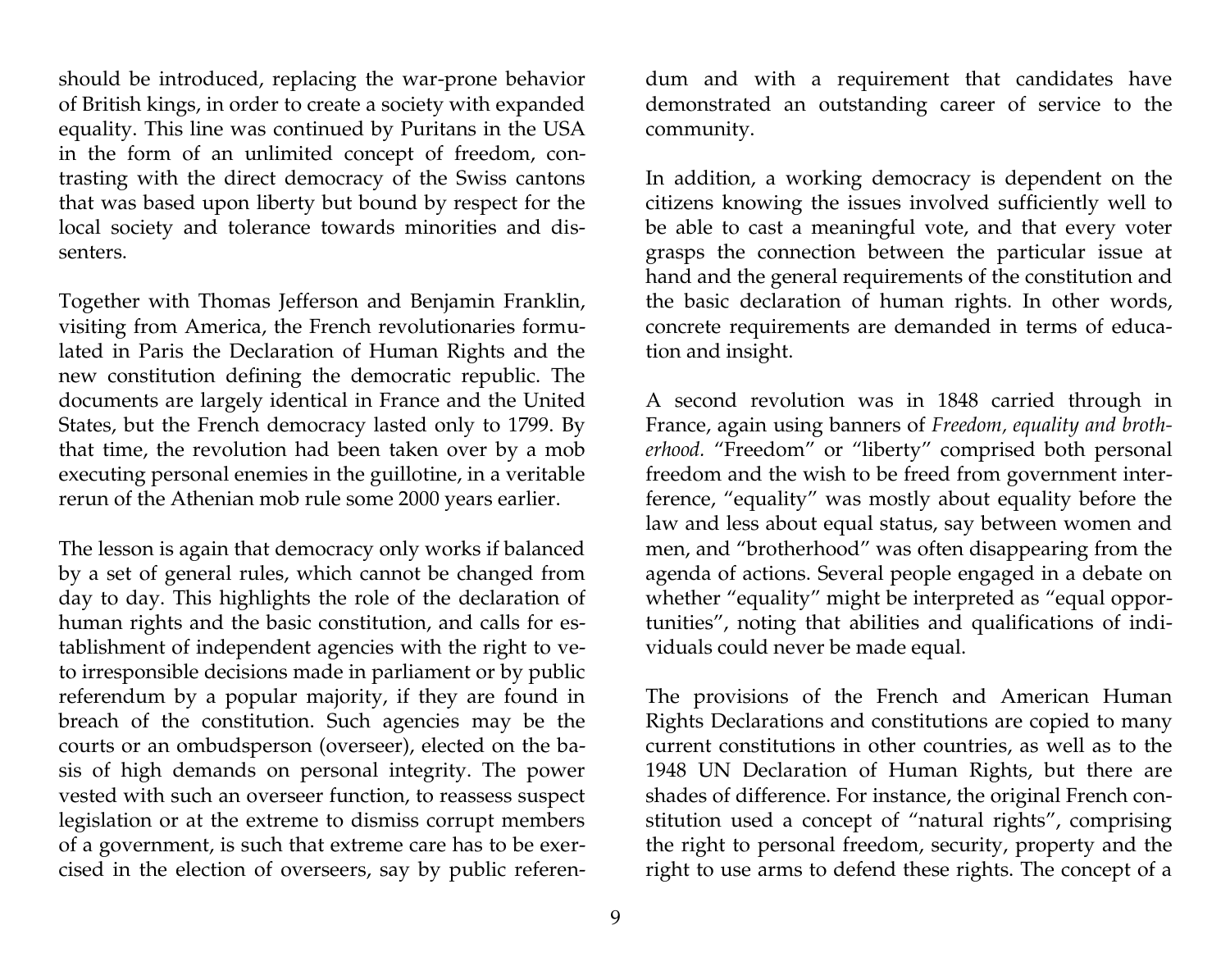should be introduced, replacing the war-prone behavior of British kings, in order to create a society with expanded equality. This line was continued by Puritans in the USA in the form of an unlimited concept of freedom, contrasting with the direct democracy of the Swiss cantons that was based upon liberty but bound by respect for the local society and tolerance towards minorities and dissenters.

Together with Thomas Jefferson and Benjamin Franklin, visiting from America, the French revolutionaries formulated in Paris the Declaration of Human Rights and the new constitution defining the democratic republic. The documents are largely identical in France and the United States, but the French democracy lasted only to 1799. By that time, the revolution had been taken over by a mob executing personal enemies in the guillotine, in a veritable rerun of the Athenian mob rule some 2000 years earlier.

The lesson is again that democracy only works if balanced by a set of general rules, which cannot be changed from day to day. This highlights the role of the declaration of human rights and the basic constitution, and calls for establishment of independent agencies with the right to veto irresponsible decisions made in parliament or by public referendum by a popular majority, if they are found in breach of the constitution. Such agencies may be the courts or an ombudsperson (overseer), elected on the basis of high demands on personal integrity. The power vested with such an overseer function, to reassess suspect legislation or at the extreme to dismiss corrupt members of a government, is such that extreme care has to be exercised in the election of overseers, say by public referendum and with a requirement that candidates have demonstrated an outstanding career of service to the community.

In addition, a working democracy is dependent on the citizens knowing the issues involved sufficiently well to be able to cast a meaningful vote, and that every voter grasps the connection between the particular issue at hand and the general requirements of the constitution and the basic declaration of human rights. In other words, concrete requirements are demanded in terms of education and insight.

A second revolution was in 1848 carried through in France, again using banners of *Freedom, equality and brotherhood.* "Freedom" or "liberty" comprised both personal freedom and the wish to be freed from government interference, "equality" was mostly about equality before the law and less about equal status, say between women and men, and "brotherhood" was often disappearing from the agenda of actions. Several people engaged in a debate on whether "equality" might be interpreted as "equal opportunities", noting that abilities and qualifications of individuals could never be made equal.

The provisions of the French and American Human Rights Declarations and constitutions are copied to many current constitutions in other countries, as well as to the 1948 UN Declaration of Human Rights, but there are shades of difference. For instance, the original French constitution used a concept of "natural rights", comprising the right to personal freedom, security, property and the right to use arms to defend these rights. The concept of a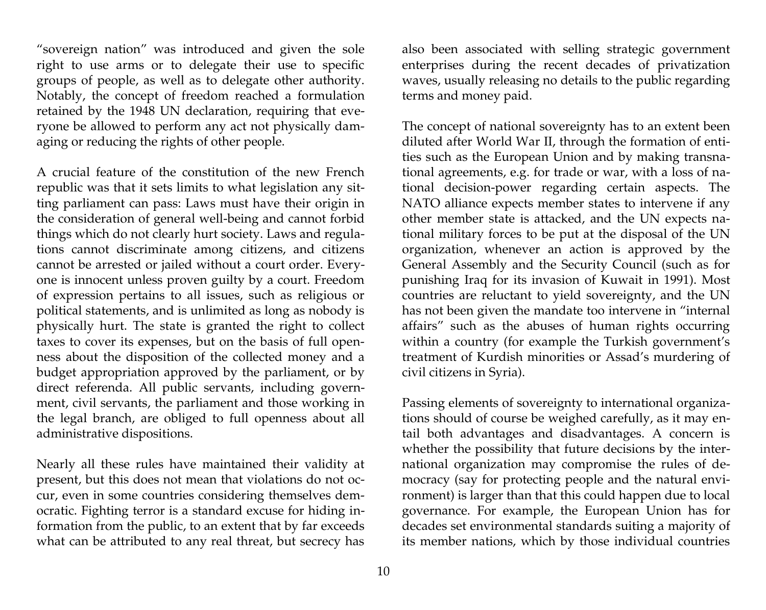"sovereign nation" was introduced and given the sole right to use arms or to delegate their use to specific groups of people, as well as to delegate other authority. Notably, the concept of freedom reached a formulation retained by the 1948 UN declaration, requiring that everyone be allowed to perform any act not physically damaging or reducing the rights of other people.

A crucial feature of the constitution of the new French republic was that it sets limits to what legislation any sitting parliament can pass: Laws must have their origin in the consideration of general well-being and cannot forbid things which do not clearly hurt society. Laws and regulations cannot discriminate among citizens, and citizens cannot be arrested or jailed without a court order. Everyone is innocent unless proven guilty by a court. Freedom of expression pertains to all issues, such as religious or political statements, and is unlimited as long as nobody is physically hurt. The state is granted the right to collect taxes to cover its expenses, but on the basis of full openness about the disposition of the collected money and a budget appropriation approved by the parliament, or by direct referenda. All public servants, including government, civil servants, the parliament and those working in the legal branch, are obliged to full openness about all administrative dispositions.

Nearly all these rules have maintained their validity at present, but this does not mean that violations do not occur, even in some countries considering themselves democratic. Fighting terror is a standard excuse for hiding information from the public, to an extent that by far exceeds what can be attributed to any real threat, but secrecy has also been associated with selling strategic government enterprises during the recent decades of privatization waves, usually releasing no details to the public regarding terms and money paid.

The concept of national sovereignty has to an extent been diluted after World War II, through the formation of entities such as the European Union and by making transnational agreements, e.g. for trade or war, with a loss of national decision-power regarding certain aspects. The NATO alliance expects member states to intervene if any other member state is attacked, and the UN expects national military forces to be put at the disposal of the UN organization, whenever an action is approved by the General Assembly and the Security Council (such as for punishing Iraq for its invasion of Kuwait in 1991). Most countries are reluctant to yield sovereignty, and the UN has not been given the mandate too intervene in "internal affairs" such as the abuses of human rights occurring within a country (for example the Turkish government's treatment of Kurdish minorities or Assad's murdering of civil citizens in Syria).

Passing elements of sovereignty to international organizations should of course be weighed carefully, as it may entail both advantages and disadvantages. A concern is whether the possibility that future decisions by the international organization may compromise the rules of democracy (say for protecting people and the natural environment) is larger than that this could happen due to local governance. For example, the European Union has for decades set environmental standards suiting a majority of its member nations, which by those individual countries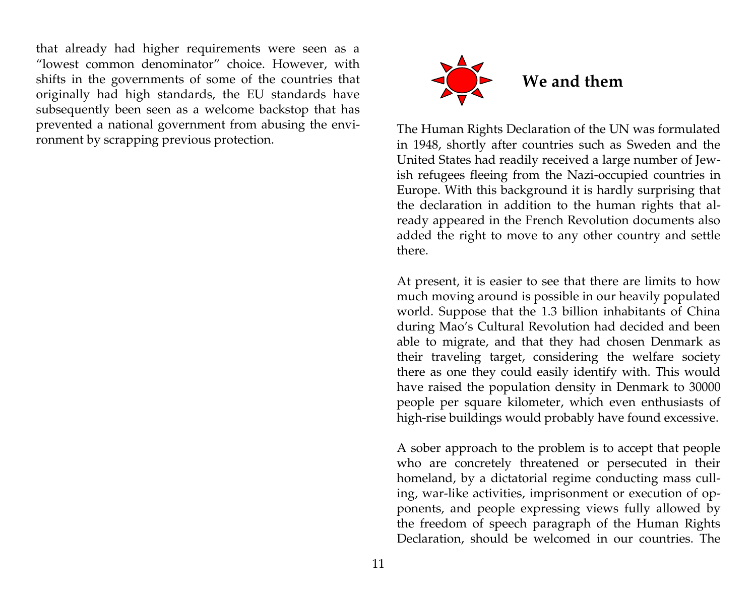that already had higher requirements were seen as a "lowest common denominator" choice. However, with shifts in the governments of some of the countries that originally had high standards, the EU standards have subsequently been seen as a welcome backstop that has prevented a national government from abusing the environment by scrapping previous protection.

## We and them

The Human Rights Declaration of the UN was formulated in 1948, shortly after countries such as Sweden and the United States had readily received a large number of Jewish refugees fleeing from the Nazi-occupied countries in Europe. With this background it is hardly surprising that the declaration in addition to the human rights that already appeared in the French Revolution documents also added the right to move to any other country and settle there.

At present, it is easier to see that there are limits to how much moving around is possible in our heavily populated world. Suppose that the 1.3 billion inhabitants of China during Mao's Cultural Revolution had decided and been able to migrate, and that they had chosen Denmark as their traveling target, considering the welfare society there as one they could easily identify with. This would have raised the population density in Denmark to 30000 people per square kilometer, which even enthusiasts of high-rise buildings would probably have found excessive.

A sober approach to the problem is to accept that people who are concretely threatened or persecuted in their homeland, by a dictatorial regime conducting mass culling, war-like activities, imprisonment or execution of opponents, and people expressing views fully allowed by the freedom of speech paragraph of the Human Rights Declaration, should be welcomed in our countries. The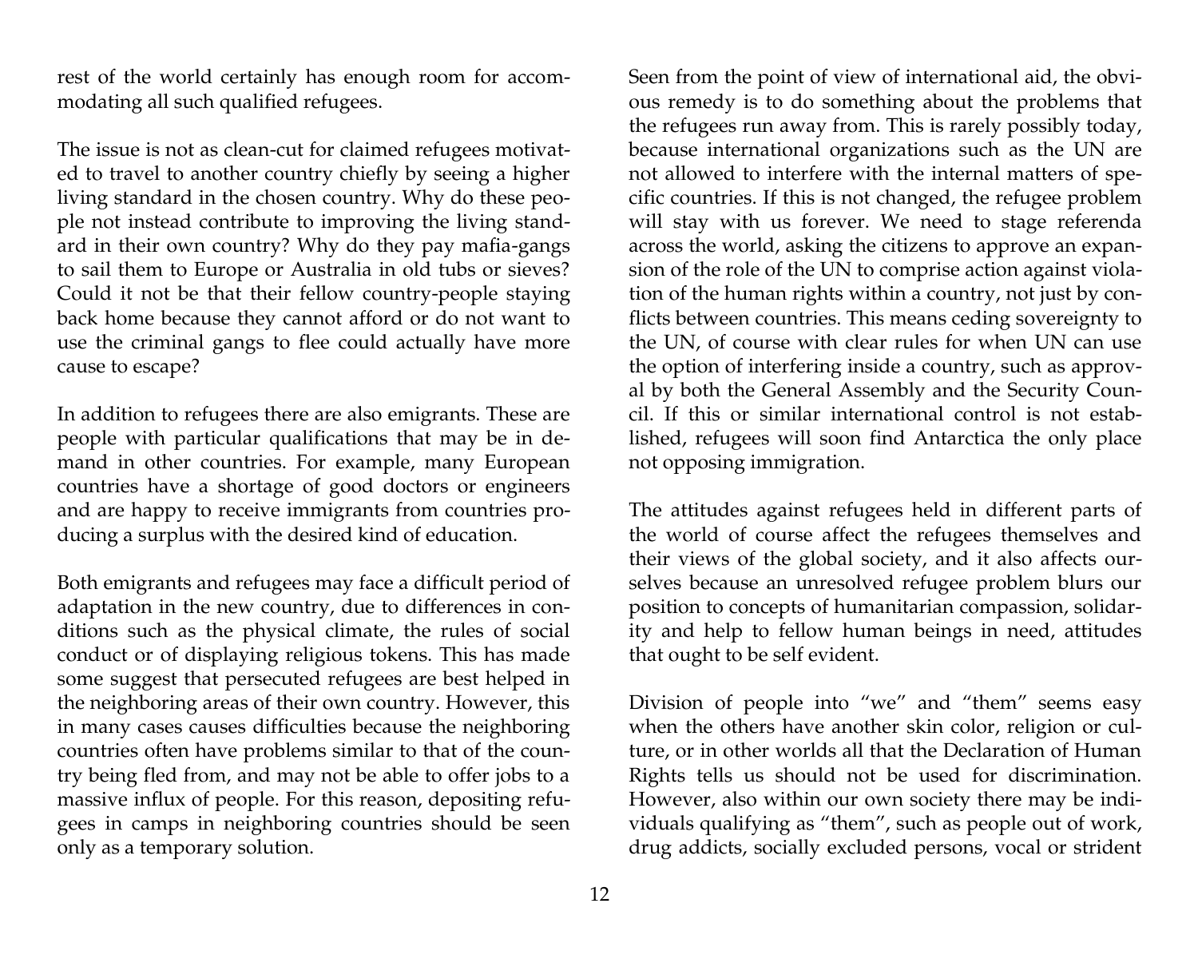rest of the world certainly has enough room for accommodating all such qualified refugees.

The issue is not as clean-cut for claimed refugees motivated to travel to another country chiefly by seeing a higher living standard in the chosen country. Why do these people not instead contribute to improving the living standard in their own country? Why do they pay mafia-gangs to sail them to Europe or Australia in old tubs or sieves? Could it not be that their fellow country-people staying back home because they cannot afford or do not want to use the criminal gangs to flee could actually have more cause to escape?

In addition to refugees there are also emigrants. These are people with particular qualifications that may be in demand in other countries. For example, many European countries have a shortage of good doctors or engineers and are happy to receive immigrants from countries producing a surplus with the desired kind of education.

Both emigrants and refugees may face a difficult period of adaptation in the new country, due to differences in conditions such as the physical climate, the rules of social conduct or of displaying religious tokens. This has made some suggest that persecuted refugees are best helped in the neighboring areas of their own country. However, this in many cases causes difficulties because the neighboring countries often have problems similar to that of the country being fled from, and may not be able to offer jobs to a massive influx of people. For this reason, depositing refugees in camps in neighboring countries should be seen only as a temporary solution.

Seen from the point of view of international aid, the obvious remedy is to do something about the problems that the refugees run away from. This is rarely possibly today, because international organizations such as the UN are not allowed to interfere with the internal matters of specific countries. If this is not changed, the refugee problem will stay with us forever. We need to stage referenda across the world, asking the citizens to approve an expansion of the role of the UN to comprise action against violation of the human rights within a country, not just by conflicts between countries. This means ceding sovereignty to the UN, of course with clear rules for when UN can use the option of interfering inside a country, such as approval by both the General Assembly and the Security Council. If this or similar international control is not established, refugees will soon find Antarctica the only place not opposing immigration.

The attitudes against refugees held in different parts of the world of course affect the refugees themselves and their views of the global society, and it also affects ourselves because an unresolved refugee problem blurs our position to concepts of humanitarian compassion, solidarity and help to fellow human beings in need, attitudes that ought to be self evident.

Division of people into "we" and "them" seems easy when the others have another skin color, religion or culture, or in other worlds all that the Declaration of Human Rights tells us should not be used for discrimination. However, also within our own society there may be individuals qualifying as "them", such as people out of work, drug addicts, socially excluded persons, vocal or strident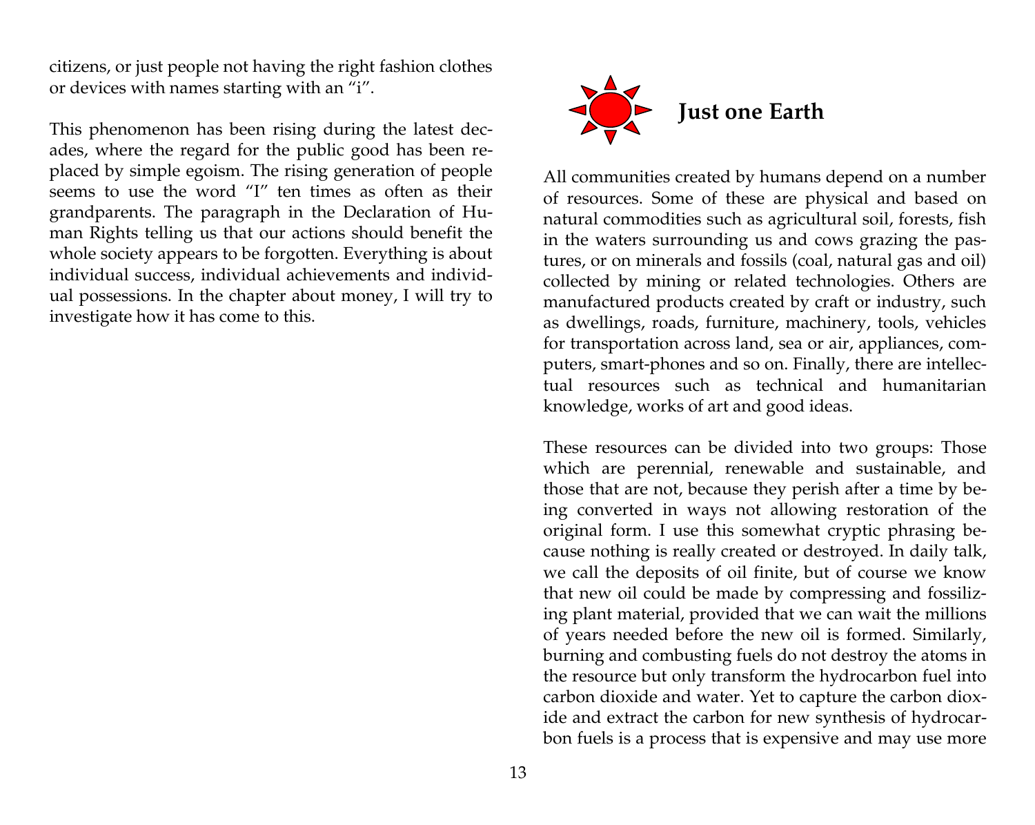citizens, or just people not having the right fashion clothes or devices with names starting with an "i".

This phenomenon has been rising during the latest decades, where the regard for the public good has been replaced by simple egoism. The rising generation of people seems to use the word "I" ten times as often as their grandparents. The paragraph in the Declaration of Human Rights telling us that our actions should benefit the whole society appears to be forgotten. Everything is about individual success, individual achievements and individual possessions. In the chapter about money, I will try to investigate how it has come to this.

## Just one Earth

All communities created by humans depend on a number of resources. Some of these are physical and based on natural commodities such as agricultural soil, forests, fish in the waters surrounding us and cows grazing the pastures, or on minerals and fossils (coal, natural gas and oil) collected by mining or related technologies. Others are manufactured products created by craft or industry, such as dwellings, roads, furniture, machinery, tools, vehicles for transportation across land, sea or air, appliances, computers, smart-phones and so on. Finally, there are intellectual resources such as technical and humanitarian knowledge, works of art and good ideas.

These resources can be divided into two groups: Those which are perennial, renewable and sustainable, and those that are not, because they perish after a time by being converted in ways not allowing restoration of the original form. I use this somewhat cryptic phrasing because nothing is really created or destroyed. In daily talk, we call the deposits of oil finite, but of course we know that new oil could be made by compressing and fossilizing plant material, provided that we can wait the millions of years needed before the new oil is formed. Similarly, burning and combusting fuels do not destroy the atoms in the resource but only transform the hydrocarbon fuel into carbon dioxide and water. Yet to capture the carbon dioxide and extract the carbon for new synthesis of hydrocarbon fuels is a process that is expensive and may use more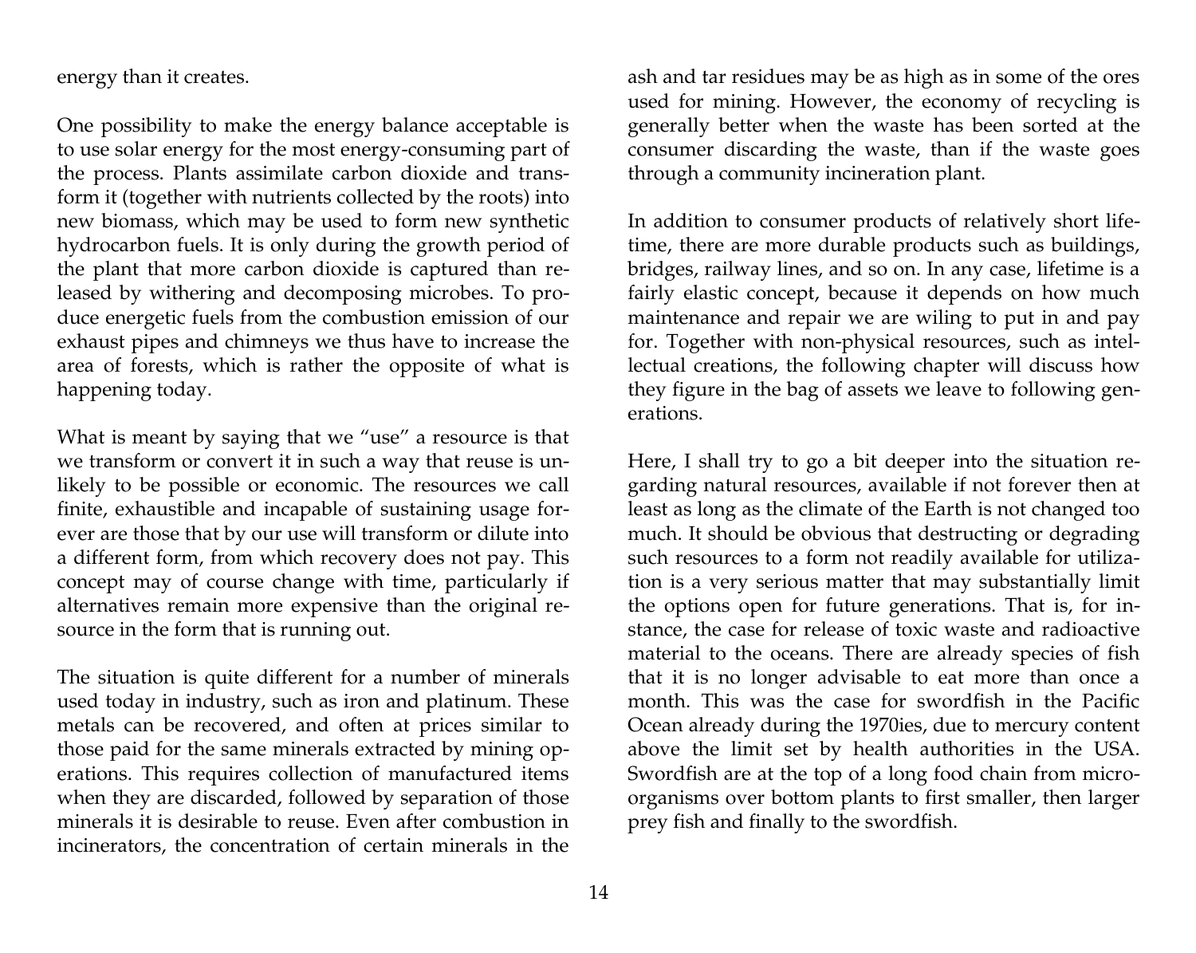energy than it creates.

One possibility to make the energy balance acceptable is to use solar energy for the most energy-consuming part of the process. Plants assimilate carbon dioxide and transform it (together with nutrients collected by the roots) into new biomass, which may be used to form new synthetic hydrocarbon fuels. It is only during the growth period of the plant that more carbon dioxide is captured than released by withering and decomposing microbes. To produce energetic fuels from the combustion emission of our exhaust pipes and chimneys we thus have to increase the area of forests, which is rather the opposite of what is happening today.

What is meant by saying that we "use" a resource is that we transform or convert it in such a way that reuse is unlikely to be possible or economic. The resources we call finite, exhaustible and incapable of sustaining usage forever are those that by our use will transform or dilute into a different form, from which recovery does not pay. This concept may of course change with time, particularly if alternatives remain more expensive than the original resource in the form that is running out.

The situation is quite different for a number of minerals used today in industry, such as iron and platinum. These metals can be recovered, and often at prices similar to those paid for the same minerals extracted by mining operations. This requires collection of manufactured items when they are discarded, followed by separation of those minerals it is desirable to reuse. Even after combustion in incinerators, the concentration of certain minerals in the ash and tar residues may be as high as in some of the ores used for mining. However, the economy of recycling is generally better when the waste has been sorted at the consumer discarding the waste, than if the waste goes through a community incineration plant.

In addition to consumer products of relatively short lifetime, there are more durable products such as buildings, bridges, railway lines, and so on. In any case, lifetime is a fairly elastic concept, because it depends on how much maintenance and repair we are wiling to put in and pay for. Together with non-physical resources, such as intellectual creations, the following chapter will discuss how they figure in the bag of assets we leave to following generations.

Here, I shall try to go a bit deeper into the situation regarding natural resources, available if not forever then at least as long as the climate of the Earth is not changed too much. It should be obvious that destructing or degrading such resources to a form not readily available for utilization is a very serious matter that may substantially limit the options open for future generations. That is, for instance, the case for release of toxic waste and radioactive material to the oceans. There are already species of fish that it is no longer advisable to eat more than once a month. This was the case for swordfish in the Pacific Ocean already during the 1970ies, due to mercury content above the limit set by health authorities in the USA. Swordfish are at the top of a long food chain from microorganisms over bottom plants to first smaller, then larger prey fish and finally to the swordfish.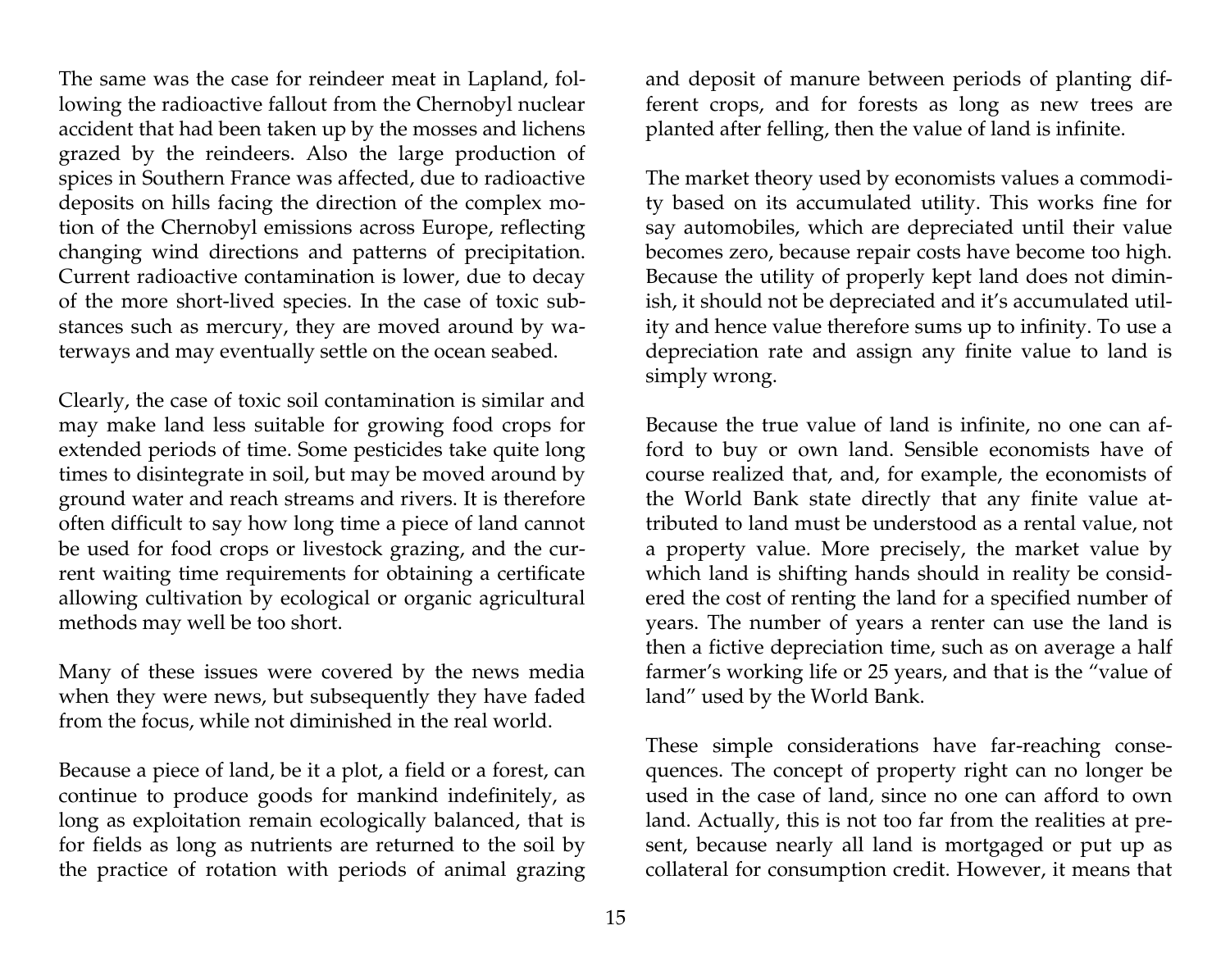The same was the case for reindeer meat in Lapland, following the radioactive fallout from the Chernobyl nuclear accident that had been taken up by the mosses and lichens grazed by the reindeers. Also the large production of spices in Southern France was affected, due to radioactive deposits on hills facing the direction of the complex motion of the Chernobyl emissions across Europe, reflecting changing wind directions and patterns of precipitation. Current radioactive contamination is lower, due to decay of the more short-lived species. In the case of toxic substances such as mercury, they are moved around by waterways and may eventually settle on the ocean seabed.

Clearly, the case of toxic soil contamination is similar and may make land less suitable for growing food crops for extended periods of time. Some pesticides take quite long times to disintegrate in soil, but may be moved around by ground water and reach streams and rivers. It is therefore often difficult to say how long time a piece of land cannot be used for food crops or livestock grazing, and the current waiting time requirements for obtaining a certificate allowing cultivation by ecological or organic agricultural methods may well be too short.

Many of these issues were covered by the news media when they were news, but subsequently they have faded from the focus, while not diminished in the real world.

Because a piece of land, be it a plot, a field or a forest, can continue to produce goods for mankind indefinitely, as long as exploitation remain ecologically balanced, that is for fields as long as nutrients are returned to the soil by the practice of rotation with periods of animal grazing and deposit of manure between periods of planting different crops, and for forests as long as new trees are planted after felling, then the value of land is infinite.

The market theory used by economists values a commodity based on its accumulated utility. This works fine for say automobiles, which are depreciated until their value becomes zero, because repair costs have become too high. Because the utility of properly kept land does not diminish, it should not be depreciated and it's accumulated utility and hence value therefore sums up to infinity. To use a depreciation rate and assign any finite value to land is simply wrong.

Because the true value of land is infinite, no one can afford to buy or own land. Sensible economists have of course realized that, and, for example, the economists of the World Bank state directly that any finite value attributed to land must be understood as a rental value, not a property value. More precisely, the market value by which land is shifting hands should in reality be considered the cost of renting the land for a specified number of years. The number of years a renter can use the land is then a fictive depreciation time, such as on average a half farmer's working life or 25 years, and that is the "value of land" used by the World Bank.

These simple considerations have far-reaching consequences. The concept of property right can no longer be used in the case of land, since no one can afford to own land. Actually, this is not too far from the realities at present, because nearly all land is mortgaged or put up as collateral for consumption credit. However, it means that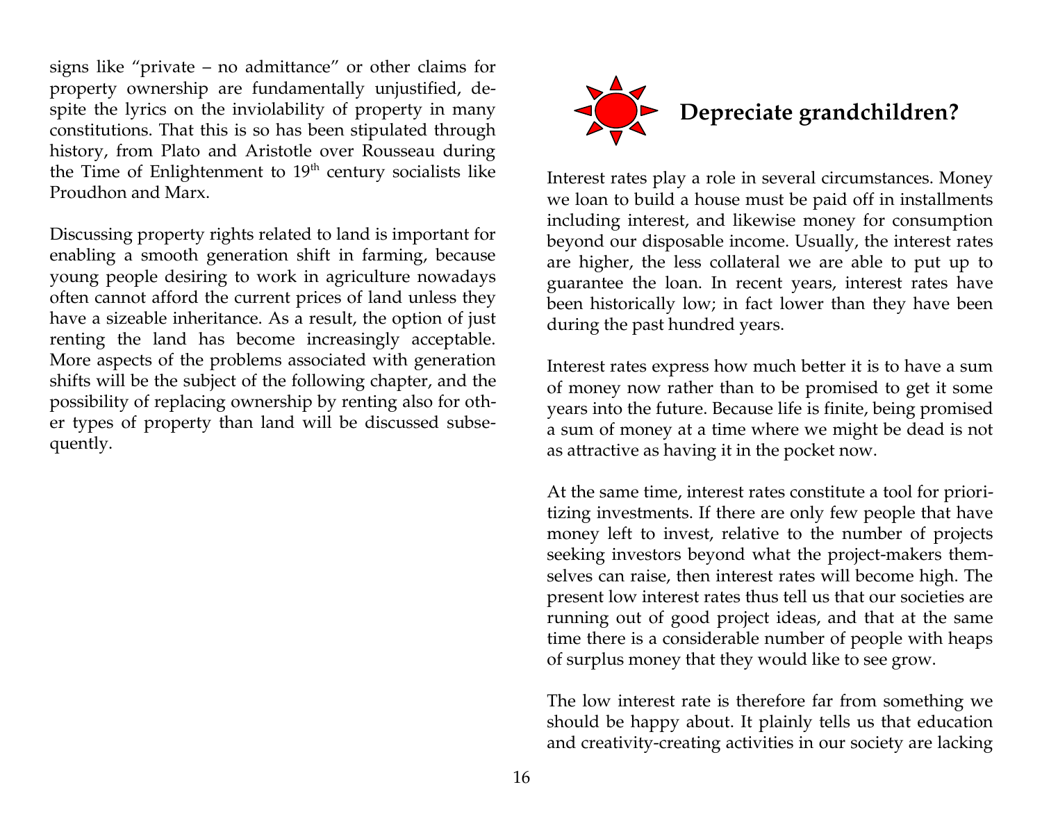signs like "private – no admittance" or other claims for property ownership are fundamentally unjustified, despite the lyrics on the inviolability of property in many constitutions. That this is so has been stipulated through history, from Plato and Aristotle over Rousseau during the Time of Enlightenment to 19th century socialists like Proudhon and Marx.

Discussing property rights related to land is important for enabling a smooth generation shift in farming, because young people desiring to work in agriculture nowadays often cannot afford the current prices of land unless they have a sizeable inheritance. As a result, the option of just renting the land has become increasingly acceptable. More aspects of the problems associated with generation shifts will be the subject of the following chapter, and the possibility of replacing ownership by renting also for other types of property than land will be discussed subsequently.

## Depreciate grandchildren?

Interest rates play a role in several circumstances. Money we loan to build a house must be paid off in installments including interest, and likewise money for consumption beyond our disposable income. Usually, the interest rates are higher, the less collateral we are able to put up to guarantee the loan. In recent years, interest rates have been historically low; in fact lower than they have been during the past hundred years.

Interest rates express how much better it is to have a sum of money now rather than to be promised to get it some years into the future. Because life is finite, being promised a sum of money at a time where we might be dead is not as attractive as having it in the pocket now.

At the same time, interest rates constitute a tool for prioritizing investments. If there are only few people that have money left to invest, relative to the number of projects seeking investors beyond what the project-makers themselves can raise, then interest rates will become high. The present low interest rates thus tell us that our societies are running out of good project ideas, and that at the same time there is a considerable number of people with heaps of surplus money that they would like to see grow.

The low interest rate is therefore far from something we should be happy about. It plainly tells us that education and creativity-creating activities in our society are lacking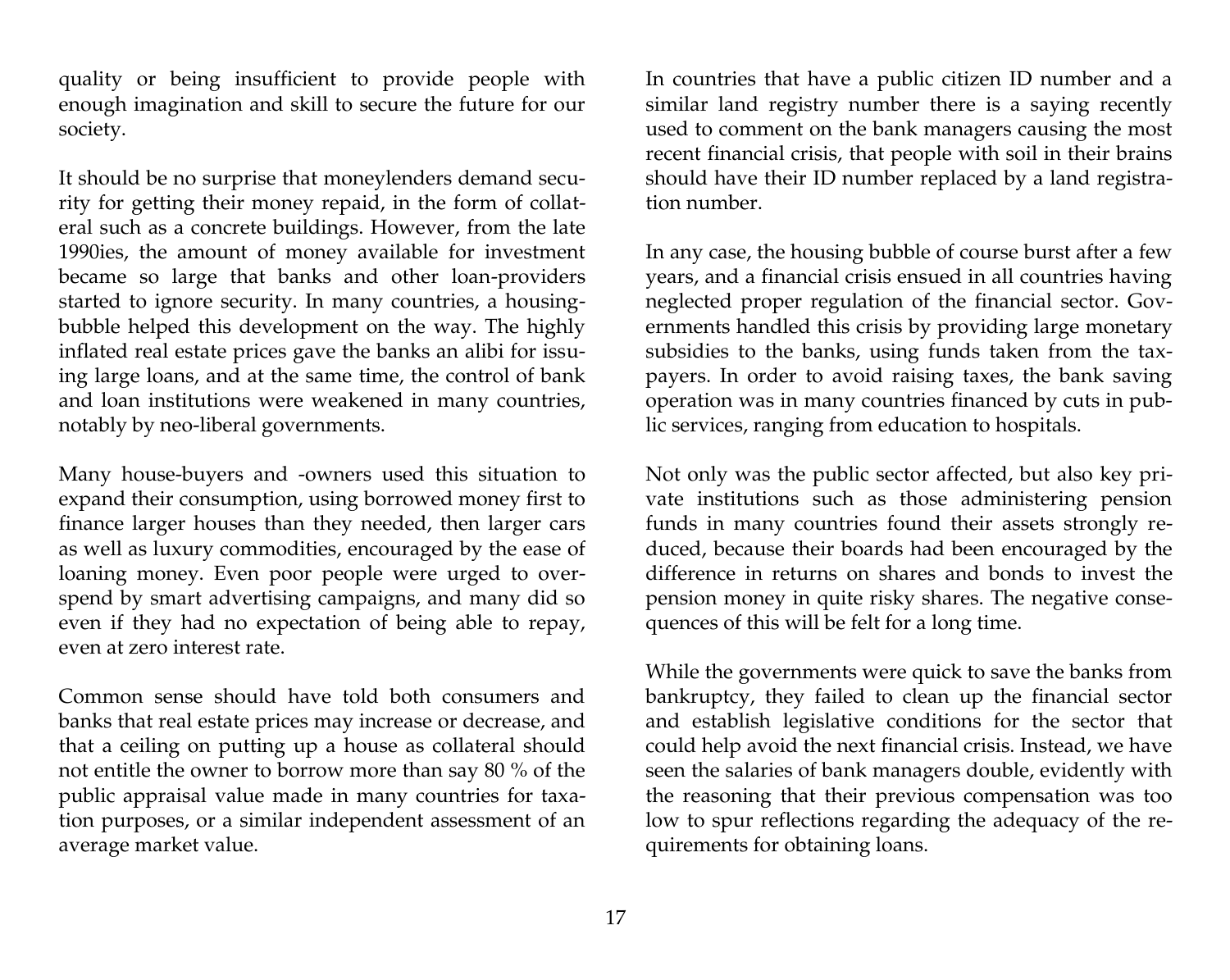quality or being insufficient to provide people with enough imagination and skill to secure the future for our society.

It should be no surprise that moneylenders demand security for getting their money repaid, in the form of collateral such as a concrete buildings. However, from the late 1990ies, the amount of money available for investment became so large that banks and other loan-providers started to ignore security. In many countries, a housing-bubble helped this development on the way. The highly inflated real estate prices gave the banks an alibi for issuing large loans, and at the same time, the control of bank and loan institutions were weakened in many countries, notably by neo-liberal governments.

Many house-buyers and -owners used this situation to expand their consumption, using borrowed money first to finance larger houses than they needed, then larger cars as well as luxury commodities, encouraged by the ease of loaning money. Even poor people were urged to overspend by smart advertising campaigns, and many did so even if they had no expectation of being able to repay, even at zero interest rate.

Common sense should have told both consumers and banks that real estate prices may increase or decrease, and that a ceiling on putting up a house as collateral should not entitle the owner to borrow more than say 80 % of the public appraisal value made in many countries for taxation purposes, or a similar independent assessment of an average market value.

In countries that have a public citizen ID number and a similar land registry number there is a saying recently used to comment on the bank managers causing the most recent financial crisis, that people with soil in their brains should have their ID number replaced by a land registration number.

In any case, the housing bubble of course burst after a few years, and a financial crisis ensued in all countries having neglected proper regulation of the financial sector. Governments handled this crisis by providing large monetary subsidies to the banks, using funds taken from the taxpayers. In order to avoid raising taxes, the bank saving operation was in many countries financed by cuts in public services, ranging from education to hospitals.

Not only was the public sector affected, but also key private institutions such as those administering pension funds in many countries found their assets strongly reduced, because their boards had been encouraged by the difference in returns on shares and bonds to invest the pension money in quite risky shares. The negative consequences of this will be felt for a long time.

While the governments were quick to save the banks from bankruptcy, they failed to clean up the financial sector and establish legislative conditions for the sector that could help avoid the next financial crisis. Instead, we have seen the salaries of bank managers double, evidently with the reasoning that their previous compensation was too low to spur reflections regarding the adequacy of the requirements for obtaining loans.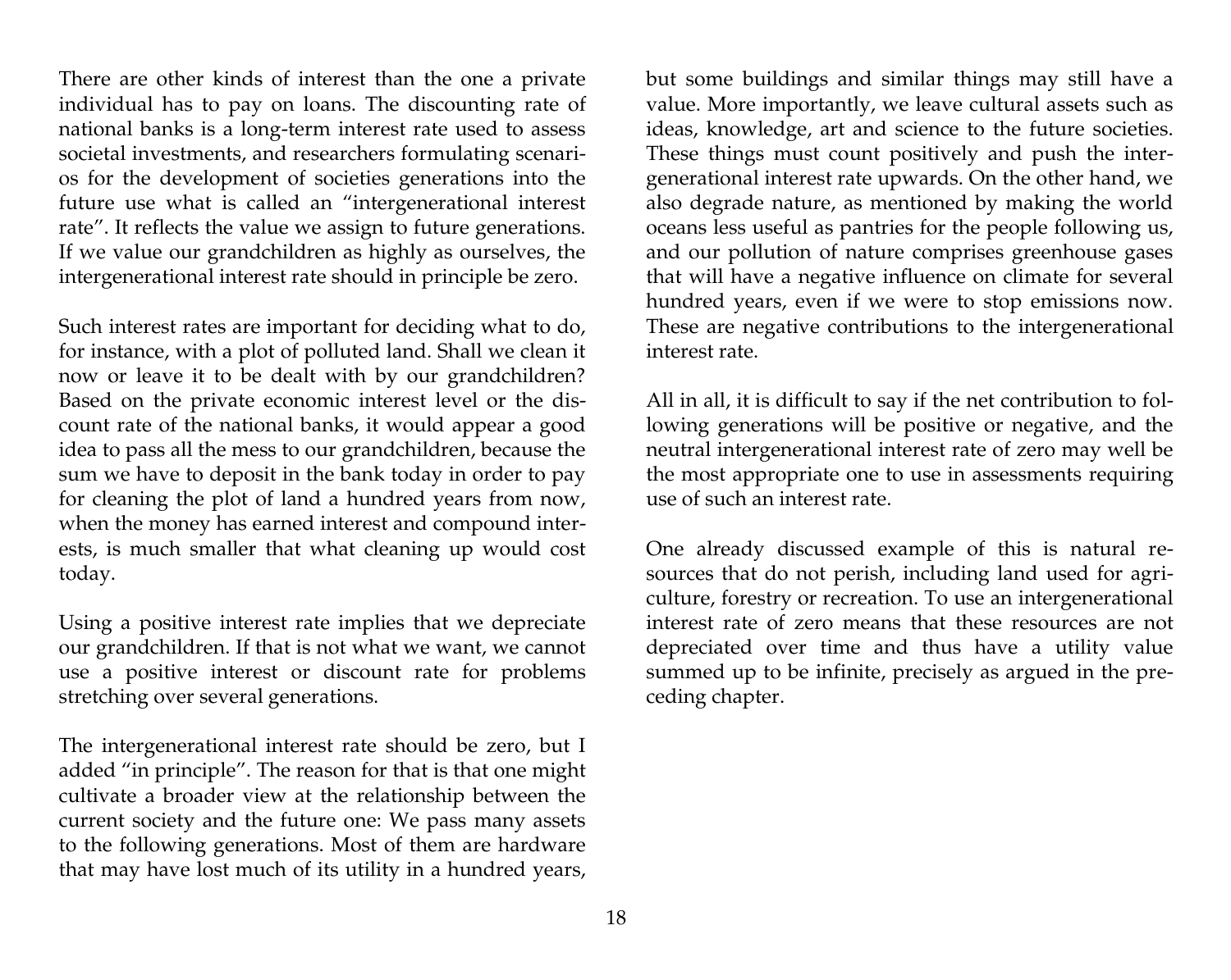There are other kinds of interest than the one a private individual has to pay on loans. The discounting rate of national banks is a long-term interest rate used to assess societal investments, and researchers formulating scenarios for the development of societies generations into the future use what is called an "intergenerational interest rate". It reflects the value we assign to future generations. If we value our grandchildren as highly as ourselves, the intergenerational interest rate should in principle be zero.

Such interest rates are important for deciding what to do, for instance, with a plot of polluted land. Shall we clean it now or leave it to be dealt with by our grandchildren? Based on the private economic interest level or the discount rate of the national banks, it would appear a good idea to pass all the mess to our grandchildren, because the sum we have to deposit in the bank today in order to pay for cleaning the plot of land a hundred years from now, when the money has earned interest and compound interests, is much smaller that what cleaning up would cost today.

Using a positive interest rate implies that we depreciate our grandchildren. If that is not what we want, we cannot use a positive interest or discount rate for problems stretching over several generations.

The intergenerational interest rate should be zero, but I added "in principle". The reason for that is that one might cultivate a broader view at the relationship between the current society and the future one: We pass many assets to the following generations. Most of them are hardware that may have lost much of its utility in a hundred years, but some buildings and similar things may still have a value. More importantly, we leave cultural assets such as ideas, knowledge, art and science to the future societies. These things must count positively and push the intergenerational interest rate upwards. On the other hand, we also degrade nature, as mentioned by making the world oceans less useful as pantries for the people following us, and our pollution of nature comprises greenhouse gases that will have a negative influence on climate for several hundred years, even if we were to stop emissions now. These are negative contributions to the intergenerational interest rate.

All in all, it is difficult to say if the net contribution to following generations will be positive or negative, and the neutral intergenerational interest rate of zero may well be the most appropriate one to use in assessments requiring use of such an interest rate.

One already discussed example of this is natural resources that do not perish, including land used for agriculture, forestry or recreation. To use an intergenerational interest rate of zero means that these resources are not depreciated over time and thus have a utility value summed up to be infinite, precisely as argued in the preceding chapter.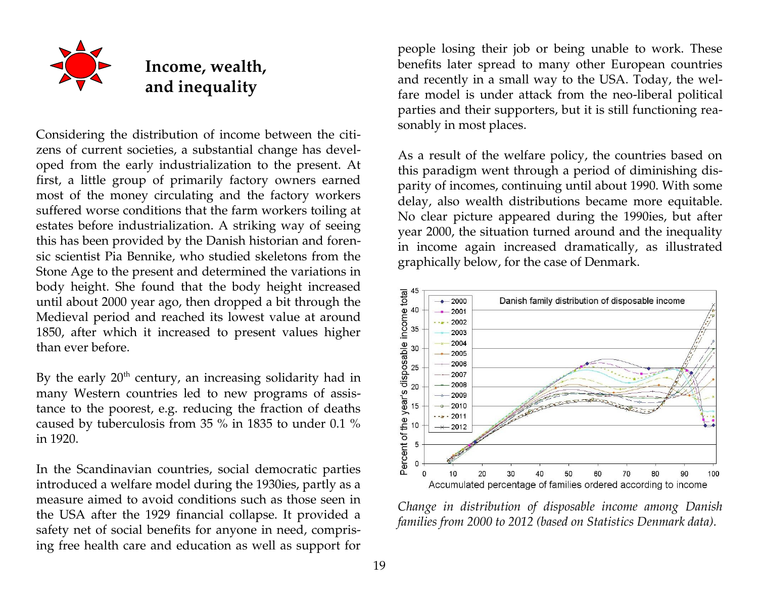## Income, wealth, and inequality

Considering the distribution of income between the citizens of current societies, a substantial change has developed from the early industrialization to the present. At first, a little group of primarily factory owners earned most of the money circulating and the factory workers suffered worse conditions that the farm workers toiling at estates before industrialization. A striking way of seeing this has been provided by the Danish historian and forensic scientist Pia Bennike, who studied skeletons from the Stone Age to the present and determined the variations in body height. She found that the body height increased until about 2000 year ago, then dropped a bit through the Medieval period and reached its lowest value at around 1850, after which it increased to present values higher than ever before.

By the early 20th century, an increasing solidarity had in many Western countries led to new programs of assistance to the poorest, e.g. reducing the fraction of deaths caused by tuberculosis from 35 % in 1835 to under 0.1 % in 1920.

In the Scandinavian countries, social democratic parties introduced a welfare model during the 1930ies, partly as a measure aimed to avoid conditions such as those seen in the USA after the 1929 financial collapse. It provided a safety net of social benefits for anyone in need, comprising free health care and education as well as support for people losing their job or being unable to work. These benefits later spread to many other European countries and recently in a small way to the USA. Today, the welfare model is under attack from the neo-liberal political parties and their supporters, but it is still functioning reasonably in most places.

As a result of the welfare policy, the countries based on this paradigm went through a period of diminishing disparity of incomes, continuing until about 1990. With some delay, also wealth distributions became more equitable. No clear picture appeared during the 1990ies, but after year 2000, the situation turned around and the inequality in income again increased dramatically, as illustrated graphically below, for the case of Denmark.

*Change in distribution of disposable income among Danish families from 2000 to 2012 (based on Statistics Denmark data).*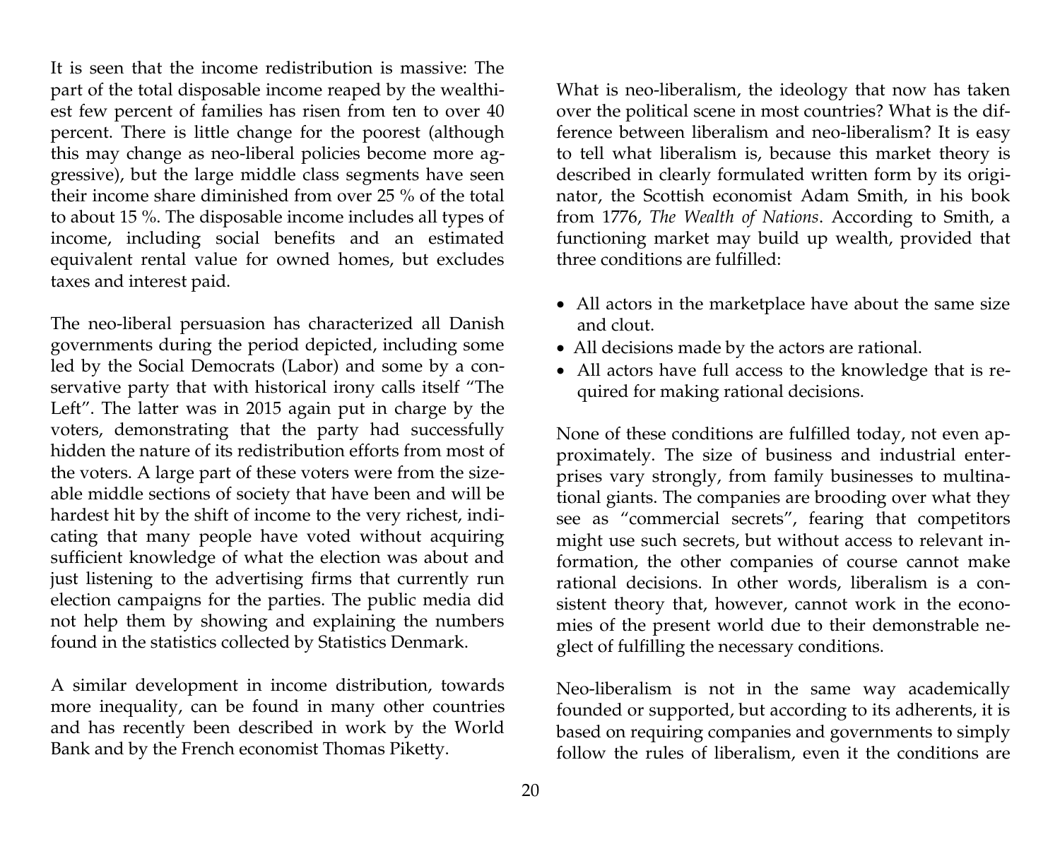It is seen that the income redistribution is massive: The part of the total disposable income reaped by the wealthiest few percent of families has risen from ten to over 40 percent. There is little change for the poorest (although this may change as neo-liberal policies become more aggressive), but the large middle class segments have seen their income share diminished from over 25 % of the total to about 15 %. The disposable income includes all types of income, including social benefits and an estimated equivalent rental value for owned homes, but excludes taxes and interest paid.

The neo-liberal persuasion has characterized all Danish governments during the period depicted, including some led by the Social Democrats (Labor) and some by a conservative party that with historical irony calls itself "The Left". The latter was in 2015 again put in charge by the voters, demonstrating that the party had successfully hidden the nature of its redistribution efforts from most of the voters. A large part of these voters were from the sizeable middle sections of society that have been and will be hardest hit by the shift of income to the very richest, indicating that many people have voted without acquiring sufficient knowledge of what the election was about and just listening to the advertising firms that currently run election campaigns for the parties. The public media did not help them by showing and explaining the numbers found in the statistics collected by Statistics Denmark.

A similar development in income distribution, towards more inequality, can be found in many other countries and has recently been described in work by the World Bank and by the French economist Thomas Piketty.

What is neo-liberalism, the ideology that now has taken over the political scene in most countries? What is the difference between liberalism and neo-liberalism? It is easy to tell what liberalism is, because this market theory is described in clearly formulated written form by its originator, the Scottish economist Adam Smith, in his book from 1776, *The Wealth of Nations*. According to Smith, a functioning market may build up wealth, provided that three conditions are fulfilled:

- All actors in the marketplace have about the same size and clout.
- All decisions made by the actors are rational.
- All actors have full access to the knowledge that is required for making rational decisions.

None of these conditions are fulfilled today, not even approximately. The size of business and industrial enterprises vary strongly, from family businesses to multinational giants. The companies are brooding over what they see as "commercial secrets", fearing that competitors might use such secrets, but without access to relevant information, the other companies of course cannot make rational decisions. In other words, liberalism is a consistent theory that, however, cannot work in the economies of the present world due to their demonstrable neglect of fulfilling the necessary conditions.

Neo-liberalism is not in the same way academically founded or supported, but according to its adherents, it is based on requiring companies and governments to simply follow the rules of liberalism, even it the conditions are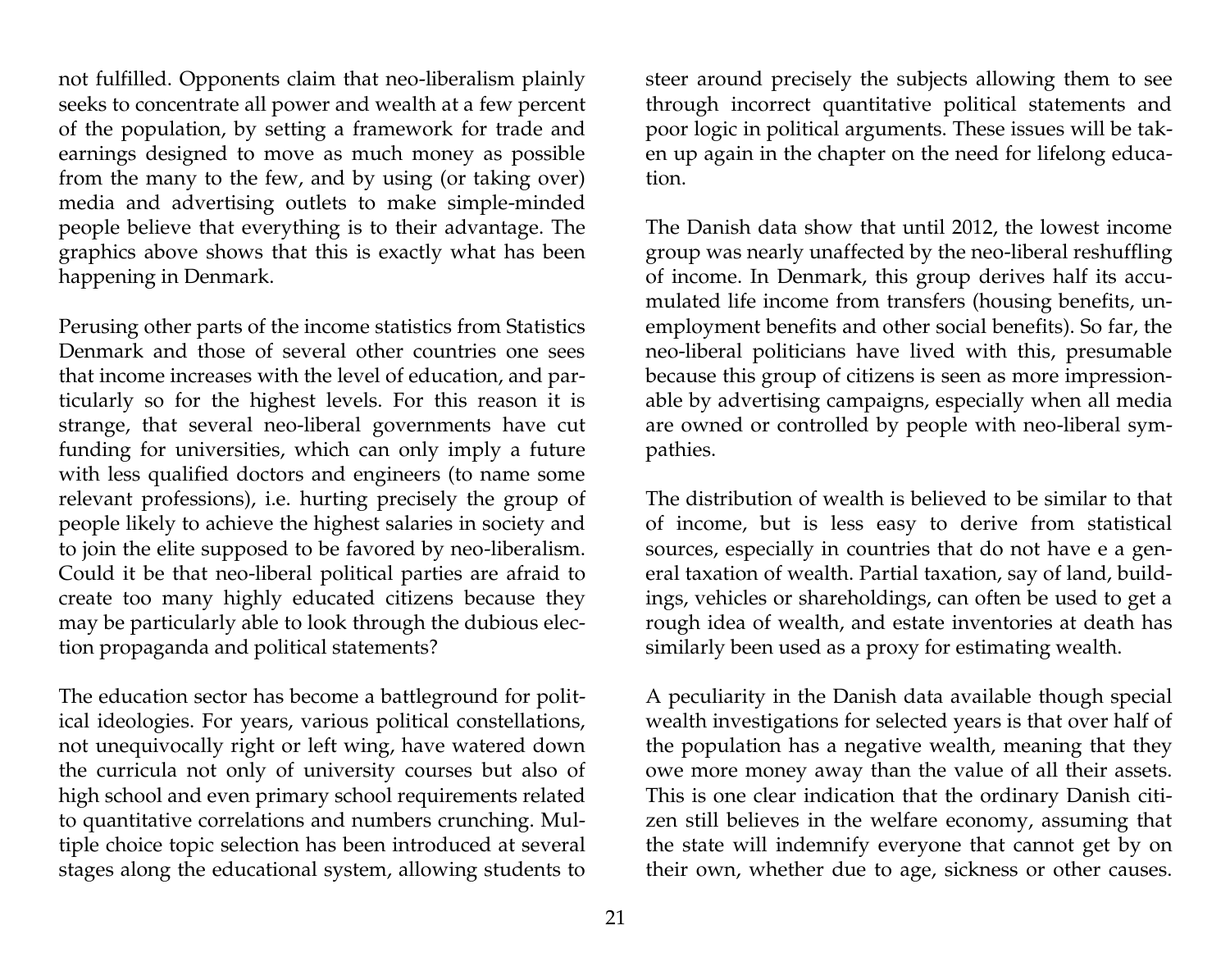not fulfilled. Opponents claim that neo-liberalism plainly seeks to concentrate all power and wealth at a few percent of the population, by setting a framework for trade and earnings designed to move as much money as possible from the many to the few, and by using (or taking over) media and advertising outlets to make simple-minded people believe that everything is to their advantage. The graphics above shows that this is exactly what has been happening in Denmark.

Perusing other parts of the income statistics from Statistics Denmark and those of several other countries one sees that income increases with the level of education, and particularly so for the highest levels. For this reason it is strange, that several neo-liberal governments have cut funding for universities, which can only imply a future with less qualified doctors and engineers (to name some relevant professions), i.e. hurting precisely the group of people likely to achieve the highest salaries in society and to join the elite supposed to be favored by neo-liberalism. Could it be that neo-liberal political parties are afraid to create too many highly educated citizens because they may be particularly able to look through the dubious election propaganda and political statements?

The education sector has become a battleground for political ideologies. For years, various political constellations, not unequivocally right or left wing, have watered down the curricula not only of university courses but also of high school and even primary school requirements related to quantitative correlations and numbers crunching. Multiple choice topic selection has been introduced at several stages along the educational system, allowing students to steer around precisely the subjects allowing them to see through incorrect quantitative political statements and poor logic in political arguments. These issues will be taken up again in the chapter on the need for lifelong education.

The Danish data show that until 2012, the lowest income group was nearly unaffected by the neo-liberal reshuffling of income. In Denmark, this group derives half its accumulated life income from transfers (housing benefits, unemployment benefits and other social benefits). So far, the neo-liberal politicians have lived with this, presumable because this group of citizens is seen as more impressionable by advertising campaigns, especially when all media are owned or controlled by people with neo-liberal sympathies.

The distribution of wealth is believed to be similar to that of income, but is less easy to derive from statistical sources, especially in countries that do not have e a general taxation of wealth. Partial taxation, say of land, buildings, vehicles or shareholdings, can often be used to get a rough idea of wealth, and estate inventories at death has similarly been used as a proxy for estimating wealth.

A peculiarity in the Danish data available though special wealth investigations for selected years is that over half of the population has a negative wealth, meaning that they owe more money away than the value of all their assets. This is one clear indication that the ordinary Danish citizen still believes in the welfare economy, assuming that the state will indemnify everyone that cannot get by on their own, whether due to age, sickness or other causes.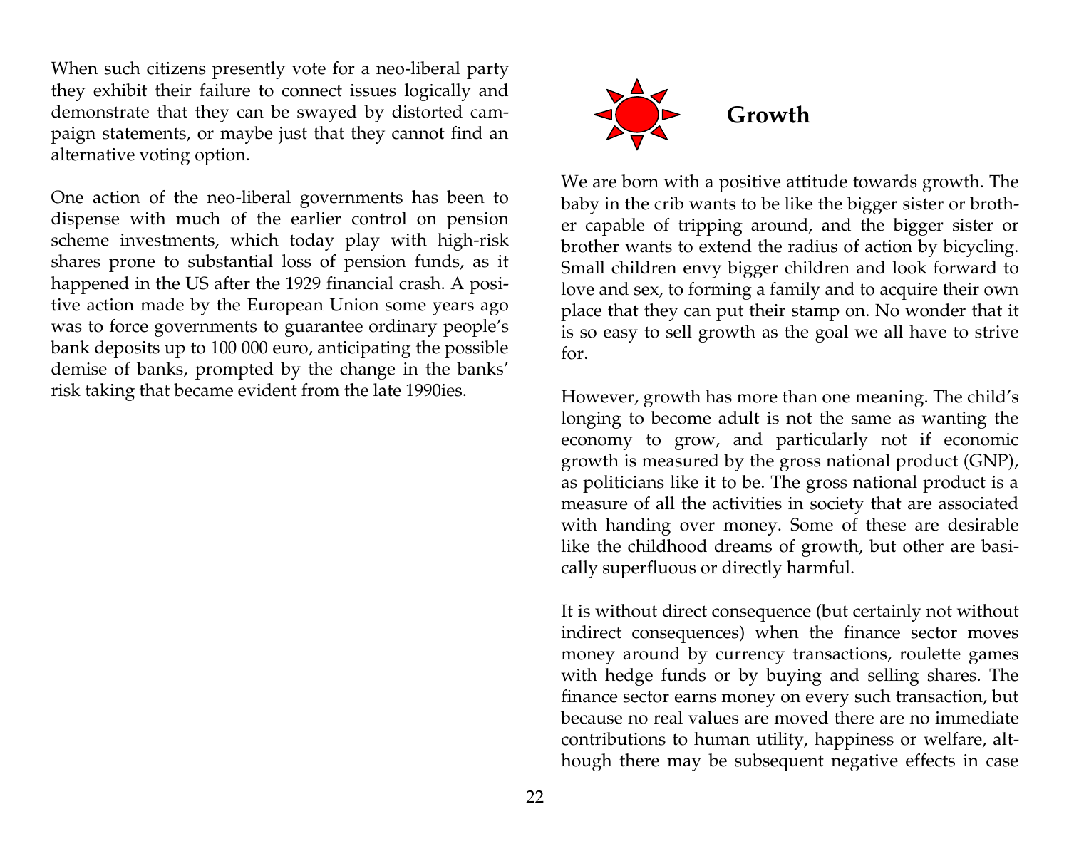When such citizens presently vote for a neo-liberal party they exhibit their failure to connect issues logically and demonstrate that they can be swayed by distorted campaign statements, or maybe just that they cannot find an alternative voting option.

One action of the neo-liberal governments has been to dispense with much of the earlier control on pension scheme investments, which today play with high-risk shares prone to substantial loss of pension funds, as it happened in the US after the 1929 financial crash. A positive action made by the European Union some years ago was to force governments to guarantee ordinary people's bank deposits up to 100 000 euro, anticipating the possible demise of banks, prompted by the change in the banks' risk taking that became evident from the late 1990ies.

## Growth

We are born with a positive attitude towards growth. The baby in the crib wants to be like the bigger sister or brother capable of tripping around, and the bigger sister or brother wants to extend the radius of action by bicycling. Small children envy bigger children and look forward to love and sex, to forming a family and to acquire their own place that they can put their stamp on. No wonder that it is so easy to sell growth as the goal we all have to strive for.

However, growth has more than one meaning. The child's longing to become adult is not the same as wanting the economy to grow, and particularly not if economic growth is measured by the gross national product (GNP), as politicians like it to be. The gross national product is a measure of all the activities in society that are associated with handing over money. Some of these are desirable like the childhood dreams of growth, but other are basically superfluous or directly harmful.

It is without direct consequence (but certainly not without indirect consequences) when the finance sector moves money around by currency transactions, roulette games with hedge funds or by buying and selling shares. The finance sector earns money on every such transaction, but because no real values are moved there are no immediate contributions to human utility, happiness or welfare, although there may be subsequent negative effects in case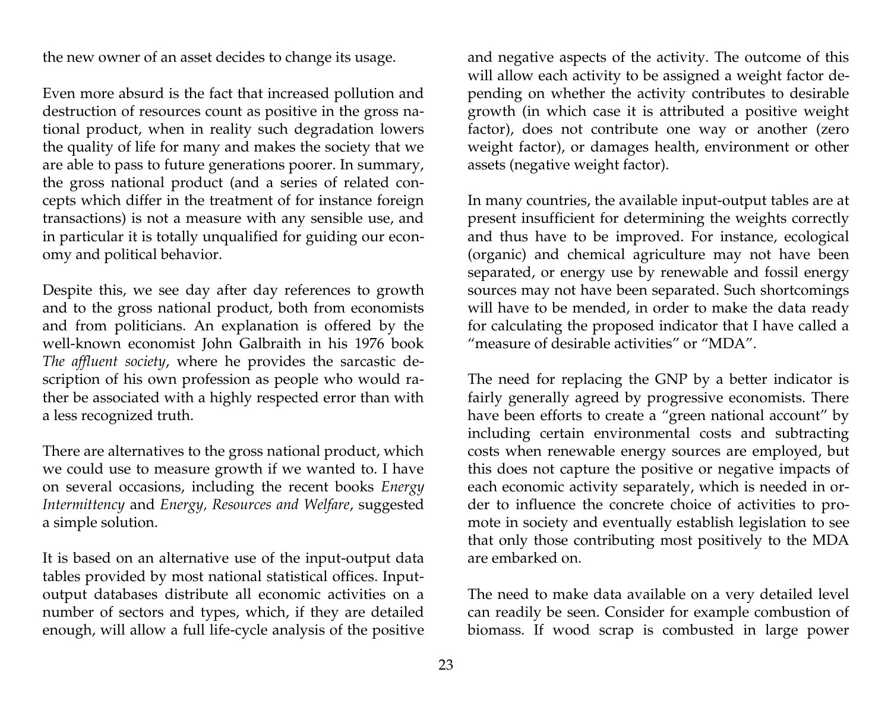the new owner of an asset decides to change its usage.

Even more absurd is the fact that increased pollution and destruction of resources count as positive in the gross national product, when in reality such degradation lowers the quality of life for many and makes the society that we are able to pass to future generations poorer. In summary, the gross national product (and a series of related concepts which differ in the treatment of for instance foreign transactions) is not a measure with any sensible use, and in particular it is totally unqualified for guiding our economy and political behavior.

Despite this, we see day after day references to growth and to the gross national product, both from economists and from politicians. An explanation is offered by the well-known economist John Galbraith in his 1976 book *The affluent society*, where he provides the sarcastic description of his own profession as people who would rather be associated with a highly respected error than with a less recognized truth.

There are alternatives to the gross national product, which we could use to measure growth if we wanted to. I have on several occasions, including the recent books *Energy Intermittency* and *Energy, Resources and Welfare*, suggested a simple solution.

It is based on an alternative use of the input-output data tables provided by most national statistical offices. Input-output databases distribute all economic activities on a number of sectors and types, which, if they are detailed enough, will allow a full life-cycle analysis of the positive and negative aspects of the activity. The outcome of this will allow each activity to be assigned a weight factor depending on whether the activity contributes to desirable growth (in which case it is attributed a positive weight factor), does not contribute one way or another (zero weight factor), or damages health, environment or other assets (negative weight factor).

In many countries, the available input-output tables are at present insufficient for determining the weights correctly and thus have to be improved. For instance, ecological (organic) and chemical agriculture may not have been separated, or energy use by renewable and fossil energy sources may not have been separated. Such shortcomings will have to be mended, in order to make the data ready for calculating the proposed indicator that I have called a "measure of desirable activities" or "MDA".

The need for replacing the GNP by a better indicator is fairly generally agreed by progressive economists. There have been efforts to create a "green national account" by including certain environmental costs and subtracting costs when renewable energy sources are employed, but this does not capture the positive or negative impacts of each economic activity separately, which is needed in order to influence the concrete choice of activities to promote in society and eventually establish legislation to see that only those contributing most positively to the MDA are embarked on.

The need to make data available on a very detailed level can readily be seen. Consider for example combustion of biomass. If wood scrap is combusted in large power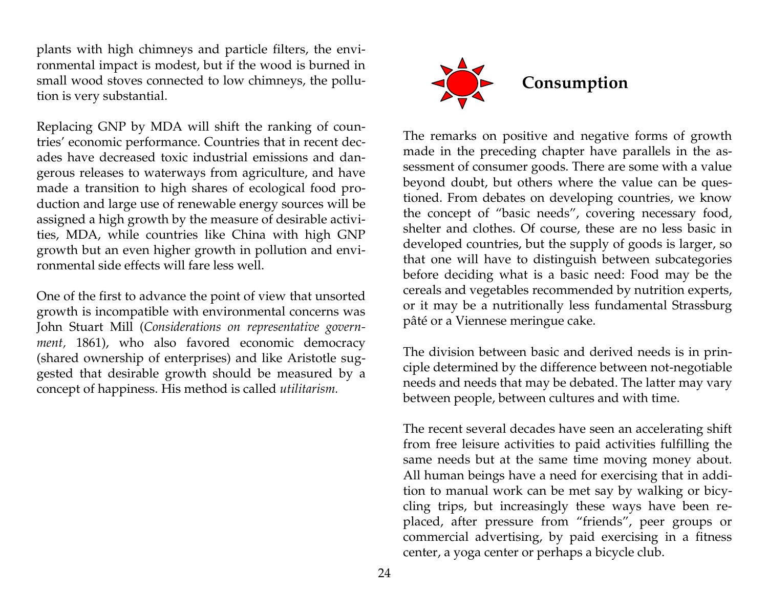plants with high chimneys and particle filters, the environmental impact is modest, but if the wood is burned in small wood stoves connected to low chimneys, the pollution is very substantial.

Replacing GNP by MDA will shift the ranking of countries' economic performance. Countries that in recent decades have decreased toxic industrial emissions and dangerous releases to waterways from agriculture, and have made a transition to high shares of ecological food production and large use of renewable energy sources will be assigned a high growth by the measure of desirable activities, MDA, while countries like China with high GNP growth but an even higher growth in pollution and environmental side effects will fare less well.

One of the first to advance the point of view that unsorted growth is incompatible with environmental concerns was John Stuart Mill (*Considerations on representative government,* 1861), who also favored economic democracy (shared ownership of enterprises) and like Aristotle suggested that desirable growth should be measured by a concept of happiness. His method is called *utilitarism.*

## Consumption

The remarks on positive and negative forms of growth made in the preceding chapter have parallels in the assessment of consumer goods. There are some with a value beyond doubt, but others where the value can be questioned. From debates on developing countries, we know the concept of "basic needs", covering necessary food, shelter and clothes. Of course, these are no less basic in developed countries, but the supply of goods is larger, so that one will have to distinguish between subcategories before deciding what is a basic need: Food may be the cereals and vegetables recommended by nutrition experts, or it may be a nutritionally less fundamental Strassburg pâté or a Viennese meringue cake.

The division between basic and derived needs is in principle determined by the difference between not-negotiable needs and needs that may be debated. The latter may vary between people, between cultures and with time.

The recent several decades have seen an accelerating shift from free leisure activities to paid activities fulfilling the same needs but at the same time moving money about. All human beings have a need for exercising that in addition to manual work can be met say by walking or bicycling trips, but increasingly these ways have been replaced, after pressure from "friends", peer groups or commercial advertising, by paid exercising in a fitness center, a yoga center or perhaps a bicycle club.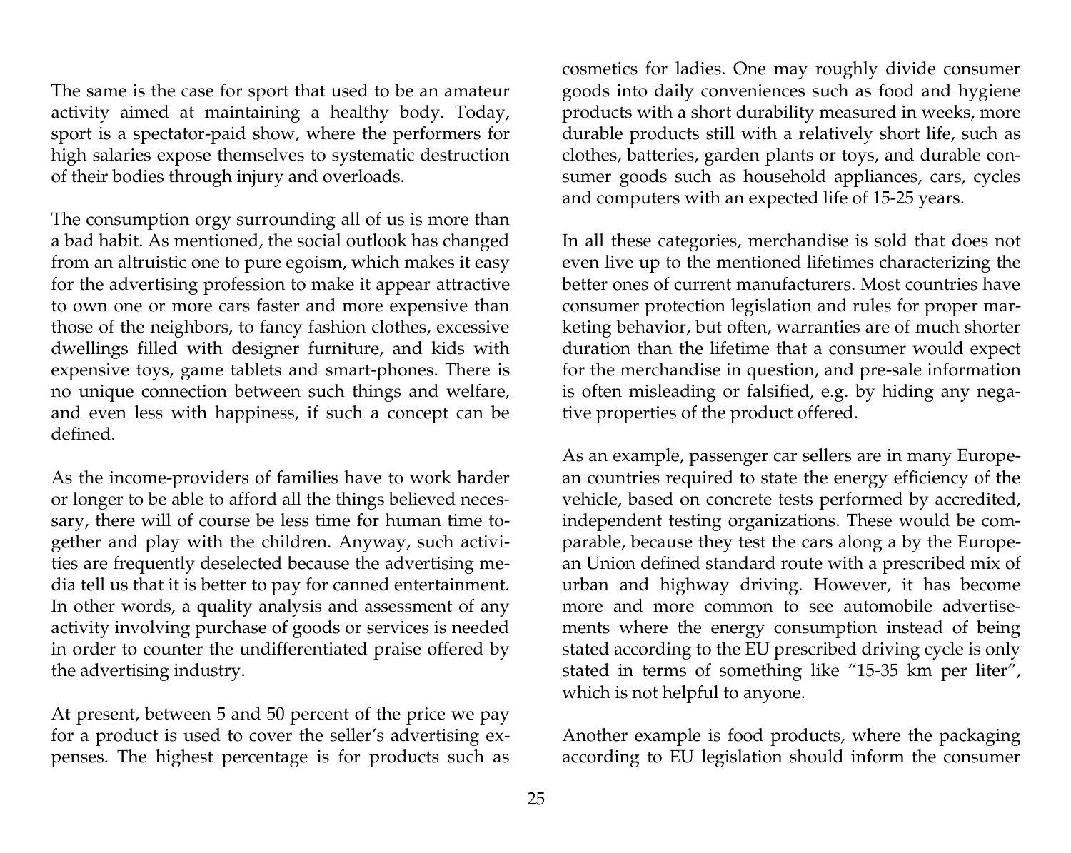The same is the case for sport that used to be an amateur activity aimed at maintaining a healthy body. Today, sport is a spectator-paid show, where the performers for high salaries expose themselves to systematic destruction of their bodies through injury and overloads.

The consumption orgy surrounding all of us is more than a bad habit. As mentioned, the social outlook has changed from an altruistic one to pure egoism, which makes it easy for the advertising profession to make it appear attractive to own one or more cars faster and more expensive than those of the neighbors, to fancy fashion clothes, excessive dwellings filled with designer furniture, and kids with expensive toys, game tablets and smart-phones. There is no unique connection between such things and welfare, and even less with happiness, if such a concept can be defined.

As the income-providers of families have to work harder or longer to be able to afford all the things believed necessary, there will of course be less time for human time together and play with the children. Anyway, such activities are frequently deselected because the advertising media tell us that it is better to pay for canned entertainment. In other words, a quality analysis and assessment of any activity involving purchase of goods or services is needed in order to counter the undifferentiated praise offered by the advertising industry.

At present, between 5 and 50 percent of the price we pay for a product is used to cover the seller's advertising expenses. The highest percentage is for products such as cosmetics for ladies. One may roughly divide consumer goods into daily conveniences such as food and hygiene products with a short durability measured in weeks, more durable products still with a relatively short life, such as clothes, batteries, garden plants or toys, and durable consumer goods such as household appliances, cars, cycles and computers with an expected life of 15-25 years.

In all these categories, merchandise is sold that does not even live up to the mentioned lifetimes characterizing the better ones of current manufacturers. Most countries have consumer protection legislation and rules for proper marketing behavior, but often, warranties are of much shorter duration than the lifetime that a consumer would expect for the merchandise in question, and pre-sale information is often misleading or falsified, e.g. by hiding any negative properties of the product offered.

As an example, passenger car sellers are in many European countries required to state the energy efficiency of the vehicle, based on concrete tests performed by accredited, independent testing organizations. These would be comparable, because they test the cars along a by the European Union defined standard route with a prescribed mix of urban and highway driving. However, it has become more and more common to see automobile advertisements where the energy consumption instead of being stated according to the EU prescribed driving cycle is only stated in terms of something like "15-35 km per liter", which is not helpful to anyone.

Another example is food products, where the packaging according to EU legislation should inform the consumer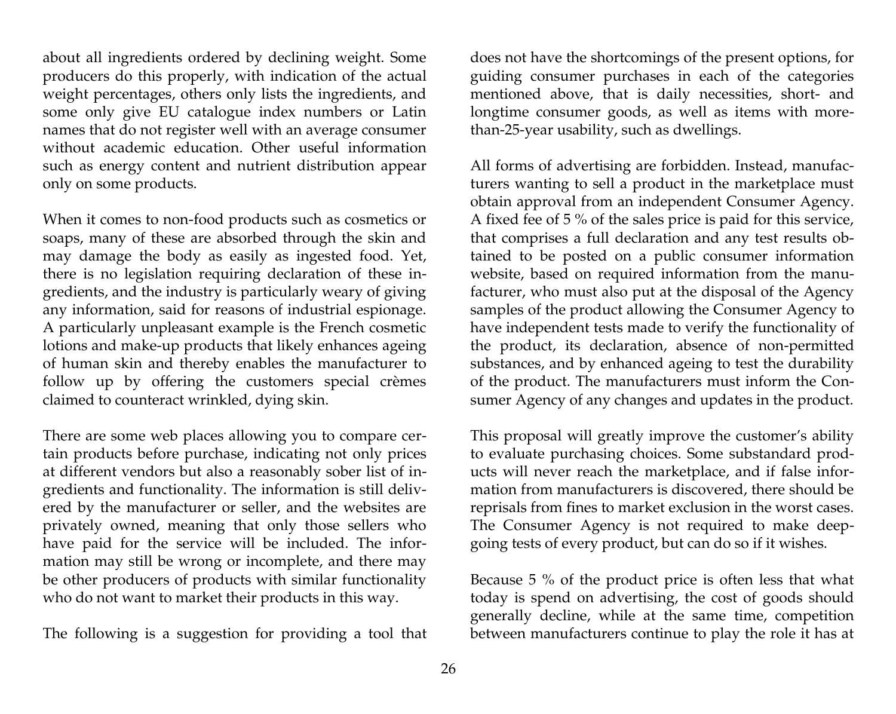about all ingredients ordered by declining weight. Some producers do this properly, with indication of the actual weight percentages, others only lists the ingredients, and some only give EU catalogue index numbers or Latin names that do not register well with an average consumer without academic education. Other useful information such as energy content and nutrient distribution appear only on some products.

When it comes to non-food products such as cosmetics or soaps, many of these are absorbed through the skin and may damage the body as easily as ingested food. Yet, there is no legislation requiring declaration of these ingredients, and the industry is particularly weary of giving any information, said for reasons of industrial espionage. A particularly unpleasant example is the French cosmetic lotions and make-up products that likely enhances ageing of human skin and thereby enables the manufacturer to follow up by offering the customers special crèmes claimed to counteract wrinkled, dying skin.

There are some web places allowing you to compare certain products before purchase, indicating not only prices at different vendors but also a reasonably sober list of ingredients and functionality. The information is still delivered by the manufacturer or seller, and the websites are privately owned, meaning that only those sellers who have paid for the service will be included. The information may still be wrong or incomplete, and there may be other producers of products with similar functionality who do not want to market their products in this way.

The following is a suggestion for providing a tool that does not have the shortcomings of the present options, for guiding consumer purchases in each of the categories mentioned above, that is daily necessities, short- and longtime consumer goods, as well as items with more-than-25-year usability, such as dwellings.

All forms of advertising are forbidden. Instead, manufacturers wanting to sell a product in the marketplace must obtain approval from an independent Consumer Agency. A fixed fee of 5 % of the sales price is paid for this service, that comprises a full declaration and any test results obtained to be posted on a public consumer information website, based on required information from the manufacturer, who must also put at the disposal of the Agency samples of the product allowing the Consumer Agency to have independent tests made to verify the functionality of the product, its declaration, absence of non-permitted substances, and by enhanced ageing to test the durability of the product. The manufacturers must inform the Consumer Agency of any changes and updates in the product.

This proposal will greatly improve the customer's ability to evaluate purchasing choices. Some substandard products will never reach the marketplace, and if false information from manufacturers is discovered, there should be reprisals from fines to market exclusion in the worst cases. The Consumer Agency is not required to make deep-going tests of every product, but can do so if it wishes.

Because 5 % of the product price is often less that what today is spend on advertising, the cost of goods should generally decline, while at the same time, competition between manufacturers continue to play the role it has at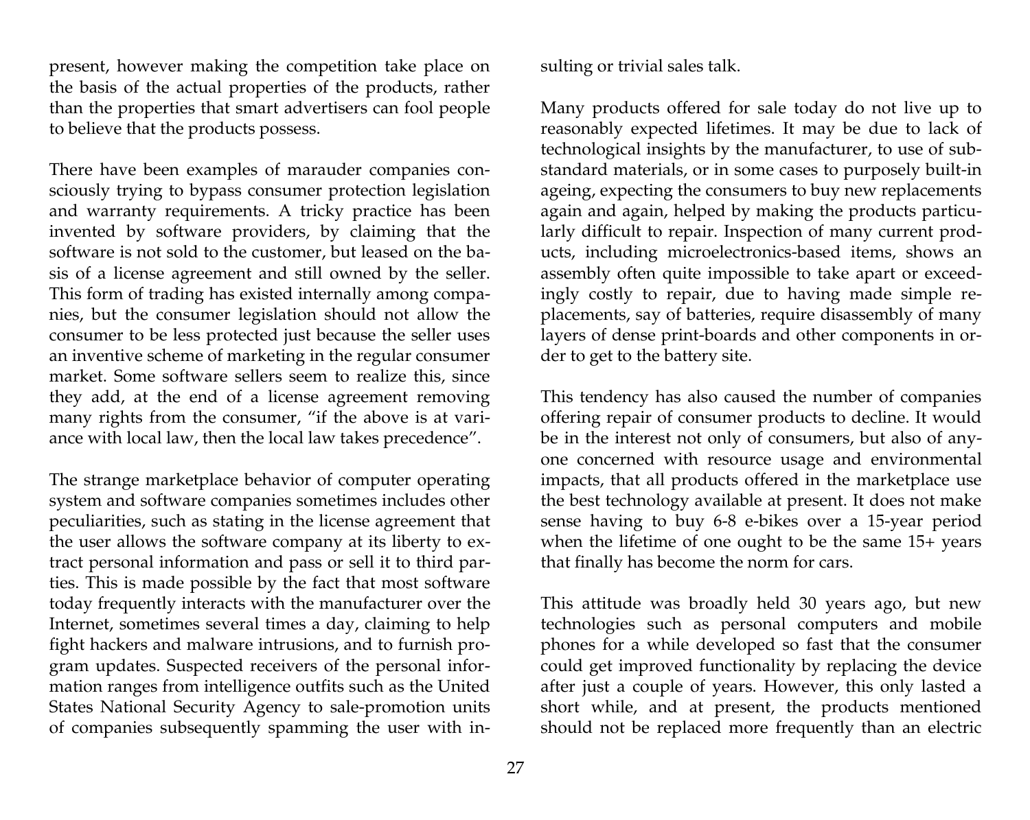present, however making the competition take place on the basis of the actual properties of the products, rather than the properties that smart advertisers can fool people to believe that the products possess.

There have been examples of marauder companies consciously trying to bypass consumer protection legislation and warranty requirements. A tricky practice has been invented by software providers, by claiming that the software is not sold to the customer, but leased on the basis of a license agreement and still owned by the seller. This form of trading has existed internally among companies, but the consumer legislation should not allow the consumer to be less protected just because the seller uses an inventive scheme of marketing in the regular consumer market. Some software sellers seem to realize this, since they add, at the end of a license agreement removing many rights from the consumer, "if the above is at variance with local law, then the local law takes precedence".

The strange marketplace behavior of computer operating system and software companies sometimes includes other peculiarities, such as stating in the license agreement that the user allows the software company at its liberty to extract personal information and pass or sell it to third parties. This is made possible by the fact that most software today frequently interacts with the manufacturer over the Internet, sometimes several times a day, claiming to help fight hackers and malware intrusions, and to furnish program updates. Suspected receivers of the personal information ranges from intelligence outfits such as the United States National Security Agency to sale-promotion units of companies subsequently spamming the user with insulting or trivial sales talk.

Many products offered for sale today do not live up to reasonably expected lifetimes. It may be due to lack of technological insights by the manufacturer, to use of substandard materials, or in some cases to purposely built-in ageing, expecting the consumers to buy new replacements again and again, helped by making the products particularly difficult to repair. Inspection of many current products, including microelectronics-based items, shows an assembly often quite impossible to take apart or exceedingly costly to repair, due to having made simple replacements, say of batteries, require disassembly of many layers of dense print-boards and other components in order to get to the battery site.

This tendency has also caused the number of companies offering repair of consumer products to decline. It would be in the interest not only of consumers, but also of anyone concerned with resource usage and environmental impacts, that all products offered in the marketplace use the best technology available at present. It does not make sense having to buy 6-8 e-bikes over a 15-year period when the lifetime of one ought to be the same 15+ years that finally has become the norm for cars.

This attitude was broadly held 30 years ago, but new technologies such as personal computers and mobile phones for a while developed so fast that the consumer could get improved functionality by replacing the device after just a couple of years. However, this only lasted a short while, and at present, the products mentioned should not be replaced more frequently than an electric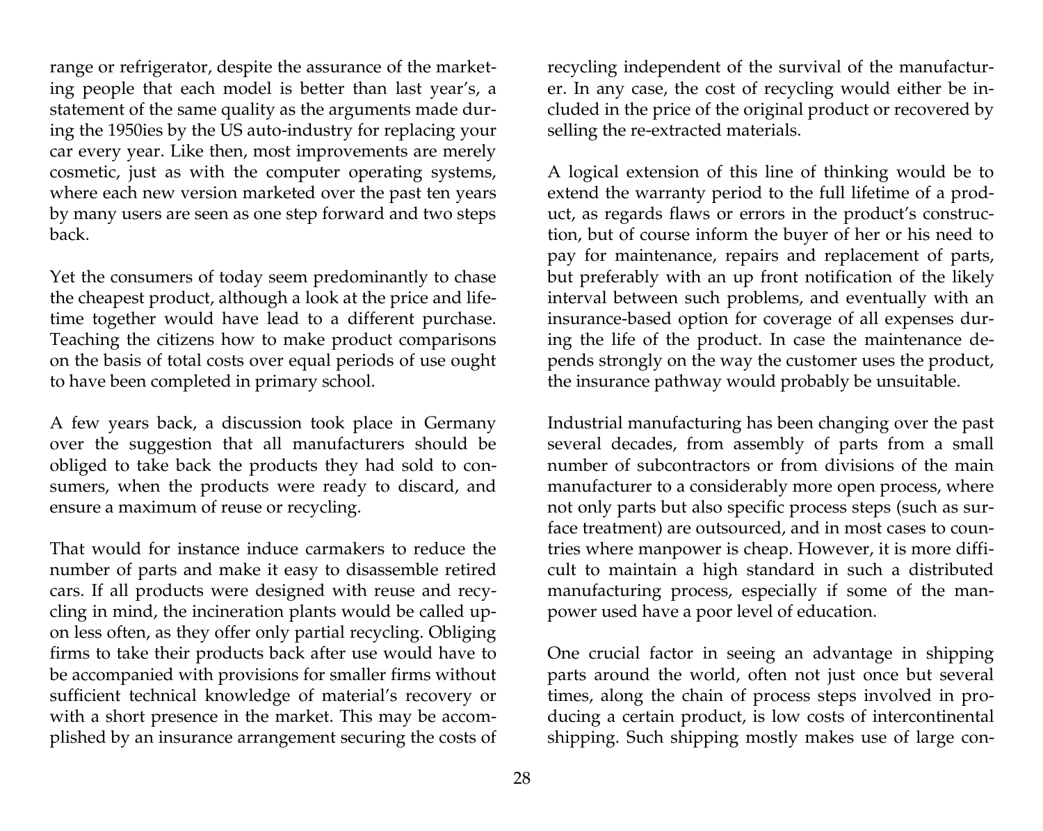range or refrigerator, despite the assurance of the marketing people that each model is better than last year's, a statement of the same quality as the arguments made during the 1950ies by the US auto-industry for replacing your car every year. Like then, most improvements are merely cosmetic, just as with the computer operating systems, where each new version marketed over the past ten years by many users are seen as one step forward and two steps back.

Yet the consumers of today seem predominantly to chase the cheapest product, although a look at the price and lifetime together would have lead to a different purchase. Teaching the citizens how to make product comparisons on the basis of total costs over equal periods of use ought to have been completed in primary school.

A few years back, a discussion took place in Germany over the suggestion that all manufacturers should be obliged to take back the products they had sold to consumers, when the products were ready to discard, and ensure a maximum of reuse or recycling.

That would for instance induce carmakers to reduce the number of parts and make it easy to disassemble retired cars. If all products were designed with reuse and recycling in mind, the incineration plants would be called upon less often, as they offer only partial recycling. Obliging firms to take their products back after use would have to be accompanied with provisions for smaller firms without sufficient technical knowledge of material's recovery or with a short presence in the market. This may be accomplished by an insurance arrangement securing the costs of recycling independent of the survival of the manufacturer. In any case, the cost of recycling would either be included in the price of the original product or recovered by selling the re-extracted materials.

A logical extension of this line of thinking would be to extend the warranty period to the full lifetime of a product, as regards flaws or errors in the product's construction, but of course inform the buyer of her or his need to pay for maintenance, repairs and replacement of parts, but preferably with an up front notification of the likely interval between such problems, and eventually with an insurance-based option for coverage of all expenses during the life of the product. In case the maintenance depends strongly on the way the customer uses the product, the insurance pathway would probably be unsuitable.

Industrial manufacturing has been changing over the past several decades, from assembly of parts from a small number of subcontractors or from divisions of the main manufacturer to a considerably more open process, where not only parts but also specific process steps (such as surface treatment) are outsourced, and in most cases to countries where manpower is cheap. However, it is more difficult to maintain a high standard in such a distributed manufacturing process, especially if some of the manpower used have a poor level of education.

One crucial factor in seeing an advantage in shipping parts around the world, often not just once but several times, along the chain of process steps involved in producing a certain product, is low costs of intercontinental shipping. Such shipping mostly makes use of large con-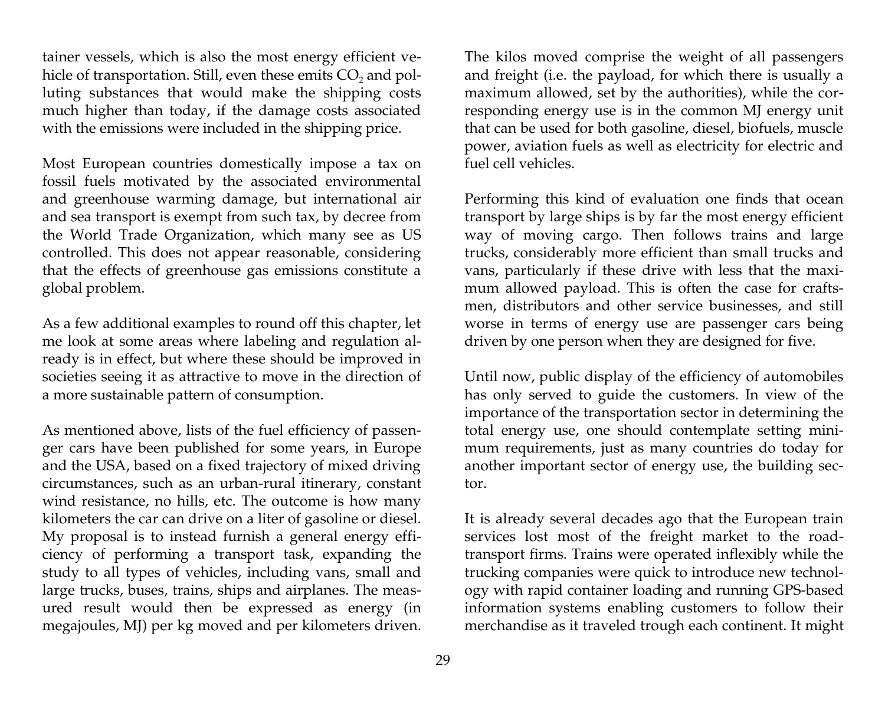tainer vessels, which is also the most energy efficient vehicle of transportation. Still, even these emits $CO_2$ and polluting substances that would make the shipping costs much higher than today, if the damage costs associated with the emissions were included in the shipping price.

Most European countries domestically impose a tax on fossil fuels motivated by the associated environmental and greenhouse warming damage, but international air and sea transport is exempt from such tax, by decree from the World Trade Organization, which many see as US controlled. This does not appear reasonable, considering that the effects of greenhouse gas emissions constitute a global problem.

As a few additional examples to round off this chapter, let me look at some areas where labeling and regulation already is in effect, but where these should be improved in societies seeing it as attractive to move in the direction of a more sustainable pattern of consumption.

As mentioned above, lists of the fuel efficiency of passenger cars have been published for some years, in Europe and the USA, based on a fixed trajectory of mixed driving circumstances, such as an urban-rural itinerary, constant wind resistance, no hills, etc. The outcome is how many kilometers the car can drive on a liter of gasoline or diesel. My proposal is to instead furnish a general energy efficiency of performing a transport task, expanding the study to all types of vehicles, including vans, small and large trucks, buses, trains, ships and airplanes. The measured result would then be expressed as energy (in megajoules, MJ) per kg moved and per kilometers driven. The kilos moved comprise the weight of all passengers and freight (i.e. the payload, for which there is usually a maximum allowed, set by the authorities), while the corresponding energy use is in the common MJ energy unit that can be used for both gasoline, diesel, biofuels, muscle power, aviation fuels as well as electricity for electric and fuel cell vehicles.

Performing this kind of evaluation one finds that ocean transport by large ships is by far the most energy efficient way of moving cargo. Then follows trains and large trucks, considerably more efficient than small trucks and vans, particularly if these drive with less that the maximum allowed payload. This is often the case for craftsmen, distributors and other service businesses, and still worse in terms of energy use are passenger cars being driven by one person when they are designed for five.

Until now, public display of the efficiency of automobiles has only served to guide the customers. In view of the importance of the transportation sector in determining the total energy use, one should contemplate setting minimum requirements, just as many countries do today for another important sector of energy use, the building sector.

It is already several decades ago that the European train services lost most of the freight market to the road-transport firms. Trains were operated inflexibly while the trucking companies were quick to introduce new technology with rapid container loading and running GPS-based information systems enabling customers to follow their merchandise as it traveled trough each continent. It might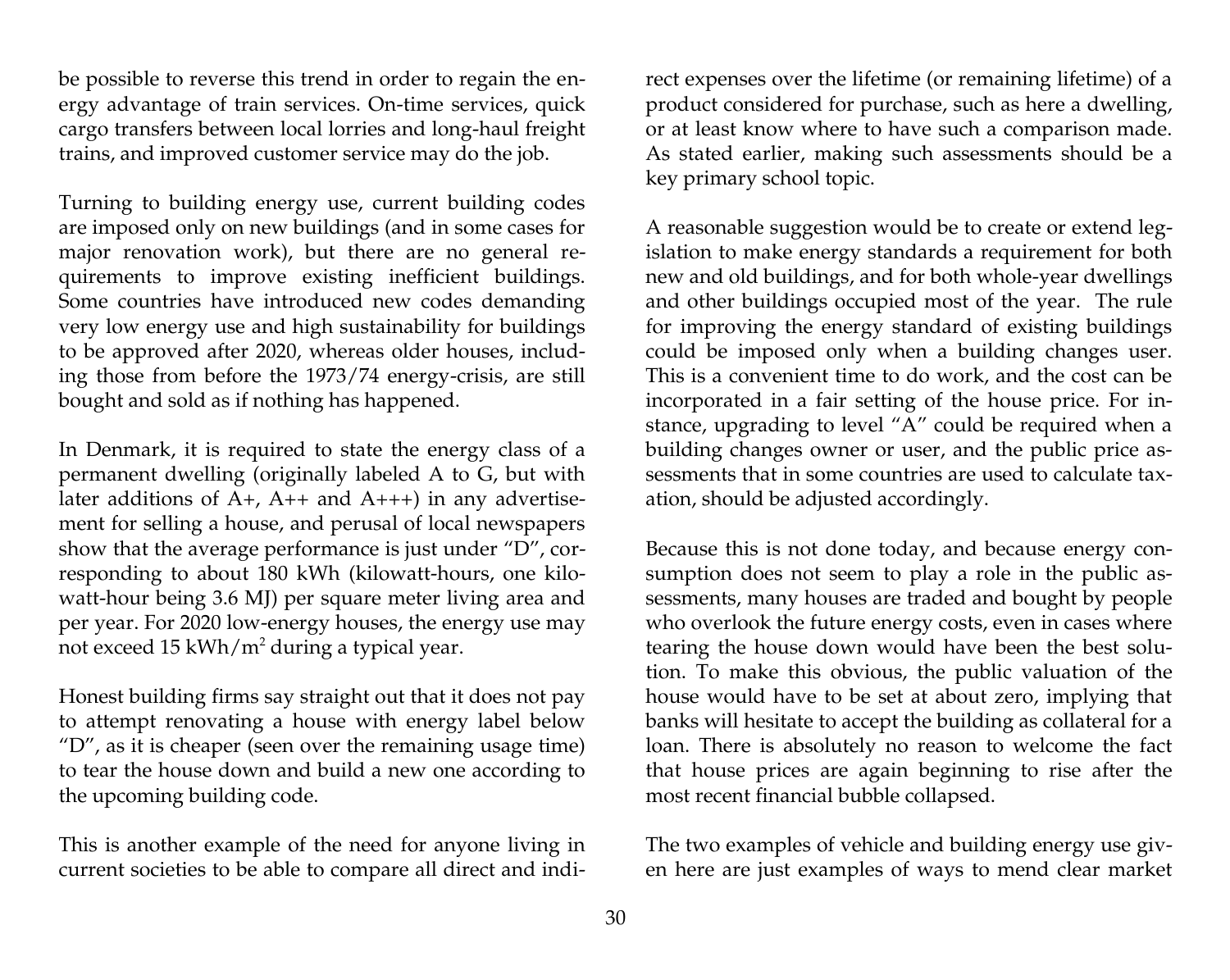be possible to reverse this trend in order to regain the energy advantage of train services. On-time services, quick cargo transfers between local lorries and long-haul freight trains, and improved customer service may do the job.

Turning to building energy use, current building codes are imposed only on new buildings (and in some cases for major renovation work), but there are no general requirements to improve existing inefficient buildings. Some countries have introduced new codes demanding very low energy use and high sustainability for buildings to be approved after 2020, whereas older houses, including those from before the 1973/74 energy-crisis, are still bought and sold as if nothing has happened.

In Denmark, it is required to state the energy class of a permanent dwelling (originally labeled A to G, but with later additions of A+, A++ and A+++) in any advertisement for selling a house, and perusal of local newspapers show that the average performance is just under "D", corresponding to about 180 kWh (kilowatt-hours, one kilowatt-hour being 3.6 MJ) per square meter living area and per year. For 2020 low-energy houses, the energy use may not exceed 15 kWh/m$^2$ during a typical year.

Honest building firms say straight out that it does not pay to attempt renovating a house with energy label below "D", as it is cheaper (seen over the remaining usage time) to tear the house down and build a new one according to the upcoming building code.

This is another example of the need for anyone living in current societies to be able to compare all direct and indirect expenses over the lifetime (or remaining lifetime) of a product considered for purchase, such as here a dwelling, or at least know where to have such a comparison made. As stated earlier, making such assessments should be a key primary school topic.

A reasonable suggestion would be to create or extend legislation to make energy standards a requirement for both new and old buildings, and for both whole-year dwellings and other buildings occupied most of the year. The rule for improving the energy standard of existing buildings could be imposed only when a building changes user. This is a convenient time to do work, and the cost can be incorporated in a fair setting of the house price. For instance, upgrading to level "A" could be required when a building changes owner or user, and the public price assessments that in some countries are used to calculate taxation, should be adjusted accordingly.

Because this is not done today, and because energy consumption does not seem to play a role in the public assessments, many houses are traded and bought by people who overlook the future energy costs, even in cases where tearing the house down would have been the best solution. To make this obvious, the public valuation of the house would have to be set at about zero, implying that banks will hesitate to accept the building as collateral for a loan. There is absolutely no reason to welcome the fact that house prices are again beginning to rise after the most recent financial bubble collapsed.

The two examples of vehicle and building energy use given here are just examples of ways to mend clear market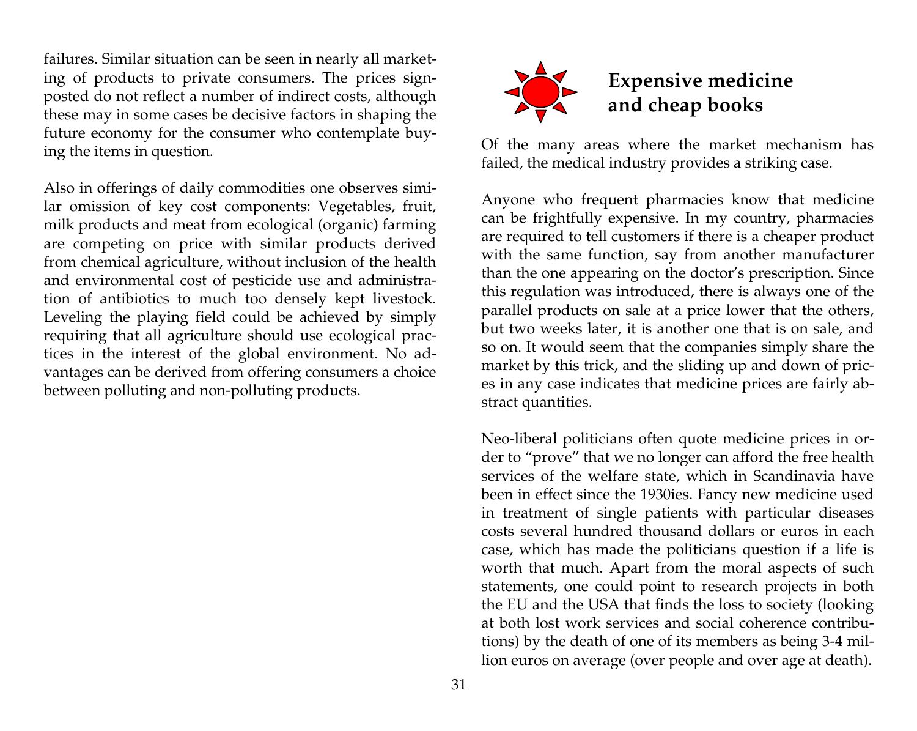failures. Similar situation can be seen in nearly all marketing of products to private consumers. The prices signposted do not reflect a number of indirect costs, although these may in some cases be decisive factors in shaping the future economy for the consumer who contemplate buying the items in question.

Also in offerings of daily commodities one observes similar omission of key cost components: Vegetables, fruit, milk products and meat from ecological (organic) farming are competing on price with similar products derived from chemical agriculture, without inclusion of the health and environmental cost of pesticide use and administration of antibiotics to much too densely kept livestock. Leveling the playing field could be achieved by simply requiring that all agriculture should use ecological practices in the interest of the global environment. No advantages can be derived from offering consumers a choice between polluting and non-polluting products.

## Expensive medicine and cheap books

Of the many areas where the market mechanism has failed, the medical industry provides a striking case.

Anyone who frequent pharmacies know that medicine can be frightfully expensive. In my country, pharmacies are required to tell customers if there is a cheaper product with the same function, say from another manufacturer than the one appearing on the doctor's prescription. Since this regulation was introduced, there is always one of the parallel products on sale at a price lower that the others, but two weeks later, it is another one that is on sale, and so on. It would seem that the companies simply share the market by this trick, and the sliding up and down of prices in any case indicates that medicine prices are fairly abstract quantities.

Neo-liberal politicians often quote medicine prices in order to "prove" that we no longer can afford the free health services of the welfare state, which in Scandinavia have been in effect since the 1930ies. Fancy new medicine used in treatment of single patients with particular diseases costs several hundred thousand dollars or euros in each case, which has made the politicians question if a life is worth that much. Apart from the moral aspects of such statements, one could point to research projects in both the EU and the USA that finds the loss to society (looking at both lost work services and social coherence contributions) by the death of one of its members as being 3-4 million euros on average (over people and over age at death).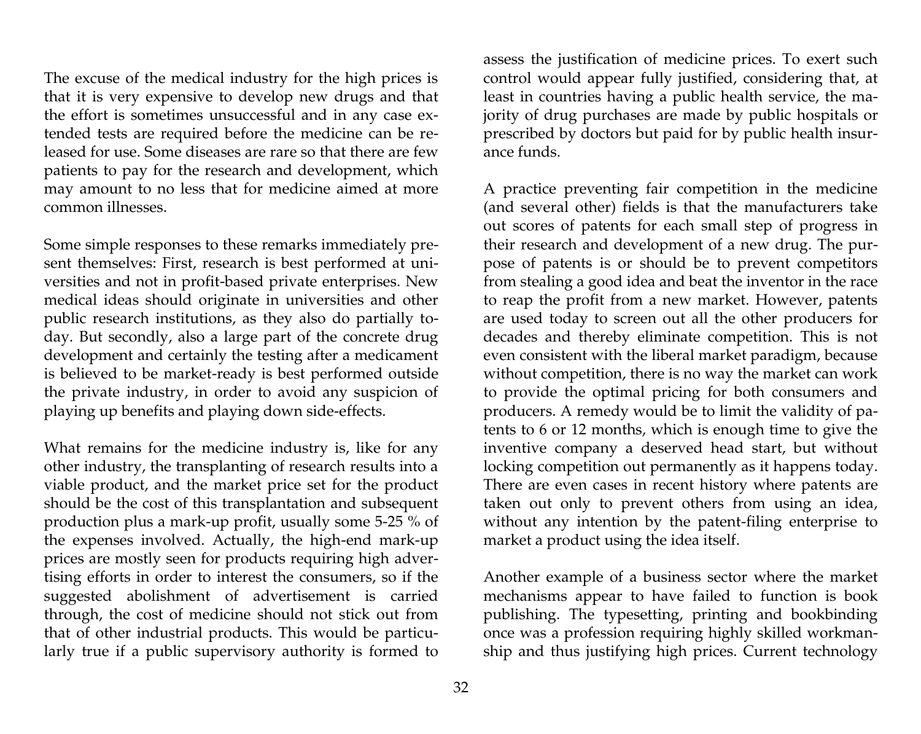The excuse of the medical industry for the high prices is that it is very expensive to develop new drugs and that the effort is sometimes unsuccessful and in any case extended tests are required before the medicine can be released for use. Some diseases are rare so that there are few patients to pay for the research and development, which may amount to no less that for medicine aimed at more common illnesses.

Some simple responses to these remarks immediately present themselves: First, research is best performed at universities and not in profit-based private enterprises. New medical ideas should originate in universities and other public research institutions, as they also do partially today. But secondly, also a large part of the concrete drug development and certainly the testing after a medicament is believed to be market-ready is best performed outside the private industry, in order to avoid any suspicion of playing up benefits and playing down side-effects.

What remains for the medicine industry is, like for any other industry, the transplanting of research results into a viable product, and the market price set for the product should be the cost of this transplantation and subsequent production plus a mark-up profit, usually some 5-25 % of the expenses involved. Actually, the high-end mark-up prices are mostly seen for products requiring high advertising efforts in order to interest the consumers, so if the suggested abolishment of advertisement is carried through, the cost of medicine should not stick out from that of other industrial products. This would be particularly true if a public supervisory authority is formed to assess the justification of medicine prices. To exert such control would appear fully justified, considering that, at least in countries having a public health service, the majority of drug purchases are made by public hospitals or prescribed by doctors but paid for by public health insurance funds.

A practice preventing fair competition in the medicine (and several other) fields is that the manufacturers take out scores of patents for each small step of progress in their research and development of a new drug. The purpose of patents is or should be to prevent competitors from stealing a good idea and beat the inventor in the race to reap the profit from a new market. However, patents are used today to screen out all the other producers for decades and thereby eliminate competition. This is not even consistent with the liberal market paradigm, because without competition, there is no way the market can work to provide the optimal pricing for both consumers and producers. A remedy would be to limit the validity of patents to 6 or 12 months, which is enough time to give the inventive company a deserved head start, but without locking competition out permanently as it happens today. There are even cases in recent history where patents are taken out only to prevent others from using an idea, without any intention by the patent-filing enterprise to market a product using the idea itself.

Another example of a business sector where the market mechanisms appear to have failed to function is book publishing. The typesetting, printing and bookbinding once was a profession requiring highly skilled workmanship and thus justifying high prices. Current technology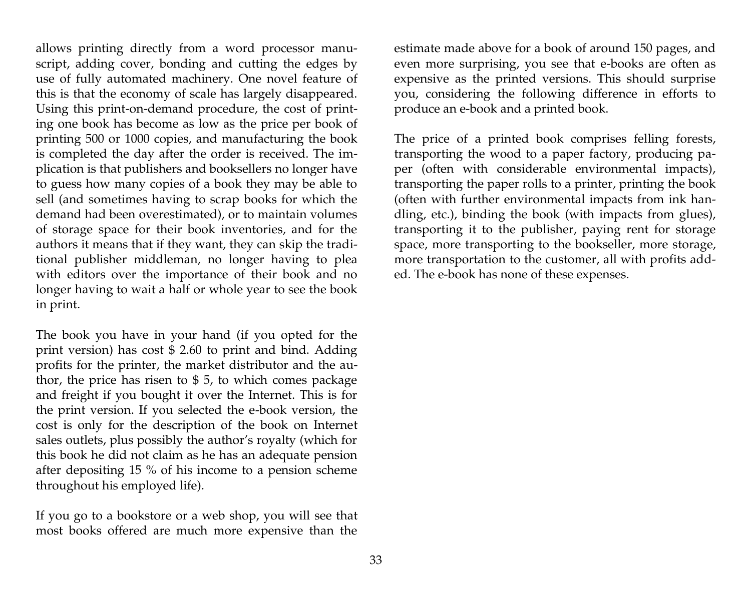allows printing directly from a word processor manuscript, adding cover, bonding and cutting the edges by use of fully automated machinery. One novel feature of this is that the economy of scale has largely disappeared. Using this print-on-demand procedure, the cost of printing one book has become as low as the price per book of printing 500 or 1000 copies, and manufacturing the book is completed the day after the order is received. The implication is that publishers and booksellers no longer have to guess how many copies of a book they may be able to sell (and sometimes having to scrap books for which the demand had been overestimated), or to maintain volumes of storage space for their book inventories, and for the authors it means that if they want, they can skip the traditional publisher middleman, no longer having to plea with editors over the importance of their book and no longer having to wait a half or whole year to see the book in print.

The book you have in your hand (if you opted for the print version) has cost $ 2.60 to print and bind. Adding profits for the printer, the market distributor and the author, the price has risen to $ 5, to which comes package and freight if you bought it over the Internet. This is for the print version. If you selected the e-book version, the cost is only for the description of the book on Internet sales outlets, plus possibly the author's royalty (which for this book he did not claim as he has an adequate pension after depositing 15 % of his income to a pension scheme throughout his employed life).

If you go to a bookstore or a web shop, you will see that most books offered are much more expensive than the estimate made above for a book of around 150 pages, and even more surprising, you see that e-books are often as expensive as the printed versions. This should surprise you, considering the following difference in efforts to produce an e-book and a printed book.

The price of a printed book comprises felling forests, transporting the wood to a paper factory, producing paper (often with considerable environmental impacts), transporting the paper rolls to a printer, printing the book (often with further environmental impacts from ink handling, etc.), binding the book (with impacts from glues), transporting it to the publisher, paying rent for storage space, more transporting to the bookseller, more storage, more transportation to the customer, all with profits added. The e-book has none of these expenses.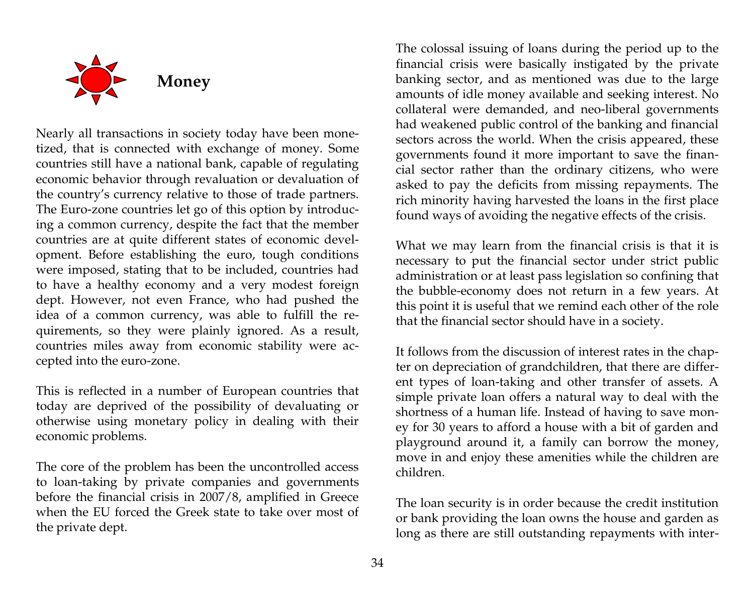## Money

Nearly all transactions in society today have been monetized, that is connected with exchange of money. Some countries still have a national bank, capable of regulating economic behavior through revaluation or devaluation of the country's currency relative to those of trade partners. The Euro-zone countries let go of this option by introducing a common currency, despite the fact that the member countries are at quite different states of economic development. Before establishing the euro, tough conditions were imposed, stating that to be included, countries had to have a healthy economy and a very modest foreign dept. However, not even France, who had pushed the idea of a common currency, was able to fulfill the requirements, so they were plainly ignored. As a result, countries miles away from economic stability were accepted into the euro-zone.

This is reflected in a number of European countries that today are deprived of the possibility of devaluating or otherwise using monetary policy in dealing with their economic problems.

The core of the problem has been the uncontrolled access to loan-taking by private companies and governments before the financial crisis in 2007/8, amplified in Greece when the EU forced the Greek state to take over most of the private dept.

The colossal issuing of loans during the period up to the financial crisis were basically instigated by the private banking sector, and as mentioned was due to the large amounts of idle money available and seeking interest. No collateral were demanded, and neo-liberal governments had weakened public control of the banking and financial sectors across the world. When the crisis appeared, these governments found it more important to save the financial sector rather than the ordinary citizens, who were asked to pay the deficits from missing repayments. The rich minority having harvested the loans in the first place found ways of avoiding the negative effects of the crisis.

What we may learn from the financial crisis is that it is necessary to put the financial sector under strict public administration or at least pass legislation so confining that the bubble-economy does not return in a few years. At this point it is useful that we remind each other of the role that the financial sector should have in a society.

It follows from the discussion of interest rates in the chapter on depreciation of grandchildren, that there are different types of loan-taking and other transfer of assets. A simple private loan offers a natural way to deal with the shortness of a human life. Instead of having to save money for 30 years to afford a house with a bit of garden and playground around it, a family can borrow the money, move in and enjoy these amenities while the children are children.

The loan security is in order because the credit institution or bank providing the loan owns the house and garden as long as there are still outstanding repayments with inter-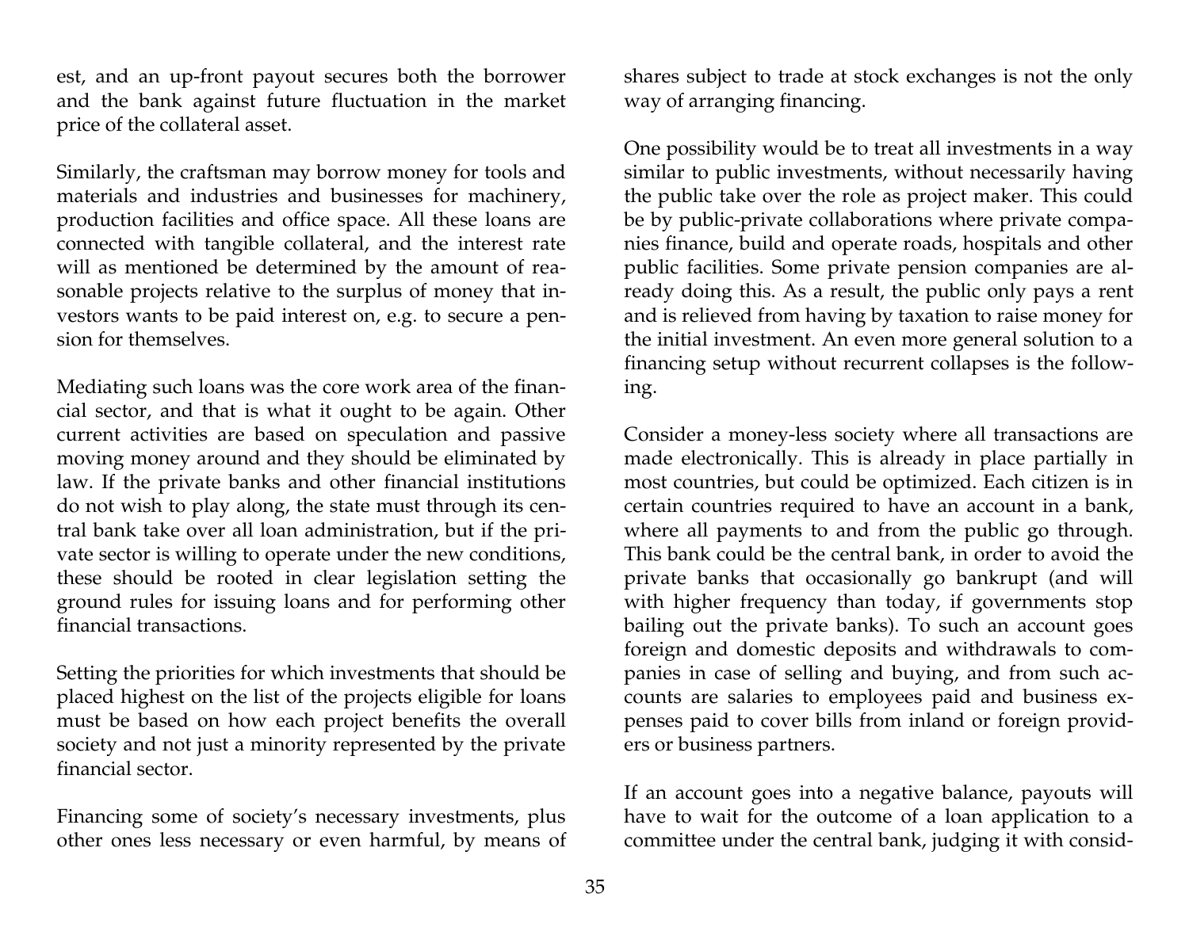est, and an up-front payout secures both the borrower and the bank against future fluctuation in the market price of the collateral asset.

Similarly, the craftsman may borrow money for tools and materials and industries and businesses for machinery, production facilities and office space. All these loans are connected with tangible collateral, and the interest rate will as mentioned be determined by the amount of reasonable projects relative to the surplus of money that investors wants to be paid interest on, e.g. to secure a pension for themselves.

Mediating such loans was the core work area of the financial sector, and that is what it ought to be again. Other current activities are based on speculation and passive moving money around and they should be eliminated by law. If the private banks and other financial institutions do not wish to play along, the state must through its central bank take over all loan administration, but if the private sector is willing to operate under the new conditions, these should be rooted in clear legislation setting the ground rules for issuing loans and for performing other financial transactions.

Setting the priorities for which investments that should be placed highest on the list of the projects eligible for loans must be based on how each project benefits the overall society and not just a minority represented by the private financial sector.

Financing some of society's necessary investments, plus other ones less necessary or even harmful, by means of shares subject to trade at stock exchanges is not the only way of arranging financing.

One possibility would be to treat all investments in a way similar to public investments, without necessarily having the public take over the role as project maker. This could be by public-private collaborations where private companies finance, build and operate roads, hospitals and other public facilities. Some private pension companies are already doing this. As a result, the public only pays a rent and is relieved from having by taxation to raise money for the initial investment. An even more general solution to a financing setup without recurrent collapses is the following.

Consider a money-less society where all transactions are made electronically. This is already in place partially in most countries, but could be optimized. Each citizen is in certain countries required to have an account in a bank, where all payments to and from the public go through. This bank could be the central bank, in order to avoid the private banks that occasionally go bankrupt (and will with higher frequency than today, if governments stop bailing out the private banks). To such an account goes foreign and domestic deposits and withdrawals to companies in case of selling and buying, and from such accounts are salaries to employees paid and business expenses paid to cover bills from inland or foreign providers or business partners.

If an account goes into a negative balance, payouts will have to wait for the outcome of a loan application to a committee under the central bank, judging it with consid-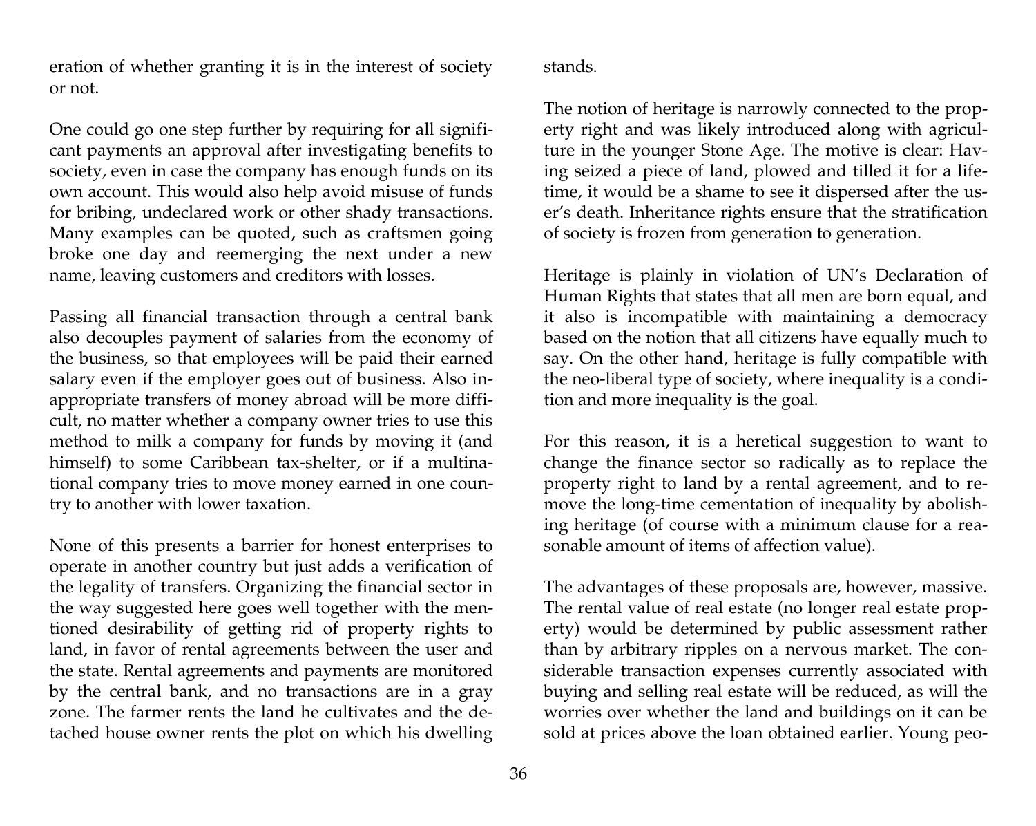eration of whether granting it is in the interest of society or not.

One could go one step further by requiring for all significant payments an approval after investigating benefits to society, even in case the company has enough funds on its own account. This would also help avoid misuse of funds for bribing, undeclared work or other shady transactions. Many examples can be quoted, such as craftsmen going broke one day and reemerging the next under a new name, leaving customers and creditors with losses.

Passing all financial transaction through a central bank also decouples payment of salaries from the economy of the business, so that employees will be paid their earned salary even if the employer goes out of business. Also inappropriate transfers of money abroad will be more difficult, no matter whether a company owner tries to use this method to milk a company for funds by moving it (and himself) to some Caribbean tax-shelter, or if a multinational company tries to move money earned in one country to another with lower taxation.

None of this presents a barrier for honest enterprises to operate in another country but just adds a verification of the legality of transfers. Organizing the financial sector in the way suggested here goes well together with the mentioned desirability of getting rid of property rights to land, in favor of rental agreements between the user and the state. Rental agreements and payments are monitored by the central bank, and no transactions are in a gray zone. The farmer rents the land he cultivates and the detached house owner rents the plot on which his dwelling stands.

The notion of heritage is narrowly connected to the property right and was likely introduced along with agriculture in the younger Stone Age. The motive is clear: Having seized a piece of land, plowed and tilled it for a lifetime, it would be a shame to see it dispersed after the user's death. Inheritance rights ensure that the stratification of society is frozen from generation to generation.

Heritage is plainly in violation of UN's Declaration of Human Rights that states that all men are born equal, and it also is incompatible with maintaining a democracy based on the notion that all citizens have equally much to say. On the other hand, heritage is fully compatible with the neo-liberal type of society, where inequality is a condition and more inequality is the goal.

For this reason, it is a heretical suggestion to want to change the finance sector so radically as to replace the property right to land by a rental agreement, and to remove the long-time cementation of inequality by abolishing heritage (of course with a minimum clause for a reasonable amount of items of affection value).

The advantages of these proposals are, however, massive. The rental value of real estate (no longer real estate property) would be determined by public assessment rather than by arbitrary ripples on a nervous market. The considerable transaction expenses currently associated with buying and selling real estate will be reduced, as will the worries over whether the land and buildings on it can be sold at prices above the loan obtained earlier. Young peo-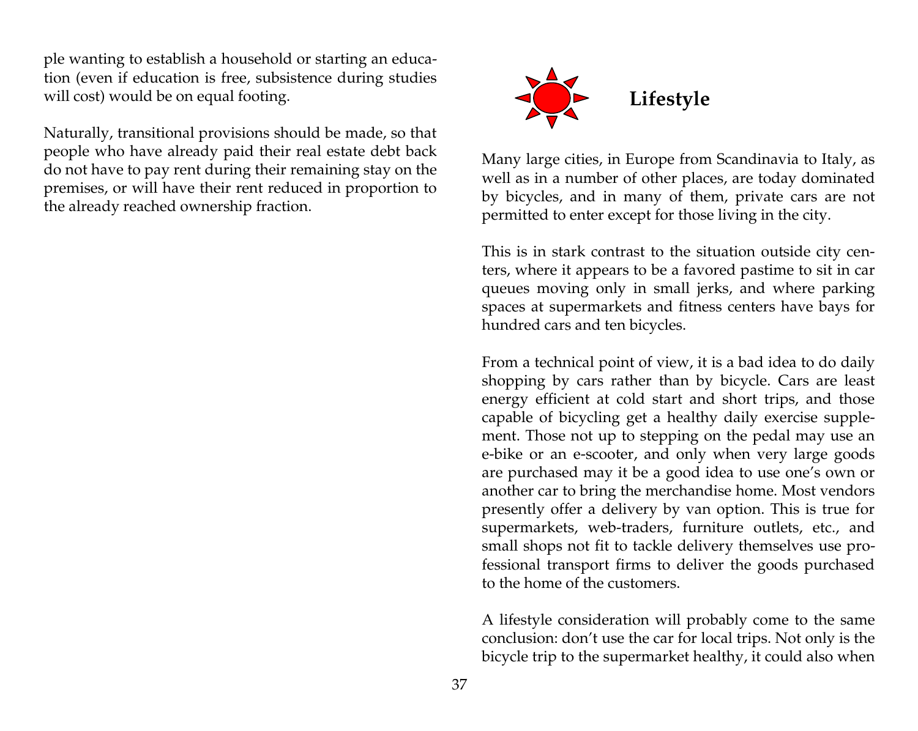ple wanting to establish a household or starting an education (even if education is free, subsistence during studies will cost) would be on equal footing.

Naturally, transitional provisions should be made, so that people who have already paid their real estate debt back do not have to pay rent during their remaining stay on the premises, or will have their rent reduced in proportion to the already reached ownership fraction.

## Lifestyle

Many large cities, in Europe from Scandinavia to Italy, as well as in a number of other places, are today dominated by bicycles, and in many of them, private cars are not permitted to enter except for those living in the city.

This is in stark contrast to the situation outside city centers, where it appears to be a favored pastime to sit in car queues moving only in small jerks, and where parking spaces at supermarkets and fitness centers have bays for hundred cars and ten bicycles.

From a technical point of view, it is a bad idea to do daily shopping by cars rather than by bicycle. Cars are least energy efficient at cold start and short trips, and those capable of bicycling get a healthy daily exercise supplement. Those not up to stepping on the pedal may use an e-bike or an e-scooter, and only when very large goods are purchased may it be a good idea to use one's own or another car to bring the merchandise home. Most vendors presently offer a delivery by van option. This is true for supermarkets, web-traders, furniture outlets, etc., and small shops not fit to tackle delivery themselves use professional transport firms to deliver the goods purchased to the home of the customers.

A lifestyle consideration will probably come to the same conclusion: don't use the car for local trips. Not only is the bicycle trip to the supermarket healthy, it could also when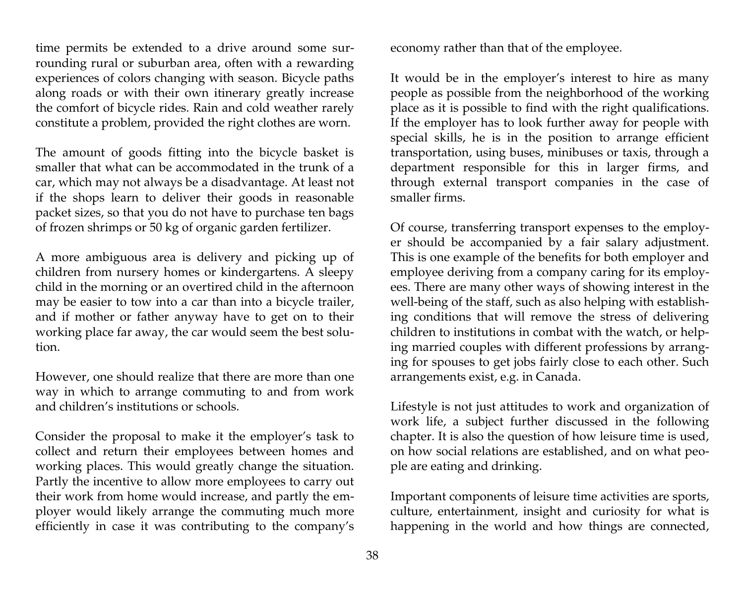time permits be extended to a drive around some surrounding rural or suburban area, often with a rewarding experiences of colors changing with season. Bicycle paths along roads or with their own itinerary greatly increase the comfort of bicycle rides. Rain and cold weather rarely constitute a problem, provided the right clothes are worn.

The amount of goods fitting into the bicycle basket is smaller that what can be accommodated in the trunk of a car, which may not always be a disadvantage. At least not if the shops learn to deliver their goods in reasonable packet sizes, so that you do not have to purchase ten bags of frozen shrimps or 50 kg of organic garden fertilizer.

A more ambiguous area is delivery and picking up of children from nursery homes or kindergartens. A sleepy child in the morning or an overtired child in the afternoon may be easier to tow into a car than into a bicycle trailer, and if mother or father anyway have to get on to their working place far away, the car would seem the best solution.

However, one should realize that there are more than one way in which to arrange commuting to and from work and children's institutions or schools.

Consider the proposal to make it the employer's task to collect and return their employees between homes and working places. This would greatly change the situation. Partly the incentive to allow more employees to carry out their work from home would increase, and partly the employer would likely arrange the commuting much more efficiently in case it was contributing to the company's economy rather than that of the employee.

It would be in the employer's interest to hire as many people as possible from the neighborhood of the working place as it is possible to find with the right qualifications. If the employer has to look further away for people with special skills, he is in the position to arrange efficient transportation, using buses, minibuses or taxis, through a department responsible for this in larger firms, and through external transport companies in the case of smaller firms.

Of course, transferring transport expenses to the employer should be accompanied by a fair salary adjustment. This is one example of the benefits for both employer and employee deriving from a company caring for its employees. There are many other ways of showing interest in the well-being of the staff, such as also helping with establishing conditions that will remove the stress of delivering children to institutions in combat with the watch, or helping married couples with different professions by arranging for spouses to get jobs fairly close to each other. Such arrangements exist, e.g. in Canada.

Lifestyle is not just attitudes to work and organization of work life, a subject further discussed in the following chapter. It is also the question of how leisure time is used, on how social relations are established, and on what people are eating and drinking.

Important components of leisure time activities are sports, culture, entertainment, insight and curiosity for what is happening in the world and how things are connected,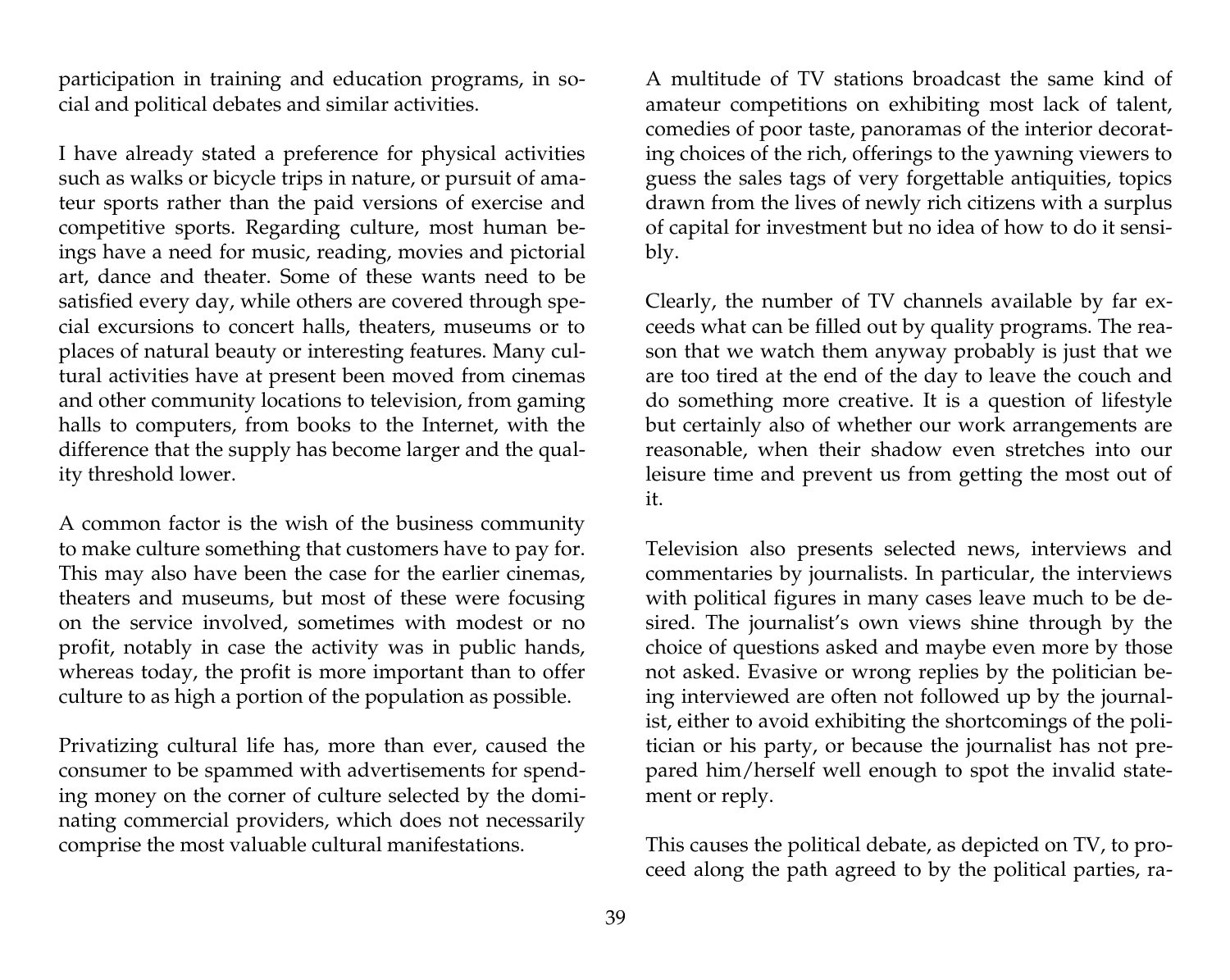participation in training and education programs, in social and political debates and similar activities.

I have already stated a preference for physical activities such as walks or bicycle trips in nature, or pursuit of amateur sports rather than the paid versions of exercise and competitive sports. Regarding culture, most human beings have a need for music, reading, movies and pictorial art, dance and theater. Some of these wants need to be satisfied every day, while others are covered through special excursions to concert halls, theaters, museums or to places of natural beauty or interesting features. Many cultural activities have at present been moved from cinemas and other community locations to television, from gaming halls to computers, from books to the Internet, with the difference that the supply has become larger and the quality threshold lower.

A common factor is the wish of the business community to make culture something that customers have to pay for. This may also have been the case for the earlier cinemas, theaters and museums, but most of these were focusing on the service involved, sometimes with modest or no profit, notably in case the activity was in public hands, whereas today, the profit is more important than to offer culture to as high a portion of the population as possible.

Privatizing cultural life has, more than ever, caused the consumer to be spammed with advertisements for spending money on the corner of culture selected by the dominating commercial providers, which does not necessarily comprise the most valuable cultural manifestations.

A multitude of TV stations broadcast the same kind of amateur competitions on exhibiting most lack of talent, comedies of poor taste, panoramas of the interior decorating choices of the rich, offerings to the yawning viewers to guess the sales tags of very forgettable antiquities, topics drawn from the lives of newly rich citizens with a surplus of capital for investment but no idea of how to do it sensibly.

Clearly, the number of TV channels available by far exceeds what can be filled out by quality programs. The reason that we watch them anyway probably is just that we are too tired at the end of the day to leave the couch and do something more creative. It is a question of lifestyle but certainly also of whether our work arrangements are reasonable, when their shadow even stretches into our leisure time and prevent us from getting the most out of it.

Television also presents selected news, interviews and commentaries by journalists. In particular, the interviews with political figures in many cases leave much to be desired. The journalist's own views shine through by the choice of questions asked and maybe even more by those not asked. Evasive or wrong replies by the politician being interviewed are often not followed up by the journalist, either to avoid exhibiting the shortcomings of the politician or his party, or because the journalist has not prepared him/herself well enough to spot the invalid statement or reply.

This causes the political debate, as depicted on TV, to proceed along the path agreed to by the political parties, ra-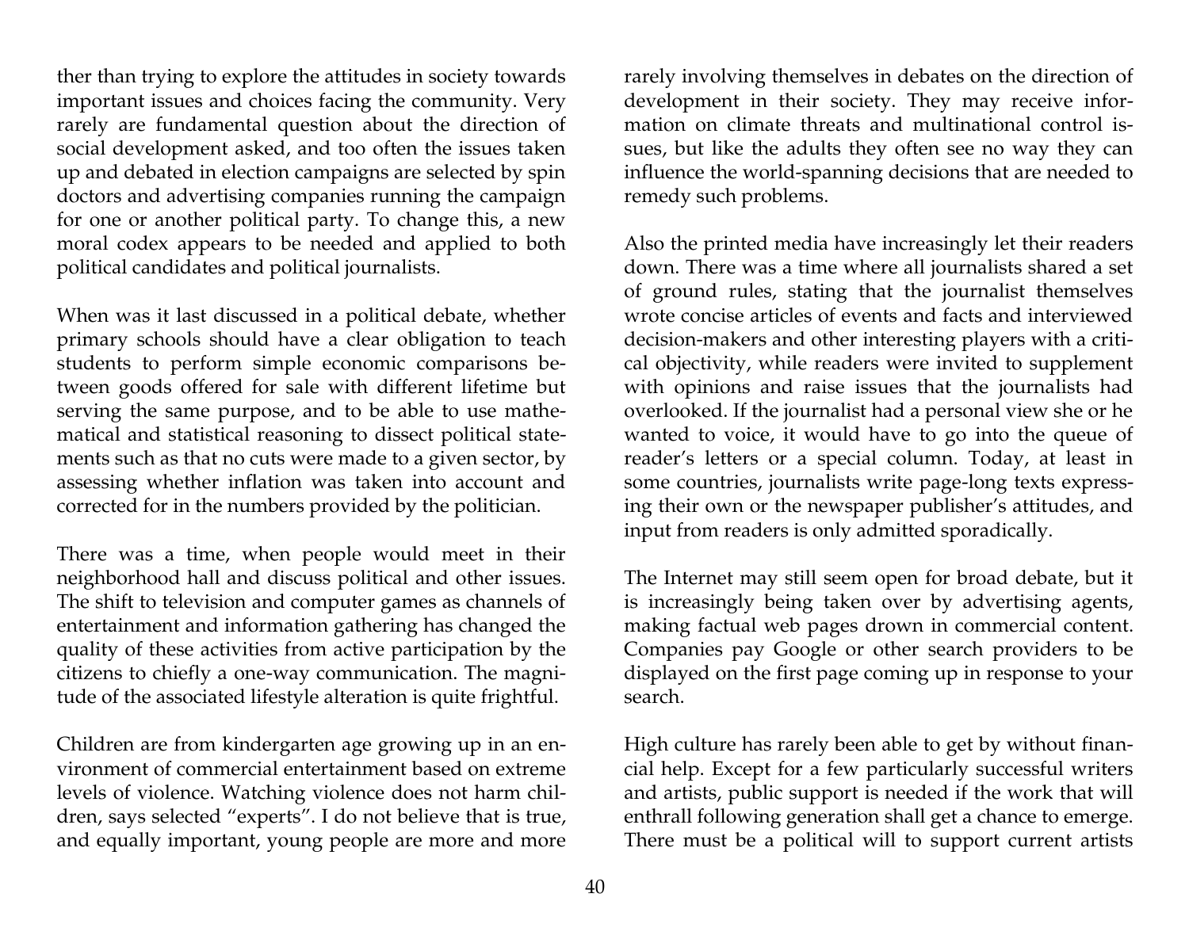ther than trying to explore the attitudes in society towards important issues and choices facing the community. Very rarely are fundamental question about the direction of social development asked, and too often the issues taken up and debated in election campaigns are selected by spin doctors and advertising companies running the campaign for one or another political party. To change this, a new moral codex appears to be needed and applied to both political candidates and political journalists.

When was it last discussed in a political debate, whether primary schools should have a clear obligation to teach students to perform simple economic comparisons between goods offered for sale with different lifetime but serving the same purpose, and to be able to use mathematical and statistical reasoning to dissect political statements such as that no cuts were made to a given sector, by assessing whether inflation was taken into account and corrected for in the numbers provided by the politician.

There was a time, when people would meet in their neighborhood hall and discuss political and other issues. The shift to television and computer games as channels of entertainment and information gathering has changed the quality of these activities from active participation by the citizens to chiefly a one-way communication. The magnitude of the associated lifestyle alteration is quite frightful.

Children are from kindergarten age growing up in an environment of commercial entertainment based on extreme levels of violence. Watching violence does not harm children, says selected "experts". I do not believe that is true, and equally important, young people are more and more rarely involving themselves in debates on the direction of development in their society. They may receive information on climate threats and multinational control issues, but like the adults they often see no way they can influence the world-spanning decisions that are needed to remedy such problems.

Also the printed media have increasingly let their readers down. There was a time where all journalists shared a set of ground rules, stating that the journalist themselves wrote concise articles of events and facts and interviewed decision-makers and other interesting players with a critical objectivity, while readers were invited to supplement with opinions and raise issues that the journalists had overlooked. If the journalist had a personal view she or he wanted to voice, it would have to go into the queue of reader's letters or a special column. Today, at least in some countries, journalists write page-long texts expressing their own or the newspaper publisher's attitudes, and input from readers is only admitted sporadically.

The Internet may still seem open for broad debate, but it is increasingly being taken over by advertising agents, making factual web pages drown in commercial content. Companies pay Google or other search providers to be displayed on the first page coming up in response to your search.

High culture has rarely been able to get by without financial help. Except for a few particularly successful writers and artists, public support is needed if the work that will enthrall following generation shall get a chance to emerge. There must be a political will to support current artists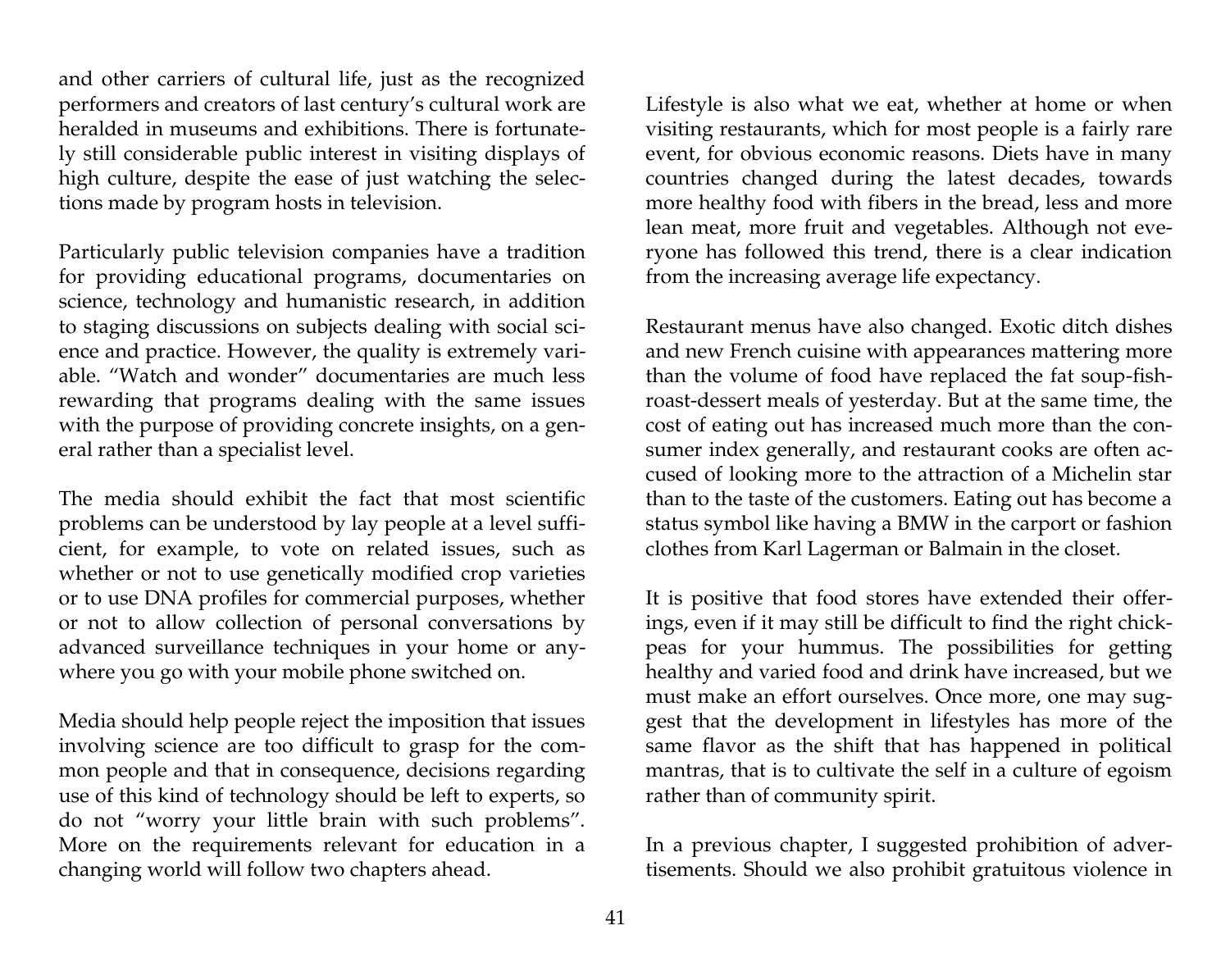and other carriers of cultural life, just as the recognized performers and creators of last century's cultural work are heralded in museums and exhibitions. There is fortunately still considerable public interest in visiting displays of high culture, despite the ease of just watching the selections made by program hosts in television.

Particularly public television companies have a tradition for providing educational programs, documentaries on science, technology and humanistic research, in addition to staging discussions on subjects dealing with social science and practice. However, the quality is extremely variable. "Watch and wonder" documentaries are much less rewarding that programs dealing with the same issues with the purpose of providing concrete insights, on a general rather than a specialist level.

The media should exhibit the fact that most scientific problems can be understood by lay people at a level sufficient, for example, to vote on related issues, such as whether or not to use genetically modified crop varieties or to use DNA profiles for commercial purposes, whether or not to allow collection of personal conversations by advanced surveillance techniques in your home or anywhere you go with your mobile phone switched on.

Media should help people reject the imposition that issues involving science are too difficult to grasp for the common people and that in consequence, decisions regarding use of this kind of technology should be left to experts, so do not "worry your little brain with such problems". More on the requirements relevant for education in a changing world will follow two chapters ahead.

Lifestyle is also what we eat, whether at home or when visiting restaurants, which for most people is a fairly rare event, for obvious economic reasons. Diets have in many countries changed during the latest decades, towards more healthy food with fibers in the bread, less and more lean meat, more fruit and vegetables. Although not everyone has followed this trend, there is a clear indication from the increasing average life expectancy.

Restaurant menus have also changed. Exotic ditch dishes and new French cuisine with appearances mattering more than the volume of food have replaced the fat soup-fish-roast-dessert meals of yesterday. But at the same time, the cost of eating out has increased much more than the consumer index generally, and restaurant cooks are often accused of looking more to the attraction of a Michelin star than to the taste of the customers. Eating out has become a status symbol like having a BMW in the carport or fashion clothes from Karl Lagerman or Balmain in the closet.

It is positive that food stores have extended their offerings, even if it may still be difficult to find the right chickpeas for your hummus. The possibilities for getting healthy and varied food and drink have increased, but we must make an effort ourselves. Once more, one may suggest that the development in lifestyles has more of the same flavor as the shift that has happened in political mantras, that is to cultivate the self in a culture of egoism rather than of community spirit.

In a previous chapter, I suggested prohibition of advertisements. Should we also prohibit gratuitous violence in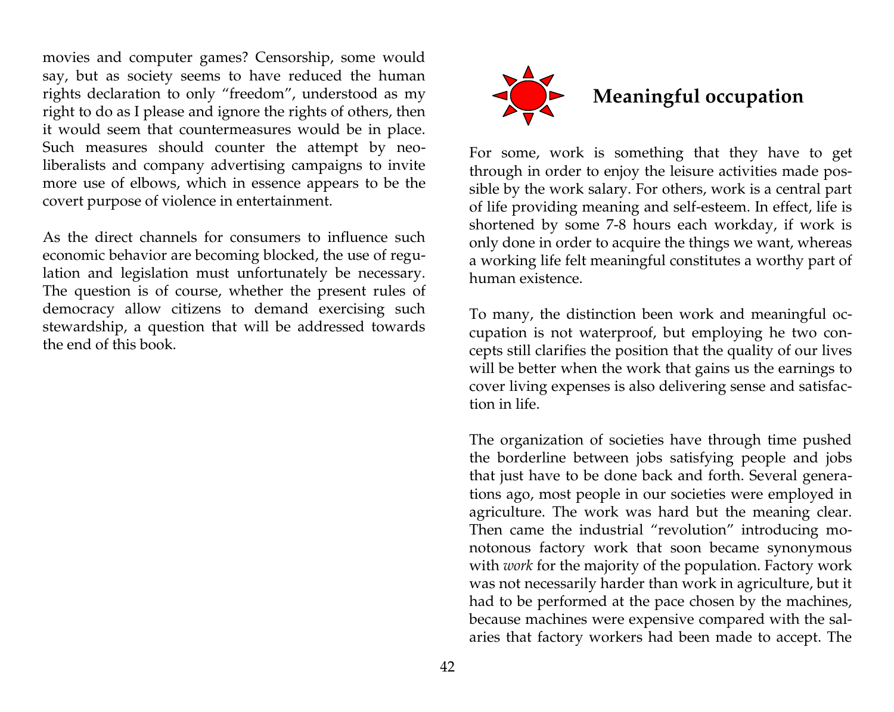movies and computer games? Censorship, some would say, but as society seems to have reduced the human rights declaration to only "freedom", understood as my right to do as I please and ignore the rights of others, then it would seem that countermeasures would be in place. Such measures should counter the attempt by neo-liberalists and company advertising campaigns to invite more use of elbows, which in essence appears to be the covert purpose of violence in entertainment.

As the direct channels for consumers to influence such economic behavior are becoming blocked, the use of regulation and legislation must unfortunately be necessary. The question is of course, whether the present rules of democracy allow citizens to demand exercising such stewardship, a question that will be addressed towards the end of this book.

## Meaningful occupation

For some, work is something that they have to get through in order to enjoy the leisure activities made possible by the work salary. For others, work is a central part of life providing meaning and self-esteem. In effect, life is shortened by some 7-8 hours each workday, if work is only done in order to acquire the things we want, whereas a working life felt meaningful constitutes a worthy part of human existence.

To many, the distinction been work and meaningful occupation is not waterproof, but employing he two concepts still clarifies the position that the quality of our lives will be better when the work that gains us the earnings to cover living expenses is also delivering sense and satisfaction in life.

The organization of societies have through time pushed the borderline between jobs satisfying people and jobs that just have to be done back and forth. Several generations ago, most people in our societies were employed in agriculture. The work was hard but the meaning clear. Then came the industrial "revolution" introducing monotonous factory work that soon became synonymous with *work* for the majority of the population. Factory work was not necessarily harder than work in agriculture, but it had to be performed at the pace chosen by the machines, because machines were expensive compared with the salaries that factory workers had been made to accept. The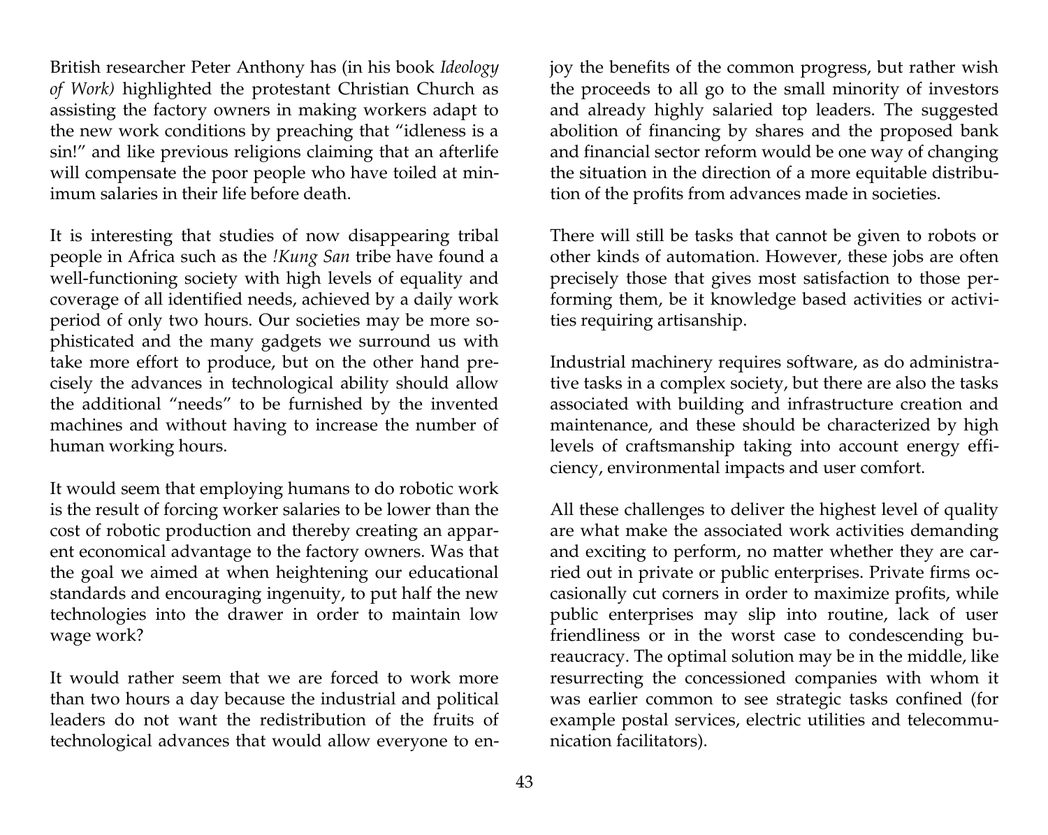British researcher Peter Anthony has (in his book *Ideology of Work)* highlighted the protestant Christian Church as assisting the factory owners in making workers adapt to the new work conditions by preaching that "idleness is a sin!" and like previous religions claiming that an afterlife will compensate the poor people who have toiled at minimum salaries in their life before death.

It is interesting that studies of now disappearing tribal people in Africa such as the *!Kung San* tribe have found a well-functioning society with high levels of equality and coverage of all identified needs, achieved by a daily work period of only two hours. Our societies may be more sophisticated and the many gadgets we surround us with take more effort to produce, but on the other hand precisely the advances in technological ability should allow the additional "needs" to be furnished by the invented machines and without having to increase the number of human working hours.

It would seem that employing humans to do robotic work is the result of forcing worker salaries to be lower than the cost of robotic production and thereby creating an apparent economical advantage to the factory owners. Was that the goal we aimed at when heightening our educational standards and encouraging ingenuity, to put half the new technologies into the drawer in order to maintain low wage work?

It would rather seem that we are forced to work more than two hours a day because the industrial and political leaders do not want the redistribution of the fruits of technological advances that would allow everyone to enjoy the benefits of the common progress, but rather wish the proceeds to all go to the small minority of investors and already highly salaried top leaders. The suggested abolition of financing by shares and the proposed bank and financial sector reform would be one way of changing the situation in the direction of a more equitable distribution of the profits from advances made in societies.

There will still be tasks that cannot be given to robots or other kinds of automation. However, these jobs are often precisely those that gives most satisfaction to those performing them, be it knowledge based activities or activities requiring artisanship.

Industrial machinery requires software, as do administrative tasks in a complex society, but there are also the tasks associated with building and infrastructure creation and maintenance, and these should be characterized by high levels of craftsmanship taking into account energy efficiency, environmental impacts and user comfort.

All these challenges to deliver the highest level of quality are what make the associated work activities demanding and exciting to perform, no matter whether they are carried out in private or public enterprises. Private firms occasionally cut corners in order to maximize profits, while public enterprises may slip into routine, lack of user friendliness or in the worst case to condescending bureaucracy. The optimal solution may be in the middle, like resurrecting the concessioned companies with whom it was earlier common to see strategic tasks confined (for example postal services, electric utilities and telecommunication facilitators).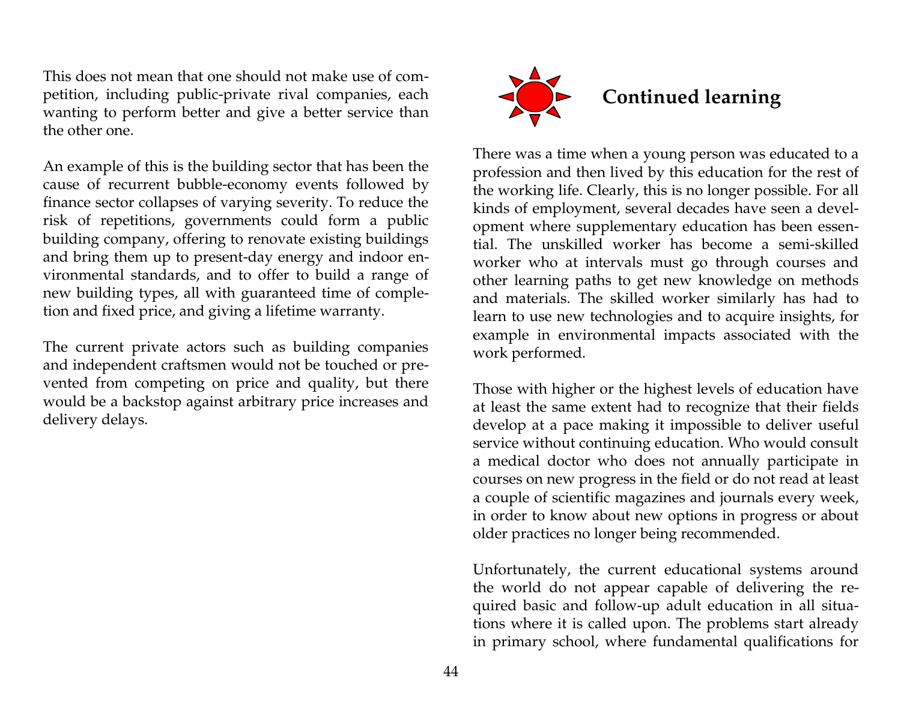This does not mean that one should not make use of competition, including public-private rival companies, each wanting to perform better and give a better service than the other one.

An example of this is the building sector that has been the cause of recurrent bubble-economy events followed by finance sector collapses of varying severity. To reduce the risk of repetitions, governments could form a public building company, offering to renovate existing buildings and bring them up to present-day energy and indoor environmental standards, and to offer to build a range of new building types, all with guaranteed time of completion and fixed price, and giving a lifetime warranty.

The current private actors such as building companies and independent craftsmen would not be touched or prevented from competing on price and quality, but there would be a backstop against arbitrary price increases and delivery delays.

## Continued learning

There was a time when a young person was educated to a profession and then lived by this education for the rest of the working life. Clearly, this is no longer possible. For all kinds of employment, several decades have seen a development where supplementary education has been essential. The unskilled worker has become a semi-skilled worker who at intervals must go through courses and other learning paths to get new knowledge on methods and materials. The skilled worker similarly has had to learn to use new technologies and to acquire insights, for example in environmental impacts associated with the work performed.

Those with higher or the highest levels of education have at least the same extent had to recognize that their fields develop at a pace making it impossible to deliver useful service without continuing education. Who would consult a medical doctor who does not annually participate in courses on new progress in the field or do not read at least a couple of scientific magazines and journals every week, in order to know about new options in progress or about older practices no longer being recommended.

Unfortunately, the current educational systems around the world do not appear capable of delivering the required basic and follow-up adult education in all situations where it is called upon. The problems start already in primary school, where fundamental qualifications for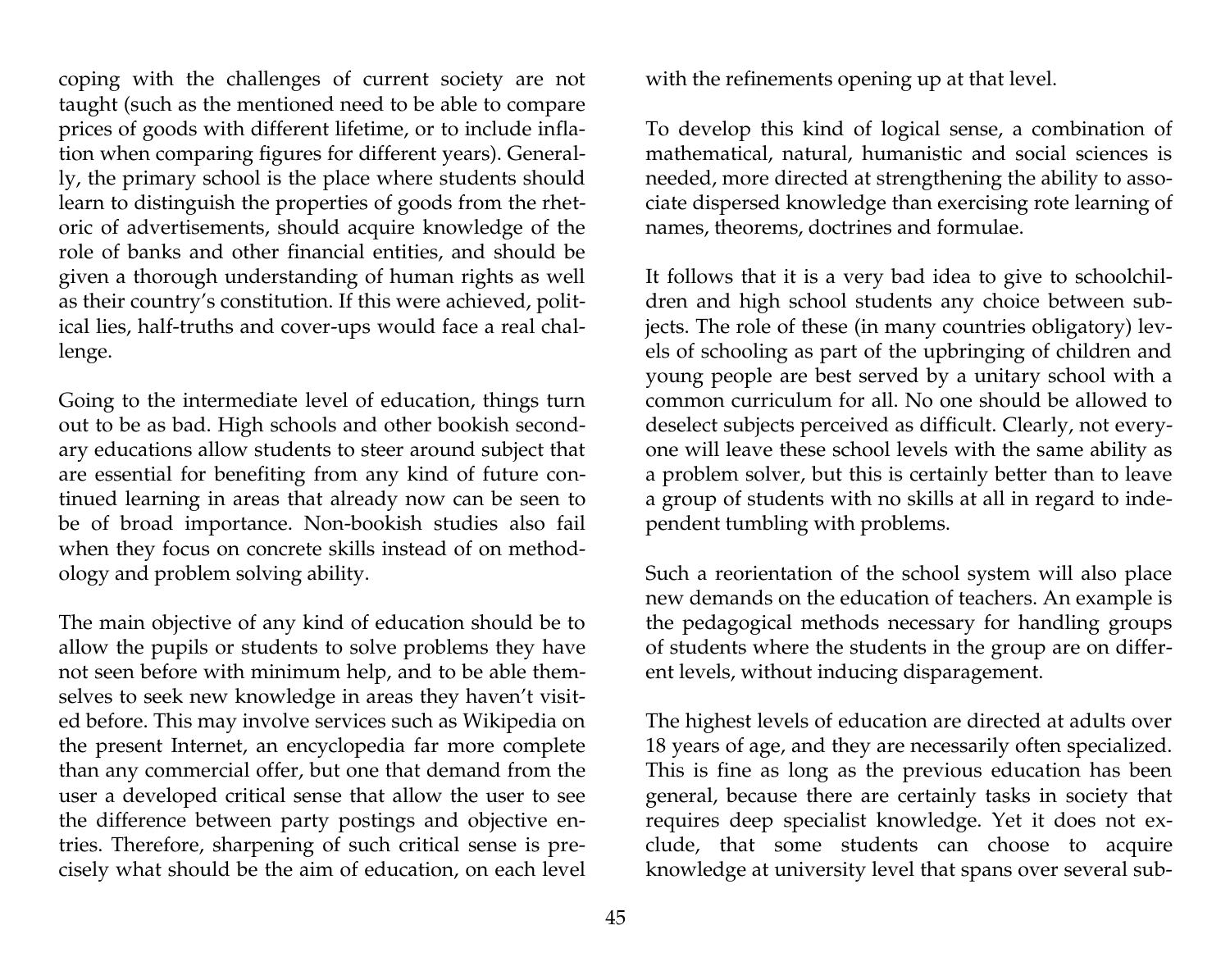coping with the challenges of current society are not taught (such as the mentioned need to be able to compare prices of goods with different lifetime, or to include inflation when comparing figures for different years). Generally, the primary school is the place where students should learn to distinguish the properties of goods from the rhetoric of advertisements, should acquire knowledge of the role of banks and other financial entities, and should be given a thorough understanding of human rights as well as their country's constitution. If this were achieved, political lies, half-truths and cover-ups would face a real challenge.

Going to the intermediate level of education, things turn out to be as bad. High schools and other bookish secondary educations allow students to steer around subject that are essential for benefiting from any kind of future continued learning in areas that already now can be seen to be of broad importance. Non-bookish studies also fail when they focus on concrete skills instead of on methodology and problem solving ability.

The main objective of any kind of education should be to allow the pupils or students to solve problems they have not seen before with minimum help, and to be able themselves to seek new knowledge in areas they haven't visited before. This may involve services such as Wikipedia on the present Internet, an encyclopedia far more complete than any commercial offer, but one that demand from the user a developed critical sense that allow the user to see the difference between party postings and objective entries. Therefore, sharpening of such critical sense is precisely what should be the aim of education, on each level with the refinements opening up at that level.

To develop this kind of logical sense, a combination of mathematical, natural, humanistic and social sciences is needed, more directed at strengthening the ability to associate dispersed knowledge than exercising rote learning of names, theorems, doctrines and formulae.

It follows that it is a very bad idea to give to schoolchildren and high school students any choice between subjects. The role of these (in many countries obligatory) levels of schooling as part of the upbringing of children and young people are best served by a unitary school with a common curriculum for all. No one should be allowed to deselect subjects perceived as difficult. Clearly, not everyone will leave these school levels with the same ability as a problem solver, but this is certainly better than to leave a group of students with no skills at all in regard to independent tumbling with problems.

Such a reorientation of the school system will also place new demands on the education of teachers. An example is the pedagogical methods necessary for handling groups of students where the students in the group are on different levels, without inducing disparagement.

The highest levels of education are directed at adults over 18 years of age, and they are necessarily often specialized. This is fine as long as the previous education has been general, because there are certainly tasks in society that requires deep specialist knowledge. Yet it does not exclude, that some students can choose to acquire knowledge at university level that spans over several sub-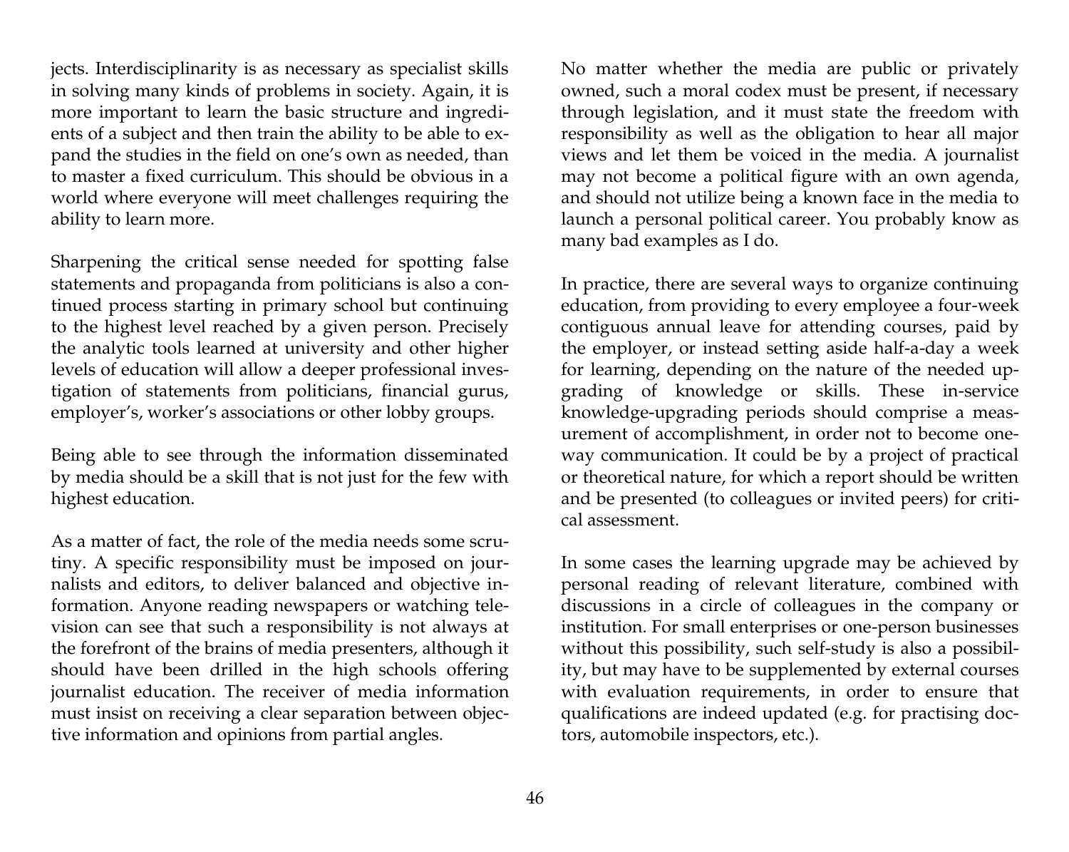jects. Interdisciplinarity is as necessary as specialist skills in solving many kinds of problems in society. Again, it is more important to learn the basic structure and ingredients of a subject and then train the ability to be able to expand the studies in the field on one's own as needed, than to master a fixed curriculum. This should be obvious in a world where everyone will meet challenges requiring the ability to learn more.

Sharpening the critical sense needed for spotting false statements and propaganda from politicians is also a continued process starting in primary school but continuing to the highest level reached by a given person. Precisely the analytic tools learned at university and other higher levels of education will allow a deeper professional investigation of statements from politicians, financial gurus, employer's, worker's associations or other lobby groups.

Being able to see through the information disseminated by media should be a skill that is not just for the few with highest education.

As a matter of fact, the role of the media needs some scrutiny. A specific responsibility must be imposed on journalists and editors, to deliver balanced and objective information. Anyone reading newspapers or watching television can see that such a responsibility is not always at the forefront of the brains of media presenters, although it should have been drilled in the high schools offering journalist education. The receiver of media information must insist on receiving a clear separation between objective information and opinions from partial angles.

No matter whether the media are public or privately owned, such a moral codex must be present, if necessary through legislation, and it must state the freedom with responsibility as well as the obligation to hear all major views and let them be voiced in the media. A journalist may not become a political figure with an own agenda, and should not utilize being a known face in the media to launch a personal political career. You probably know as many bad examples as I do.

In practice, there are several ways to organize continuing education, from providing to every employee a four-week contiguous annual leave for attending courses, paid by the employer, or instead setting aside half-a-day a week for learning, depending on the nature of the needed upgrading of knowledge or skills. These in-service knowledge-upgrading periods should comprise a measurement of accomplishment, in order not to become one-way communication. It could be by a project of practical or theoretical nature, for which a report should be written and be presented (to colleagues or invited peers) for critical assessment.

In some cases the learning upgrade may be achieved by personal reading of relevant literature, combined with discussions in a circle of colleagues in the company or institution. For small enterprises or one-person businesses without this possibility, such self-study is also a possibility, but may have to be supplemented by external courses with evaluation requirements, in order to ensure that qualifications are indeed updated (e.g. for practising doctors, automobile inspectors, etc.).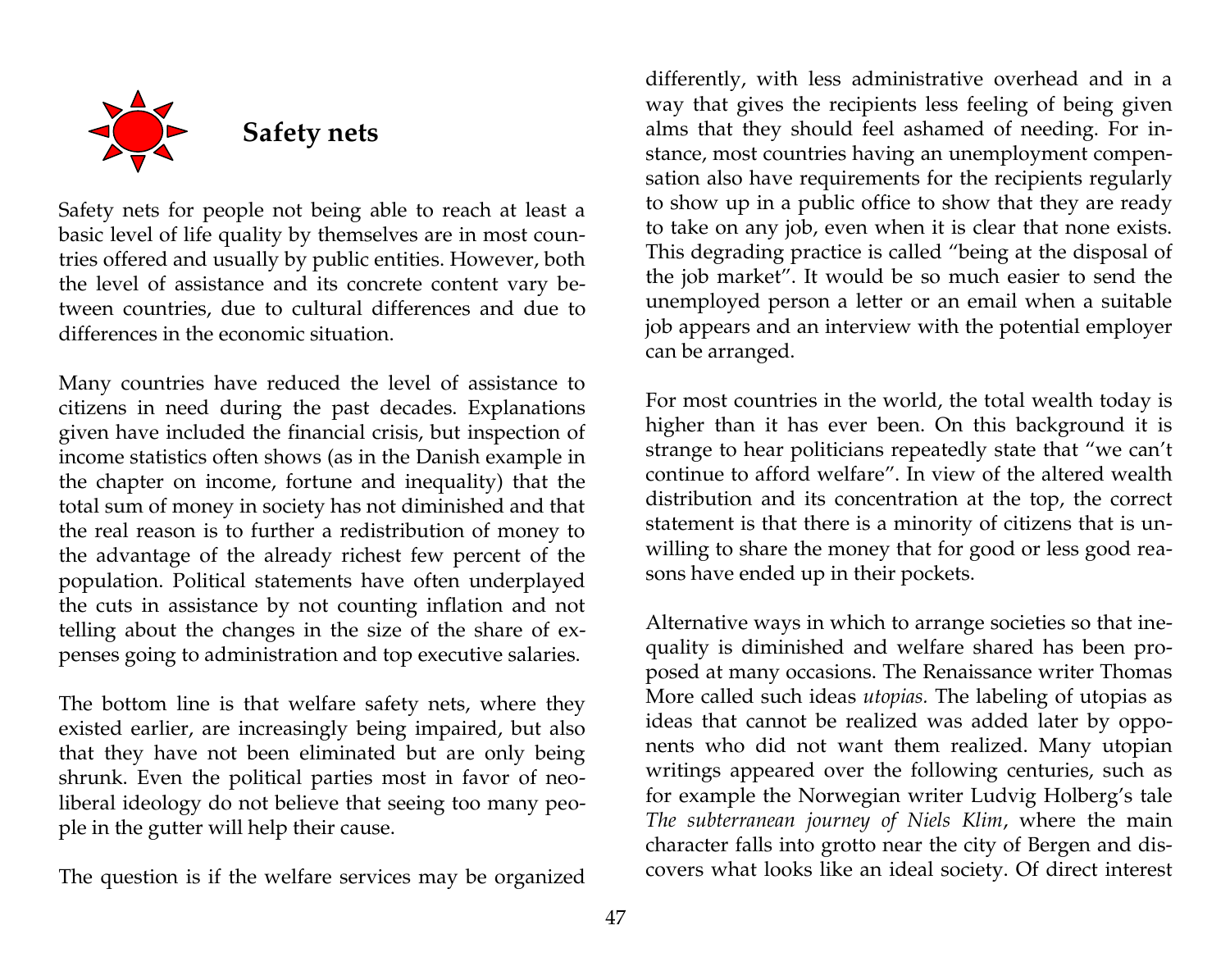## Safety nets

Safety nets for people not being able to reach at least a basic level of life quality by themselves are in most countries offered and usually by public entities. However, both the level of assistance and its concrete content vary between countries, due to cultural differences and due to differences in the economic situation.

Many countries have reduced the level of assistance to citizens in need during the past decades. Explanations given have included the financial crisis, but inspection of income statistics often shows (as in the Danish example in the chapter on income, fortune and inequality) that the total sum of money in society has not diminished and that the real reason is to further a redistribution of money to the advantage of the already richest few percent of the population. Political statements have often underplayed the cuts in assistance by not counting inflation and not telling about the changes in the size of the share of expenses going to administration and top executive salaries.

The bottom line is that welfare safety nets, where they existed earlier, are increasingly being impaired, but also that they have not been eliminated but are only being shrunk. Even the political parties most in favor of neoliberal ideology do not believe that seeing too many people in the gutter will help their cause.

The question is if the welfare services may be organized differently, with less administrative overhead and in a way that gives the recipients less feeling of being given alms that they should feel ashamed of needing. For instance, most countries having an unemployment compensation also have requirements for the recipients regularly to show up in a public office to show that they are ready to take on any job, even when it is clear that none exists. This degrading practice is called "being at the disposal of the job market". It would be so much easier to send the unemployed person a letter or an email when a suitable job appears and an interview with the potential employer can be arranged.

For most countries in the world, the total wealth today is higher than it has ever been. On this background it is strange to hear politicians repeatedly state that "we can't continue to afford welfare". In view of the altered wealth distribution and its concentration at the top, the correct statement is that there is a minority of citizens that is unwilling to share the money that for good or less good reasons have ended up in their pockets.

Alternative ways in which to arrange societies so that inequality is diminished and welfare shared has been proposed at many occasions. The Renaissance writer Thomas More called such ideas *utopias.* The labeling of utopias as ideas that cannot be realized was added later by opponents who did not want them realized. Many utopian writings appeared over the following centuries, such as for example the Norwegian writer Ludvig Holberg's tale *The subterranean journey of Niels Klim*, where the main character falls into grotto near the city of Bergen and discovers what looks like an ideal society. Of direct interest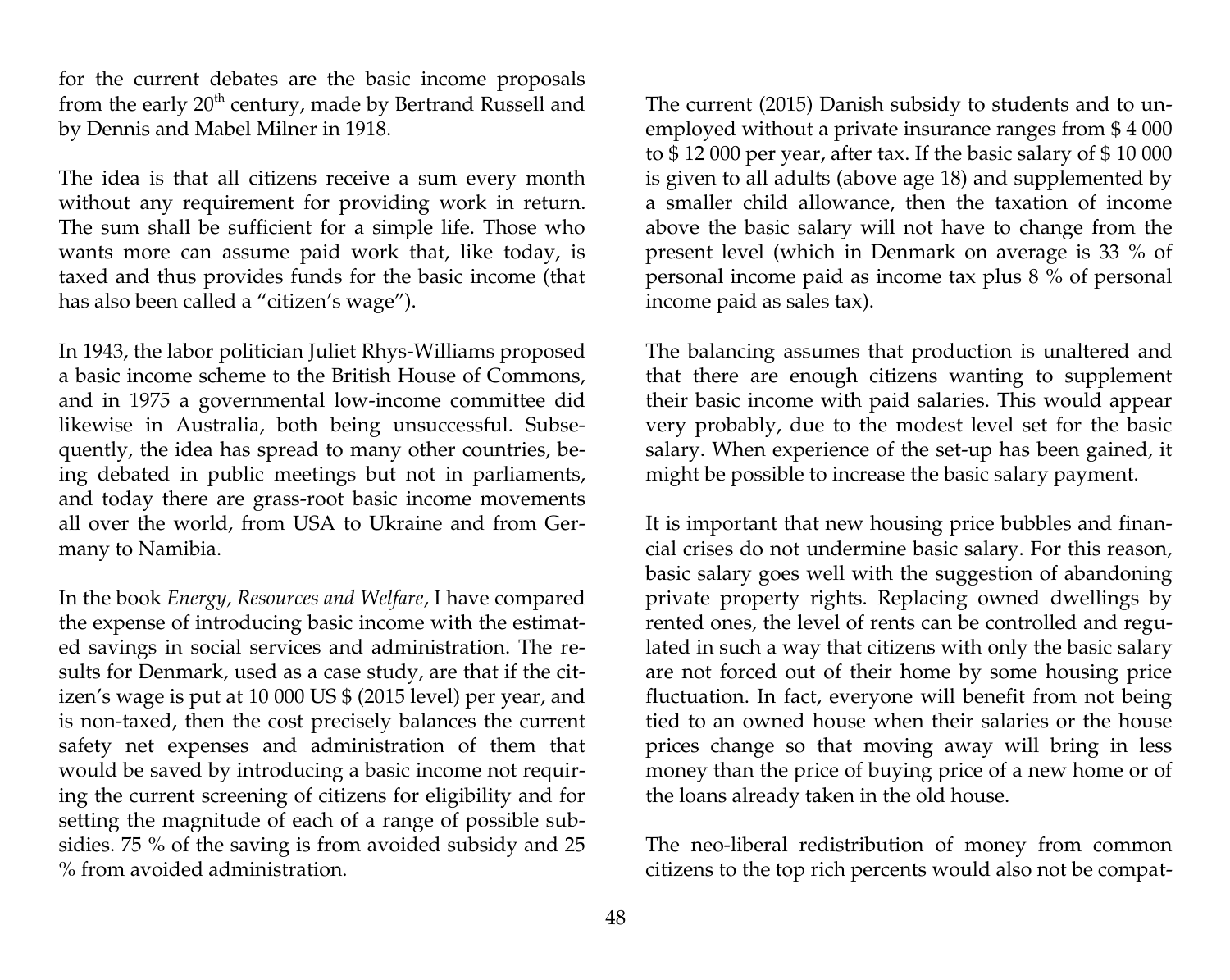for the current debates are the basic income proposals from the early 20th century, made by Bertrand Russell and by Dennis and Mabel Milner in 1918.

The idea is that all citizens receive a sum every month without any requirement for providing work in return. The sum shall be sufficient for a simple life. Those who wants more can assume paid work that, like today, is taxed and thus provides funds for the basic income (that has also been called a "citizen's wage").

In 1943, the labor politician Juliet Rhys-Williams proposed a basic income scheme to the British House of Commons, and in 1975 a governmental low-income committee did likewise in Australia, both being unsuccessful. Subsequently, the idea has spread to many other countries, being debated in public meetings but not in parliaments, and today there are grass-root basic income movements all over the world, from USA to Ukraine and from Germany to Namibia.

In the book *Energy, Resources and Welfare*, I have compared the expense of introducing basic income with the estimated savings in social services and administration. The results for Denmark, used as a case study, are that if the citizen's wage is put at 10 000 US $ (2015 level) per year, and is non-taxed, then the cost precisely balances the current safety net expenses and administration of them that would be saved by introducing a basic income not requiring the current screening of citizens for eligibility and for setting the magnitude of each of a range of possible subsidies. 75 % of the saving is from avoided subsidy and 25 % from avoided administration.

The current (2015) Danish subsidy to students and to unemployed without a private insurance ranges from $ 4 000 to $ 12 000 per year, after tax. If the basic salary of $ 10 000 is given to all adults (above age 18) and supplemented by a smaller child allowance, then the taxation of income above the basic salary will not have to change from the present level (which in Denmark on average is 33 % of personal income paid as income tax plus 8 % of personal income paid as sales tax).

The balancing assumes that production is unaltered and that there are enough citizens wanting to supplement their basic income with paid salaries. This would appear very probably, due to the modest level set for the basic salary. When experience of the set-up has been gained, it might be possible to increase the basic salary payment.

It is important that new housing price bubbles and financial crises do not undermine basic salary. For this reason, basic salary goes well with the suggestion of abandoning private property rights. Replacing owned dwellings by rented ones, the level of rents can be controlled and regulated in such a way that citizens with only the basic salary are not forced out of their home by some housing price fluctuation. In fact, everyone will benefit from not being tied to an owned house when their salaries or the house prices change so that moving away will bring in less money than the price of buying price of a new home or of the loans already taken in the old house.

The neo-liberal redistribution of money from common citizens to the top rich percents would also not be compat-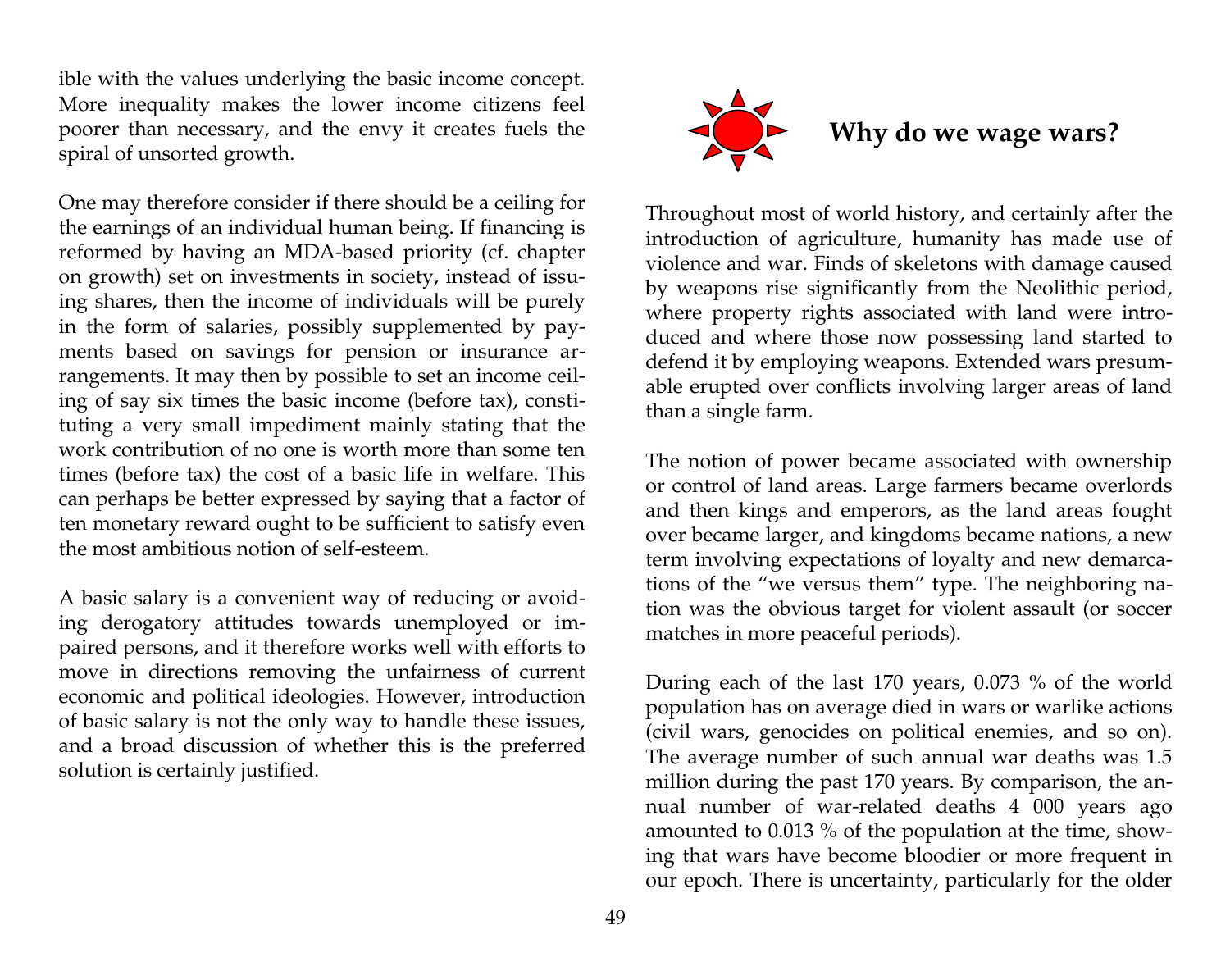ible with the values underlying the basic income concept. More inequality makes the lower income citizens feel poorer than necessary, and the envy it creates fuels the spiral of unsorted growth.

One may therefore consider if there should be a ceiling for the earnings of an individual human being. If financing is reformed by having an MDA-based priority (cf. chapter on growth) set on investments in society, instead of issuing shares, then the income of individuals will be purely in the form of salaries, possibly supplemented by payments based on savings for pension or insurance arrangements. It may then by possible to set an income ceiling of say six times the basic income (before tax), constituting a very small impediment mainly stating that the work contribution of no one is worth more than some ten times (before tax) the cost of a basic life in welfare. This can perhaps be better expressed by saying that a factor of ten monetary reward ought to be sufficient to satisfy even the most ambitious notion of self-esteem.

A basic salary is a convenient way of reducing or avoiding derogatory attitudes towards unemployed or impaired persons, and it therefore works well with efforts to move in directions removing the unfairness of current economic and political ideologies. However, introduction of basic salary is not the only way to handle these issues, and a broad discussion of whether this is the preferred solution is certainly justified.

## Why do we wage wars?

Throughout most of world history, and certainly after the introduction of agriculture, humanity has made use of violence and war. Finds of skeletons with damage caused by weapons rise significantly from the Neolithic period, where property rights associated with land were introduced and where those now possessing land started to defend it by employing weapons. Extended wars presumable erupted over conflicts involving larger areas of land than a single farm.

The notion of power became associated with ownership or control of land areas. Large farmers became overlords and then kings and emperors, as the land areas fought over became larger, and kingdoms became nations, a new term involving expectations of loyalty and new demarcations of the "we versus them" type. The neighboring nation was the obvious target for violent assault (or soccer matches in more peaceful periods).

During each of the last 170 years, 0.073 % of the world population has on average died in wars or warlike actions (civil wars, genocides on political enemies, and so on). The average number of such annual war deaths was 1.5 million during the past 170 years. By comparison, the annual number of war-related deaths 4 000 years ago amounted to 0.013 % of the population at the time, showing that wars have become bloodier or more frequent in our epoch. There is uncertainty, particularly for the older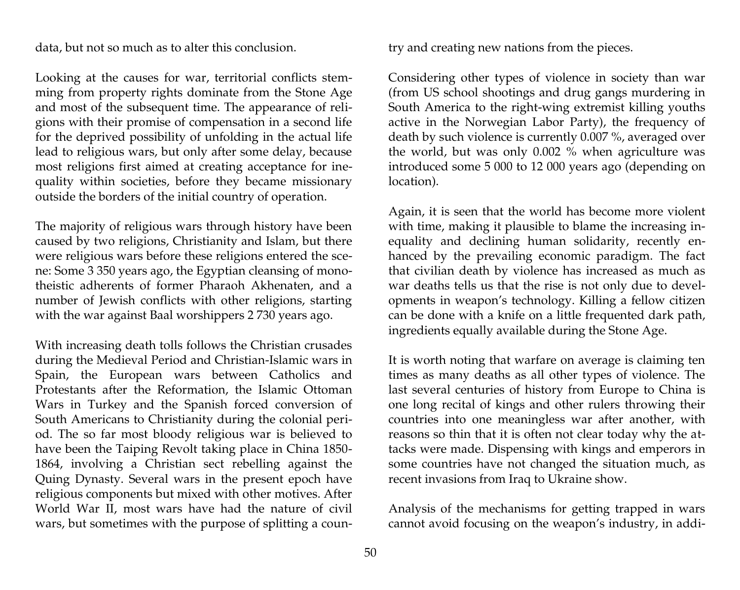data, but not so much as to alter this conclusion.

Looking at the causes for war, territorial conflicts stemming from property rights dominate from the Stone Age and most of the subsequent time. The appearance of religions with their promise of compensation in a second life for the deprived possibility of unfolding in the actual life lead to religious wars, but only after some delay, because most religions first aimed at creating acceptance for inequality within societies, before they became missionary outside the borders of the initial country of operation.

The majority of religious wars through history have been caused by two religions, Christianity and Islam, but there were religious wars before these religions entered the scene: Some 3 350 years ago, the Egyptian cleansing of monotheistic adherents of former Pharaoh Akhenaten, and a number of Jewish conflicts with other religions, starting with the war against Baal worshippers 2 730 years ago.

With increasing death tolls follows the Christian crusades during the Medieval Period and Christian-Islamic wars in Spain, the European wars between Catholics and Protestants after the Reformation, the Islamic Ottoman Wars in Turkey and the Spanish forced conversion of South Americans to Christianity during the colonial period. The so far most bloody religious war is believed to have been the Taiping Revolt taking place in China 1850-1864, involving a Christian sect rebelling against the Quing Dynasty. Several wars in the present epoch have religious components but mixed with other motives. After World War II, most wars have had the nature of civil wars, but sometimes with the purpose of splitting a country and creating new nations from the pieces.

Considering other types of violence in society than war (from US school shootings and drug gangs murdering in South America to the right-wing extremist killing youths active in the Norwegian Labor Party), the frequency of death by such violence is currently 0.007 %, averaged over the world, but was only 0.002 % when agriculture was introduced some 5 000 to 12 000 years ago (depending on location).

Again, it is seen that the world has become more violent with time, making it plausible to blame the increasing inequality and declining human solidarity, recently enhanced by the prevailing economic paradigm. The fact that civilian death by violence has increased as much as war deaths tells us that the rise is not only due to developments in weapon's technology. Killing a fellow citizen can be done with a knife on a little frequented dark path, ingredients equally available during the Stone Age.

It is worth noting that warfare on average is claiming ten times as many deaths as all other types of violence. The last several centuries of history from Europe to China is one long recital of kings and other rulers throwing their countries into one meaningless war after another, with reasons so thin that it is often not clear today why the attacks were made. Dispensing with kings and emperors in some countries have not changed the situation much, as recent invasions from Iraq to Ukraine show.

Analysis of the mechanisms for getting trapped in wars cannot avoid focusing on the weapon's industry, in addi-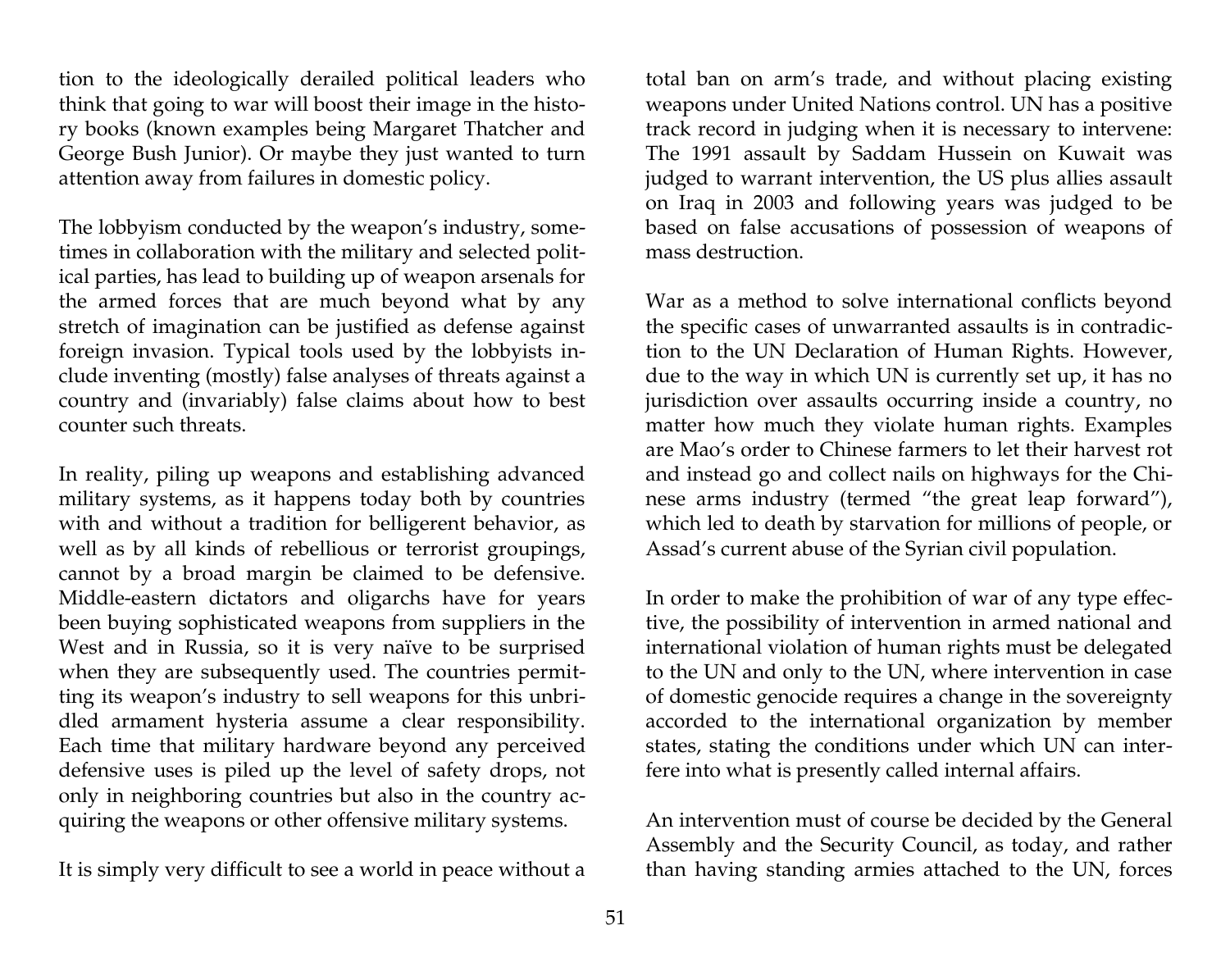tion to the ideologically derailed political leaders who think that going to war will boost their image in the history books (known examples being Margaret Thatcher and George Bush Junior). Or maybe they just wanted to turn attention away from failures in domestic policy.

The lobbyism conducted by the weapon's industry, sometimes in collaboration with the military and selected political parties, has lead to building up of weapon arsenals for the armed forces that are much beyond what by any stretch of imagination can be justified as defense against foreign invasion. Typical tools used by the lobbyists include inventing (mostly) false analyses of threats against a country and (invariably) false claims about how to best counter such threats.

In reality, piling up weapons and establishing advanced military systems, as it happens today both by countries with and without a tradition for belligerent behavior, as well as by all kinds of rebellious or terrorist groupings, cannot by a broad margin be claimed to be defensive. Middle-eastern dictators and oligarchs have for years been buying sophisticated weapons from suppliers in the West and in Russia, so it is very naïve to be surprised when they are subsequently used. The countries permitting its weapon's industry to sell weapons for this unbridled armament hysteria assume a clear responsibility. Each time that military hardware beyond any perceived defensive uses is piled up the level of safety drops, not only in neighboring countries but also in the country acquiring the weapons or other offensive military systems.

It is simply very difficult to see a world in peace without a total ban on arm's trade, and without placing existing weapons under United Nations control. UN has a positive track record in judging when it is necessary to intervene: The 1991 assault by Saddam Hussein on Kuwait was judged to warrant intervention, the US plus allies assault on Iraq in 2003 and following years was judged to be based on false accusations of possession of weapons of mass destruction.

War as a method to solve international conflicts beyond the specific cases of unwarranted assaults is in contradiction to the UN Declaration of Human Rights. However, due to the way in which UN is currently set up, it has no jurisdiction over assaults occurring inside a country, no matter how much they violate human rights. Examples are Mao's order to Chinese farmers to let their harvest rot and instead go and collect nails on highways for the Chinese arms industry (termed "the great leap forward"), which led to death by starvation for millions of people, or Assad's current abuse of the Syrian civil population.

In order to make the prohibition of war of any type effective, the possibility of intervention in armed national and international violation of human rights must be delegated to the UN and only to the UN, where intervention in case of domestic genocide requires a change in the sovereignty accorded to the international organization by member states, stating the conditions under which UN can interfere into what is presently called internal affairs.

An intervention must of course be decided by the General Assembly and the Security Council, as today, and rather than having standing armies attached to the UN, forces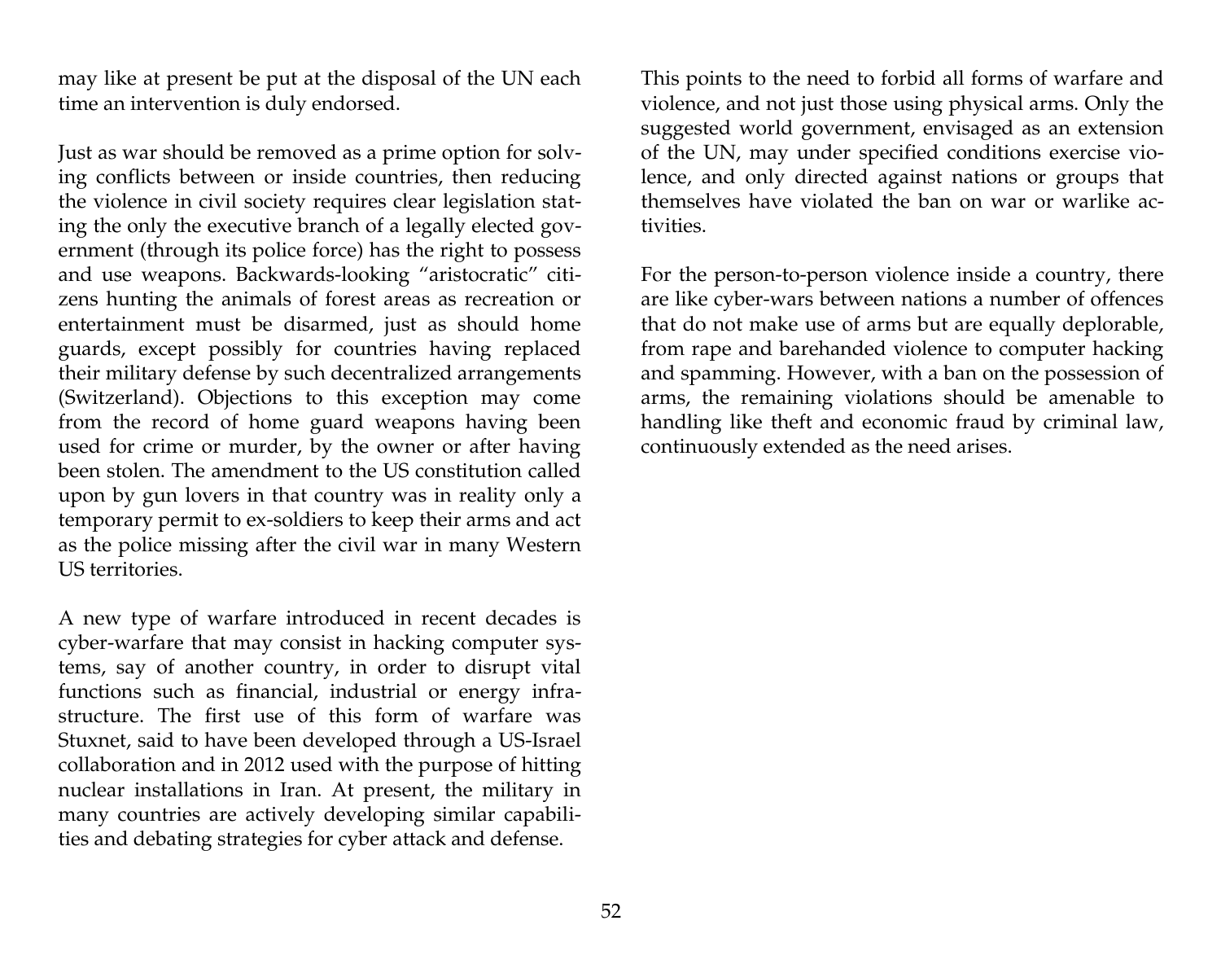may like at present be put at the disposal of the UN each time an intervention is duly endorsed.

Just as war should be removed as a prime option for solving conflicts between or inside countries, then reducing the violence in civil society requires clear legislation stating the only the executive branch of a legally elected government (through its police force) has the right to possess and use weapons. Backwards-looking "aristocratic" citizens hunting the animals of forest areas as recreation or entertainment must be disarmed, just as should home guards, except possibly for countries having replaced their military defense by such decentralized arrangements (Switzerland). Objections to this exception may come from the record of home guard weapons having been used for crime or murder, by the owner or after having been stolen. The amendment to the US constitution called upon by gun lovers in that country was in reality only a temporary permit to ex-soldiers to keep their arms and act as the police missing after the civil war in many Western US territories.

A new type of warfare introduced in recent decades is cyber-warfare that may consist in hacking computer systems, say of another country, in order to disrupt vital functions such as financial, industrial or energy infrastructure. The first use of this form of warfare was Stuxnet, said to have been developed through a US-Israel collaboration and in 2012 used with the purpose of hitting nuclear installations in Iran. At present, the military in many countries are actively developing similar capabilities and debating strategies for cyber attack and defense.

This points to the need to forbid all forms of warfare and violence, and not just those using physical arms. Only the suggested world government, envisaged as an extension of the UN, may under specified conditions exercise violence, and only directed against nations or groups that themselves have violated the ban on war or warlike activities.

For the person-to-person violence inside a country, there are like cyber-wars between nations a number of offences that do not make use of arms but are equally deplorable, from rape and barehanded violence to computer hacking and spamming. However, with a ban on the possession of arms, the remaining violations should be amenable to handling like theft and economic fraud by criminal law, continuously extended as the need arises.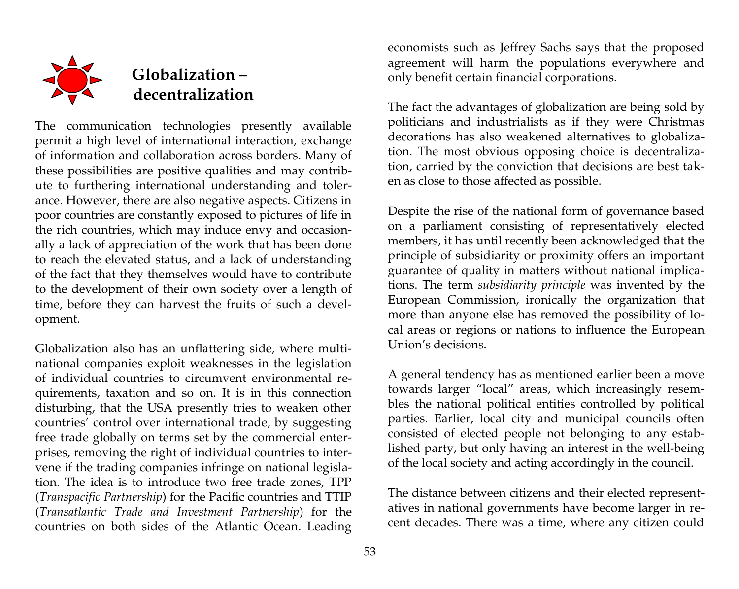## Globalization – decentralization

The communication technologies presently available permit a high level of international interaction, exchange of information and collaboration across borders. Many of these possibilities are positive qualities and may contribute to furthering international understanding and tolerance. However, there are also negative aspects. Citizens in poor countries are constantly exposed to pictures of life in the rich countries, which may induce envy and occasionally a lack of appreciation of the work that has been done to reach the elevated status, and a lack of understanding of the fact that they themselves would have to contribute to the development of their own society over a length of time, before they can harvest the fruits of such a development.

Globalization also has an unflattering side, where multinational companies exploit weaknesses in the legislation of individual countries to circumvent environmental requirements, taxation and so on. It is in this connection disturbing, that the USA presently tries to weaken other countries' control over international trade, by suggesting free trade globally on terms set by the commercial enterprises, removing the right of individual countries to intervene if the trading companies infringe on national legislation. The idea is to introduce two free trade zones, TPP (*Transpacific Partnership*) for the Pacific countries and TTIP (*Transatlantic Trade and Investment Partnership*) for the countries on both sides of the Atlantic Ocean. Leading economists such as Jeffrey Sachs says that the proposed agreement will harm the populations everywhere and only benefit certain financial corporations.

The fact the advantages of globalization are being sold by politicians and industrialists as if they were Christmas decorations has also weakened alternatives to globalization. The most obvious opposing choice is decentralization, carried by the conviction that decisions are best taken as close to those affected as possible.

Despite the rise of the national form of governance based on a parliament consisting of representatively elected members, it has until recently been acknowledged that the principle of subsidiarity or proximity offers an important guarantee of quality in matters without national implications. The term *subsidiarity principle* was invented by the European Commission, ironically the organization that more than anyone else has removed the possibility of local areas or regions or nations to influence the European Union's decisions.

A general tendency has as mentioned earlier been a move towards larger "local" areas, which increasingly resembles the national political entities controlled by political parties. Earlier, local city and municipal councils often consisted of elected people not belonging to any established party, but only having an interest in the well-being of the local society and acting accordingly in the council.

The distance between citizens and their elected representatives in national governments have become larger in recent decades. There was a time, where any citizen could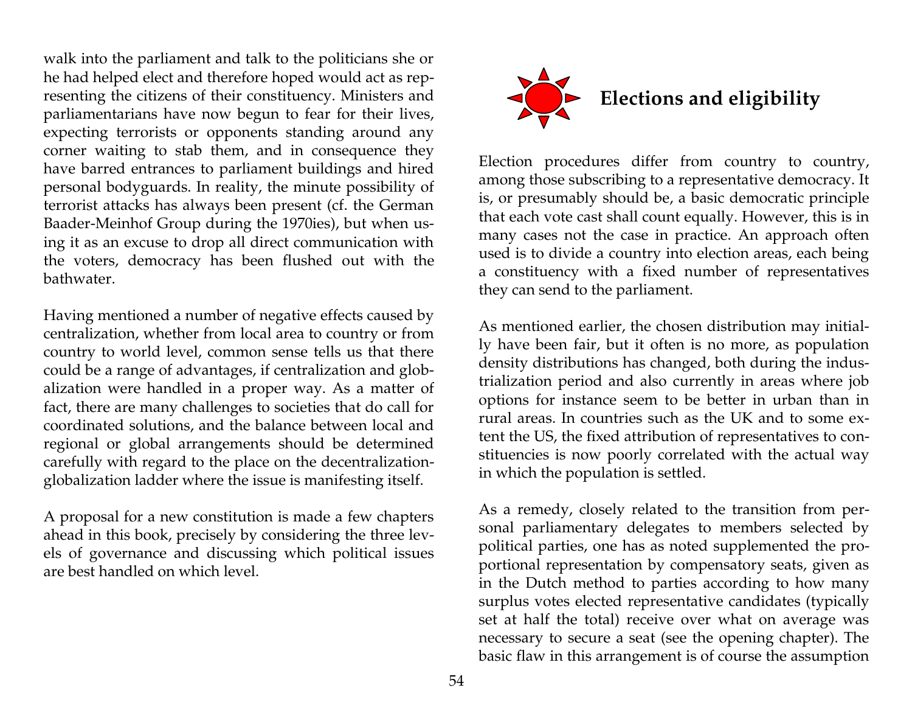walk into the parliament and talk to the politicians she or he had helped elect and therefore hoped would act as representing the citizens of their constituency. Ministers and parliamentarians have now begun to fear for their lives, expecting terrorists or opponents standing around any corner waiting to stab them, and in consequence they have barred entrances to parliament buildings and hired personal bodyguards. In reality, the minute possibility of terrorist attacks has always been present (cf. the German Baader-Meinhof Group during the 1970ies), but when using it as an excuse to drop all direct communication with the voters, democracy has been flushed out with the bathwater.

Having mentioned a number of negative effects caused by centralization, whether from local area to country or from country to world level, common sense tells us that there could be a range of advantages, if centralization and globalization were handled in a proper way. As a matter of fact, there are many challenges to societies that do call for coordinated solutions, and the balance between local and regional or global arrangements should be determined carefully with regard to the place on the decentralization-globalization ladder where the issue is manifesting itself.

A proposal for a new constitution is made a few chapters ahead in this book, precisely by considering the three levels of governance and discussing which political issues are best handled on which level.

## Elections and eligibility

Election procedures differ from country to country, among those subscribing to a representative democracy. It is, or presumably should be, a basic democratic principle that each vote cast shall count equally. However, this is in many cases not the case in practice. An approach often used is to divide a country into election areas, each being a constituency with a fixed number of representatives they can send to the parliament.

As mentioned earlier, the chosen distribution may initially have been fair, but it often is no more, as population density distributions has changed, both during the industrialization period and also currently in areas where job options for instance seem to be better in urban than in rural areas. In countries such as the UK and to some extent the US, the fixed attribution of representatives to constituencies is now poorly correlated with the actual way in which the population is settled.

As a remedy, closely related to the transition from personal parliamentary delegates to members selected by political parties, one has as noted supplemented the proportional representation by compensatory seats, given as in the Dutch method to parties according to how many surplus votes elected representative candidates (typically set at half the total) receive over what on average was necessary to secure a seat (see the opening chapter). The basic flaw in this arrangement is of course the assumption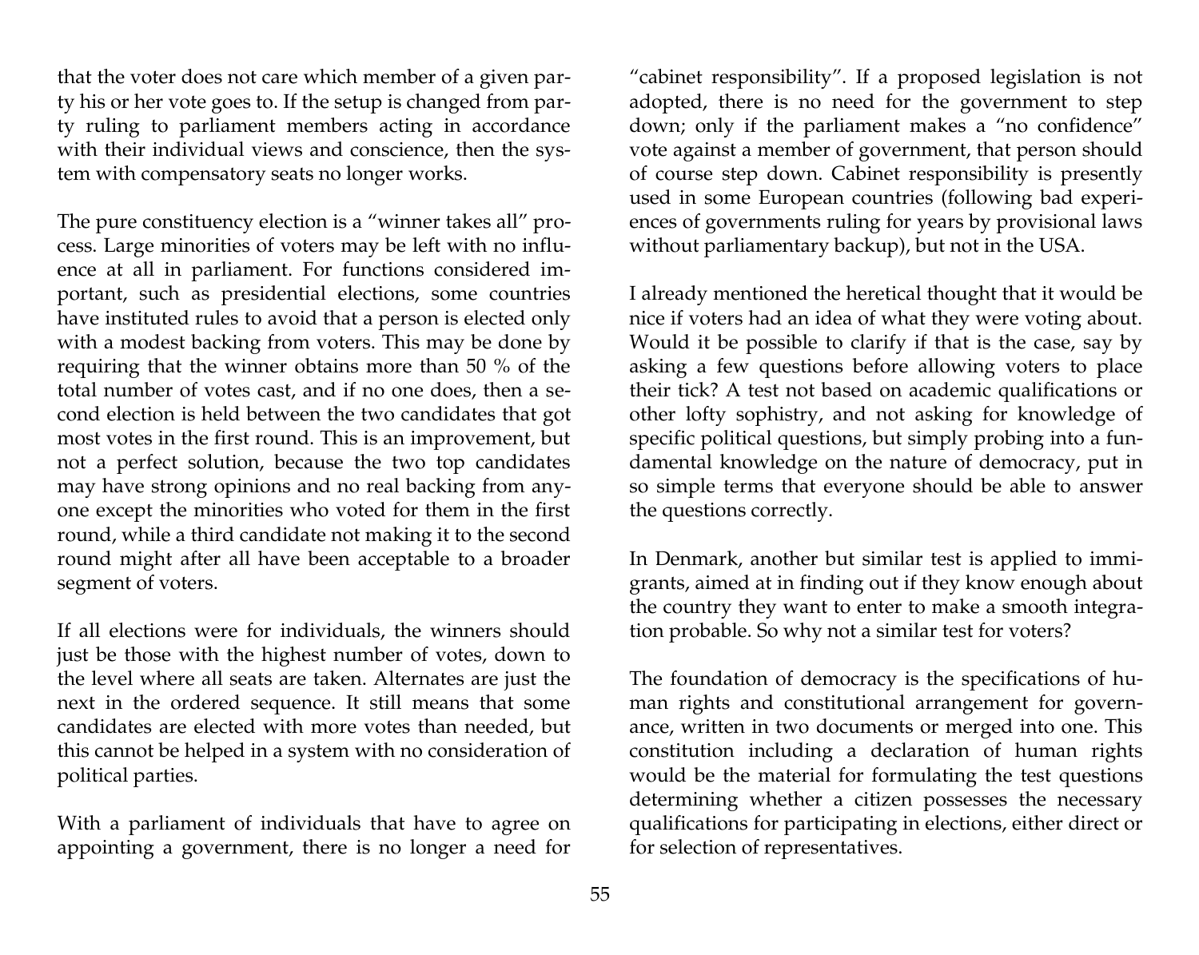that the voter does not care which member of a given party his or her vote goes to. If the setup is changed from party ruling to parliament members acting in accordance with their individual views and conscience, then the system with compensatory seats no longer works.

The pure constituency election is a "winner takes all" process. Large minorities of voters may be left with no influence at all in parliament. For functions considered important, such as presidential elections, some countries have instituted rules to avoid that a person is elected only with a modest backing from voters. This may be done by requiring that the winner obtains more than 50 % of the total number of votes cast, and if no one does, then a second election is held between the two candidates that got most votes in the first round. This is an improvement, but not a perfect solution, because the two top candidates may have strong opinions and no real backing from anyone except the minorities who voted for them in the first round, while a third candidate not making it to the second round might after all have been acceptable to a broader segment of voters.

If all elections were for individuals, the winners should just be those with the highest number of votes, down to the level where all seats are taken. Alternates are just the next in the ordered sequence. It still means that some candidates are elected with more votes than needed, but this cannot be helped in a system with no consideration of political parties.

With a parliament of individuals that have to agree on appointing a government, there is no longer a need for "cabinet responsibility". If a proposed legislation is not adopted, there is no need for the government to step down; only if the parliament makes a "no confidence" vote against a member of government, that person should of course step down. Cabinet responsibility is presently used in some European countries (following bad experiences of governments ruling for years by provisional laws without parliamentary backup), but not in the USA.

I already mentioned the heretical thought that it would be nice if voters had an idea of what they were voting about. Would it be possible to clarify if that is the case, say by asking a few questions before allowing voters to place their tick? A test not based on academic qualifications or other lofty sophistry, and not asking for knowledge of specific political questions, but simply probing into a fundamental knowledge on the nature of democracy, put in so simple terms that everyone should be able to answer the questions correctly.

In Denmark, another but similar test is applied to immigrants, aimed at in finding out if they know enough about the country they want to enter to make a smooth integration probable. So why not a similar test for voters?

The foundation of democracy is the specifications of human rights and constitutional arrangement for governance, written in two documents or merged into one. This constitution including a declaration of human rights would be the material for formulating the test questions determining whether a citizen possesses the necessary qualifications for participating in elections, either direct or for selection of representatives.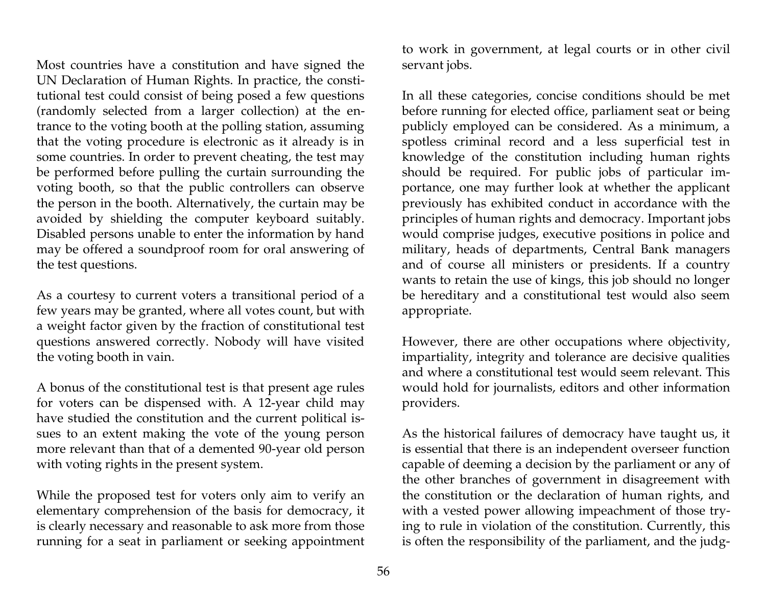Most countries have a constitution and have signed the UN Declaration of Human Rights. In practice, the constitutional test could consist of being posed a few questions (randomly selected from a larger collection) at the entrance to the voting booth at the polling station, assuming that the voting procedure is electronic as it already is in some countries. In order to prevent cheating, the test may be performed before pulling the curtain surrounding the voting booth, so that the public controllers can observe the person in the booth. Alternatively, the curtain may be avoided by shielding the computer keyboard suitably. Disabled persons unable to enter the information by hand may be offered a soundproof room for oral answering of the test questions.

As a courtesy to current voters a transitional period of a few years may be granted, where all votes count, but with a weight factor given by the fraction of constitutional test questions answered correctly. Nobody will have visited the voting booth in vain.

A bonus of the constitutional test is that present age rules for voters can be dispensed with. A 12-year child may have studied the constitution and the current political issues to an extent making the vote of the young person more relevant than that of a demented 90-year old person with voting rights in the present system.

While the proposed test for voters only aim to verify an elementary comprehension of the basis for democracy, it is clearly necessary and reasonable to ask more from those running for a seat in parliament or seeking appointment to work in government, at legal courts or in other civil servant jobs.

In all these categories, concise conditions should be met before running for elected office, parliament seat or being publicly employed can be considered. As a minimum, a spotless criminal record and a less superficial test in knowledge of the constitution including human rights should be required. For public jobs of particular importance, one may further look at whether the applicant previously has exhibited conduct in accordance with the principles of human rights and democracy. Important jobs would comprise judges, executive positions in police and military, heads of departments, Central Bank managers and of course all ministers or presidents. If a country wants to retain the use of kings, this job should no longer be hereditary and a constitutional test would also seem appropriate.

However, there are other occupations where objectivity, impartiality, integrity and tolerance are decisive qualities and where a constitutional test would seem relevant. This would hold for journalists, editors and other information providers.

As the historical failures of democracy have taught us, it is essential that there is an independent overseer function capable of deeming a decision by the parliament or any of the other branches of government in disagreement with the constitution or the declaration of human rights, and with a vested power allowing impeachment of those trying to rule in violation of the constitution. Currently, this is often the responsibility of the parliament, and the judg-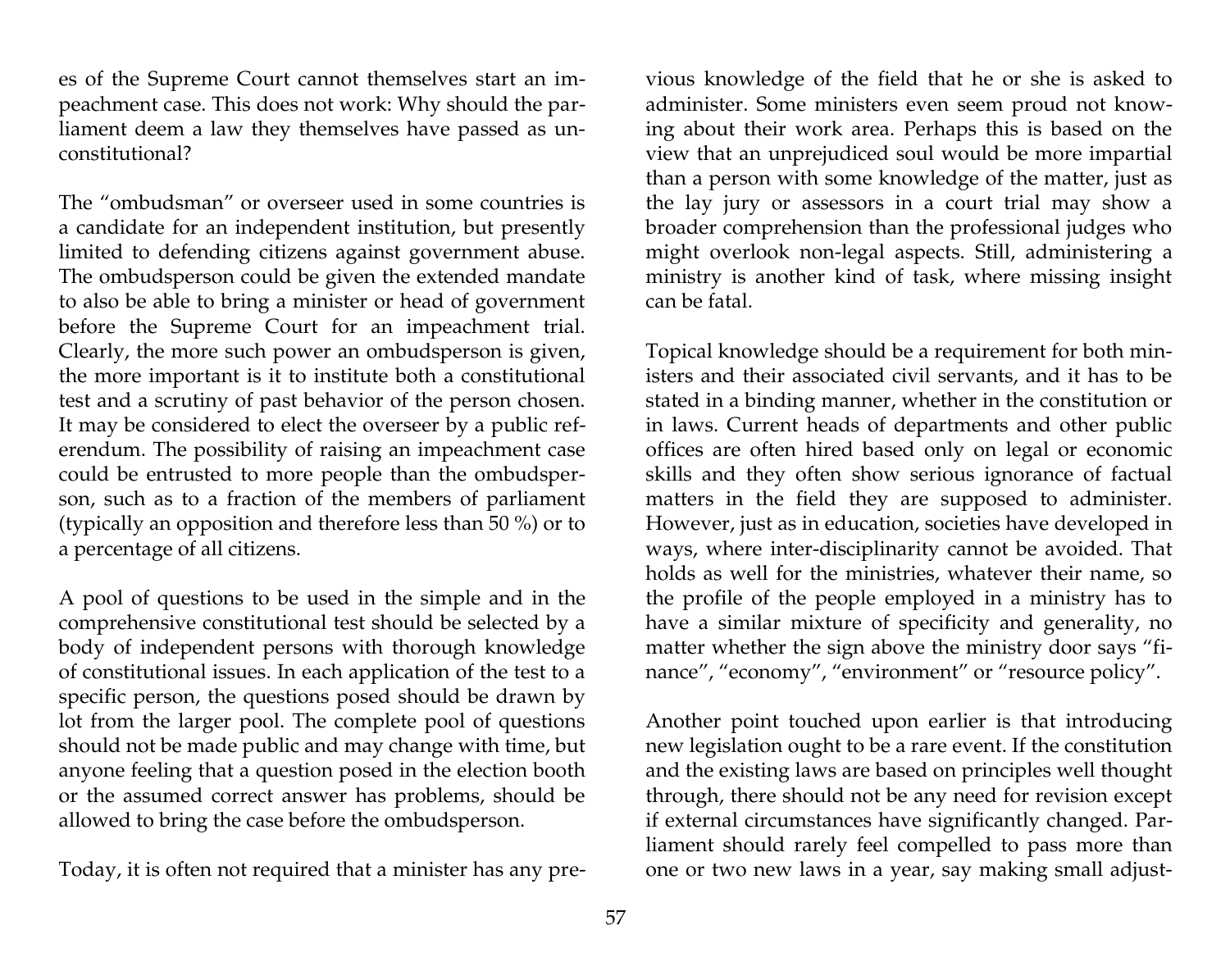es of the Supreme Court cannot themselves start an impeachment case. This does not work: Why should the parliament deem a law they themselves have passed as unconstitutional?

The "ombudsman" or overseer used in some countries is a candidate for an independent institution, but presently limited to defending citizens against government abuse. The ombudsperson could be given the extended mandate to also be able to bring a minister or head of government before the Supreme Court for an impeachment trial. Clearly, the more such power an ombudsperson is given, the more important is it to institute both a constitutional test and a scrutiny of past behavior of the person chosen. It may be considered to elect the overseer by a public referendum. The possibility of raising an impeachment case could be entrusted to more people than the ombudsperson, such as to a fraction of the members of parliament (typically an opposition and therefore less than 50 %) or to a percentage of all citizens.

A pool of questions to be used in the simple and in the comprehensive constitutional test should be selected by a body of independent persons with thorough knowledge of constitutional issues. In each application of the test to a specific person, the questions posed should be drawn by lot from the larger pool. The complete pool of questions should not be made public and may change with time, but anyone feeling that a question posed in the election booth or the assumed correct answer has problems, should be allowed to bring the case before the ombudsperson.

Today, it is often not required that a minister has any previous knowledge of the field that he or she is asked to administer. Some ministers even seem proud not knowing about their work area. Perhaps this is based on the view that an unprejudiced soul would be more impartial than a person with some knowledge of the matter, just as the lay jury or assessors in a court trial may show a broader comprehension than the professional judges who might overlook non-legal aspects. Still, administering a ministry is another kind of task, where missing insight can be fatal.

Topical knowledge should be a requirement for both ministers and their associated civil servants, and it has to be stated in a binding manner, whether in the constitution or in laws. Current heads of departments and other public offices are often hired based only on legal or economic skills and they often show serious ignorance of factual matters in the field they are supposed to administer. However, just as in education, societies have developed in ways, where inter-disciplinarity cannot be avoided. That holds as well for the ministries, whatever their name, so the profile of the people employed in a ministry has to have a similar mixture of specificity and generality, no matter whether the sign above the ministry door says "finance", "economy", "environment" or "resource policy".

Another point touched upon earlier is that introducing new legislation ought to be a rare event. If the constitution and the existing laws are based on principles well thought through, there should not be any need for revision except if external circumstances have significantly changed. Parliament should rarely feel compelled to pass more than one or two new laws in a year, say making small adjust-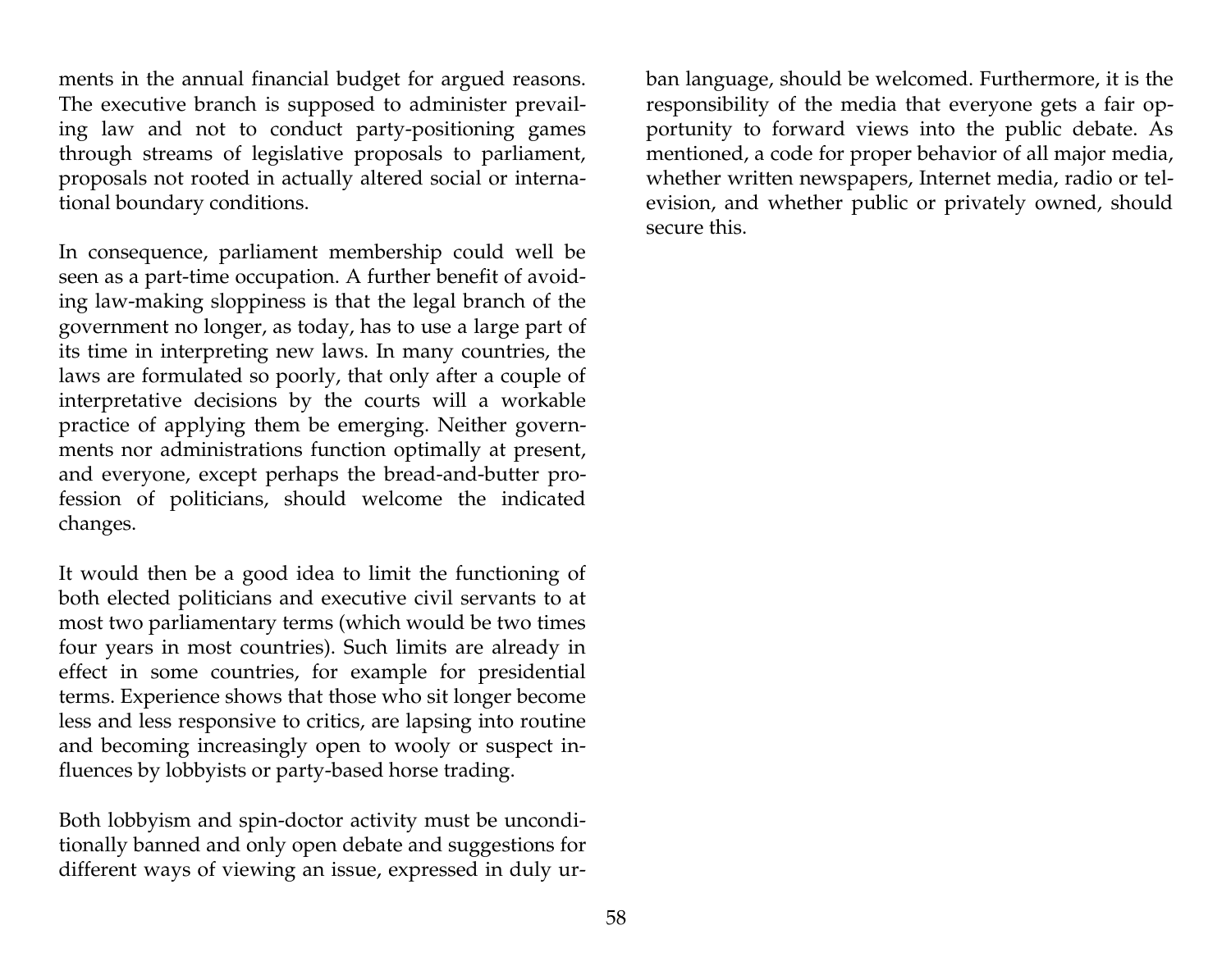ments in the annual financial budget for argued reasons. The executive branch is supposed to administer prevailing law and not to conduct party-positioning games through streams of legislative proposals to parliament, proposals not rooted in actually altered social or international boundary conditions.

In consequence, parliament membership could well be seen as a part-time occupation. A further benefit of avoiding law-making sloppiness is that the legal branch of the government no longer, as today, has to use a large part of its time in interpreting new laws. In many countries, the laws are formulated so poorly, that only after a couple of interpretative decisions by the courts will a workable practice of applying them be emerging. Neither governments nor administrations function optimally at present, and everyone, except perhaps the bread-and-butter profession of politicians, should welcome the indicated changes.

It would then be a good idea to limit the functioning of both elected politicians and executive civil servants to at most two parliamentary terms (which would be two times four years in most countries). Such limits are already in effect in some countries, for example for presidential terms. Experience shows that those who sit longer become less and less responsive to critics, are lapsing into routine and becoming increasingly open to wooly or suspect influences by lobbyists or party-based horse trading.

Both lobbyism and spin-doctor activity must be unconditionally banned and only open debate and suggestions for different ways of viewing an issue, expressed in duly urban language, should be welcomed. Furthermore, it is the responsibility of the media that everyone gets a fair opportunity to forward views into the public debate. As mentioned, a code for proper behavior of all major media, whether written newspapers, Internet media, radio or television, and whether public or privately owned, should secure this.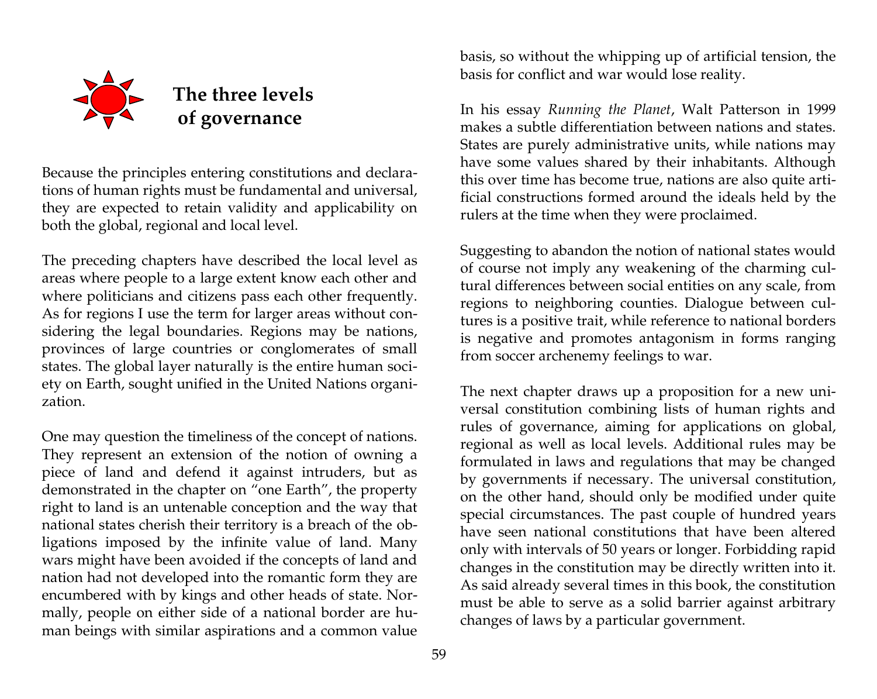# The three levels of governance

Because the principles entering constitutions and declarations of human rights must be fundamental and universal, they are expected to retain validity and applicability on both the global, regional and local level.

The preceding chapters have described the local level as areas where people to a large extent know each other and where politicians and citizens pass each other frequently. As for regions I use the term for larger areas without considering the legal boundaries. Regions may be nations, provinces of large countries or conglomerates of small states. The global layer naturally is the entire human society on Earth, sought unified in the United Nations organization.

One may question the timeliness of the concept of nations. They represent an extension of the notion of owning a piece of land and defend it against intruders, but as demonstrated in the chapter on "one Earth", the property right to land is an untenable conception and the way that national states cherish their territory is a breach of the obligations imposed by the infinite value of land. Many wars might have been avoided if the concepts of land and nation had not developed into the romantic form they are encumbered with by kings and other heads of state. Normally, people on either side of a national border are human beings with similar aspirations and a common value basis, so without the whipping up of artificial tension, the basis for conflict and war would lose reality.

In his essay *Running the Planet*, Walt Patterson in 1999 makes a subtle differentiation between nations and states. States are purely administrative units, while nations may have some values shared by their inhabitants. Although this over time has become true, nations are also quite artificial constructions formed around the ideals held by the rulers at the time when they were proclaimed.

Suggesting to abandon the notion of national states would of course not imply any weakening of the charming cultural differences between social entities on any scale, from regions to neighboring counties. Dialogue between cultures is a positive trait, while reference to national borders is negative and promotes antagonism in forms ranging from soccer archenemy feelings to war.

The next chapter draws up a proposition for a new universal constitution combining lists of human rights and rules of governance, aiming for applications on global, regional as well as local levels. Additional rules may be formulated in laws and regulations that may be changed by governments if necessary. The universal constitution, on the other hand, should only be modified under quite special circumstances. The past couple of hundred years have seen national constitutions that have been altered only with intervals of 50 years or longer. Forbidding rapid changes in the constitution may be directly written into it. As said already several times in this book, the constitution must be able to serve as a solid barrier against arbitrary changes of laws by a particular government.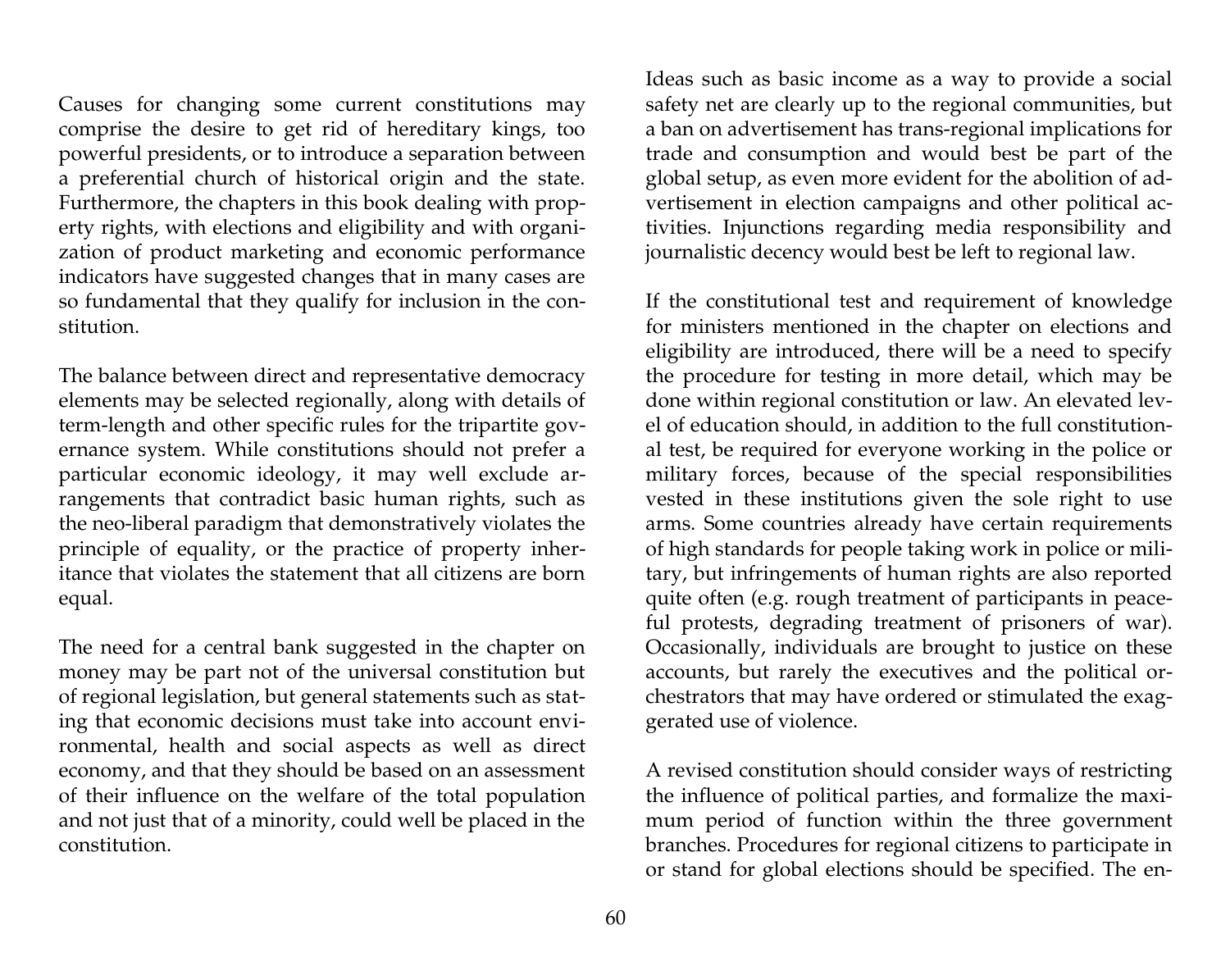Causes for changing some current constitutions may comprise the desire to get rid of hereditary kings, too powerful presidents, or to introduce a separation between a preferential church of historical origin and the state. Furthermore, the chapters in this book dealing with property rights, with elections and eligibility and with organization of product marketing and economic performance indicators have suggested changes that in many cases are so fundamental that they qualify for inclusion in the constitution.

The balance between direct and representative democracy elements may be selected regionally, along with details of term-length and other specific rules for the tripartite governance system. While constitutions should not prefer a particular economic ideology, it may well exclude arrangements that contradict basic human rights, such as the neo-liberal paradigm that demonstratively violates the principle of equality, or the practice of property inheritance that violates the statement that all citizens are born equal.

The need for a central bank suggested in the chapter on money may be part not of the universal constitution but of regional legislation, but general statements such as stating that economic decisions must take into account environmental, health and social aspects as well as direct economy, and that they should be based on an assessment of their influence on the welfare of the total population and not just that of a minority, could well be placed in the constitution.

Ideas such as basic income as a way to provide a social safety net are clearly up to the regional communities, but a ban on advertisement has trans-regional implications for trade and consumption and would best be part of the global setup, as even more evident for the abolition of advertisement in election campaigns and other political activities. Injunctions regarding media responsibility and journalistic decency would best be left to regional law.

If the constitutional test and requirement of knowledge for ministers mentioned in the chapter on elections and eligibility are introduced, there will be a need to specify the procedure for testing in more detail, which may be done within regional constitution or law. An elevated level of education should, in addition to the full constitutional test, be required for everyone working in the police or military forces, because of the special responsibilities vested in these institutions given the sole right to use arms. Some countries already have certain requirements of high standards for people taking work in police or military, but infringements of human rights are also reported quite often (e.g. rough treatment of participants in peaceful protests, degrading treatment of prisoners of war). Occasionally, individuals are brought to justice on these accounts, but rarely the executives and the political orchestrators that may have ordered or stimulated the exaggerated use of violence.

A revised constitution should consider ways of restricting the influence of political parties, and formalize the maximum period of function within the three government branches. Procedures for regional citizens to participate in or stand for global elections should be specified. The en-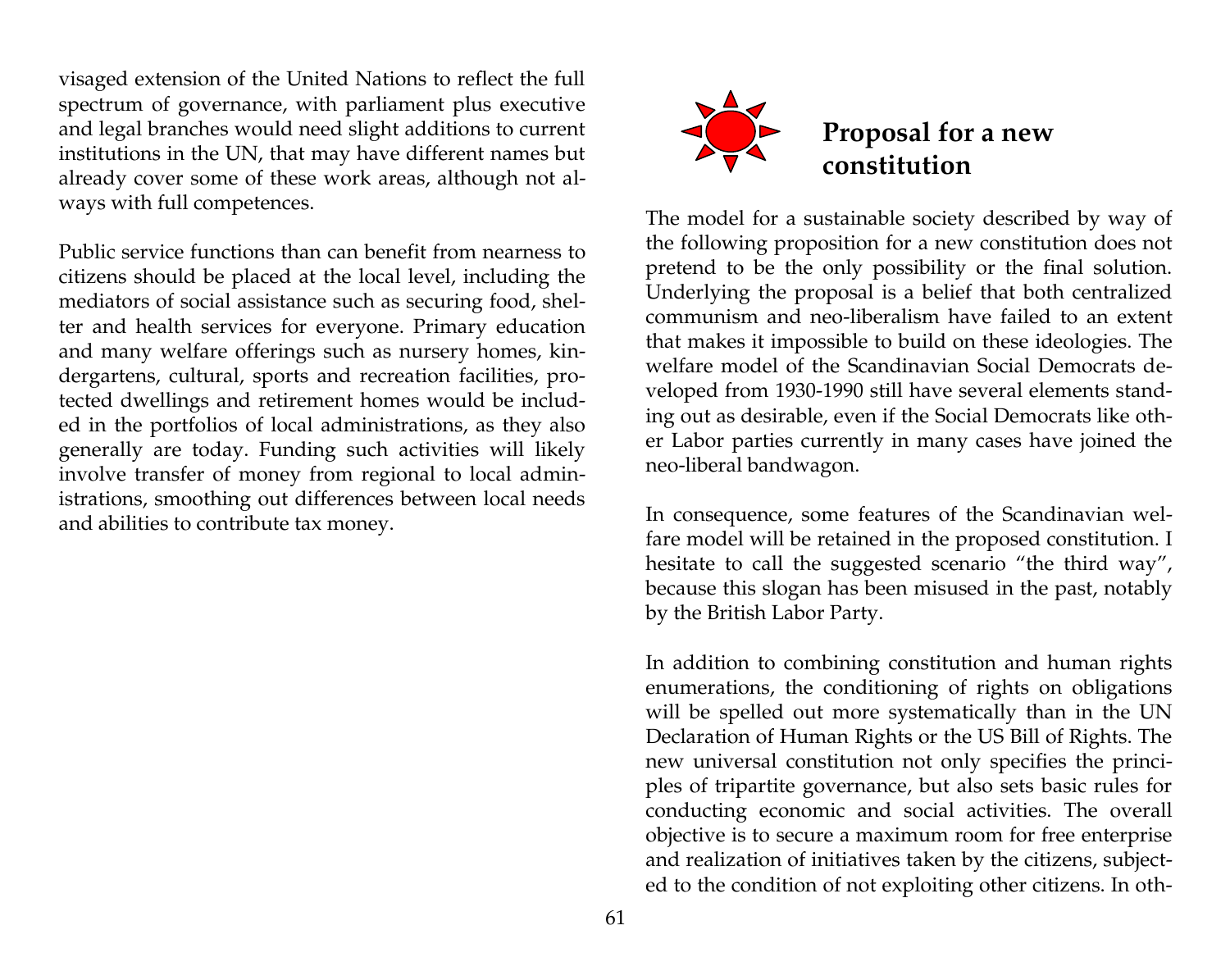visaged extension of the United Nations to reflect the full spectrum of governance, with parliament plus executive and legal branches would need slight additions to current institutions in the UN, that may have different names but already cover some of these work areas, although not always with full competences.

Public service functions than can benefit from nearness to citizens should be placed at the local level, including the mediators of social assistance such as securing food, shelter and health services for everyone. Primary education and many welfare offerings such as nursery homes, kindergartens, cultural, sports and recreation facilities, protected dwellings and retirement homes would be included in the portfolios of local administrations, as they also generally are today. Funding such activities will likely involve transfer of money from regional to local administrations, smoothing out differences between local needs and abilities to contribute tax money.

## Proposal for a new constitution

The model for a sustainable society described by way of the following proposition for a new constitution does not pretend to be the only possibility or the final solution. Underlying the proposal is a belief that both centralized communism and neo-liberalism have failed to an extent that makes it impossible to build on these ideologies. The welfare model of the Scandinavian Social Democrats developed from 1930-1990 still have several elements standing out as desirable, even if the Social Democrats like other Labor parties currently in many cases have joined the neo-liberal bandwagon.

In consequence, some features of the Scandinavian welfare model will be retained in the proposed constitution. I hesitate to call the suggested scenario "the third way", because this slogan has been misused in the past, notably by the British Labor Party.

In addition to combining constitution and human rights enumerations, the conditioning of rights on obligations will be spelled out more systematically than in the UN Declaration of Human Rights or the US Bill of Rights. The new universal constitution not only specifies the principles of tripartite governance, but also sets basic rules for conducting economic and social activities. The overall objective is to secure a maximum room for free enterprise and realization of initiatives taken by the citizens, subjected to the condition of not exploiting other citizens. In oth-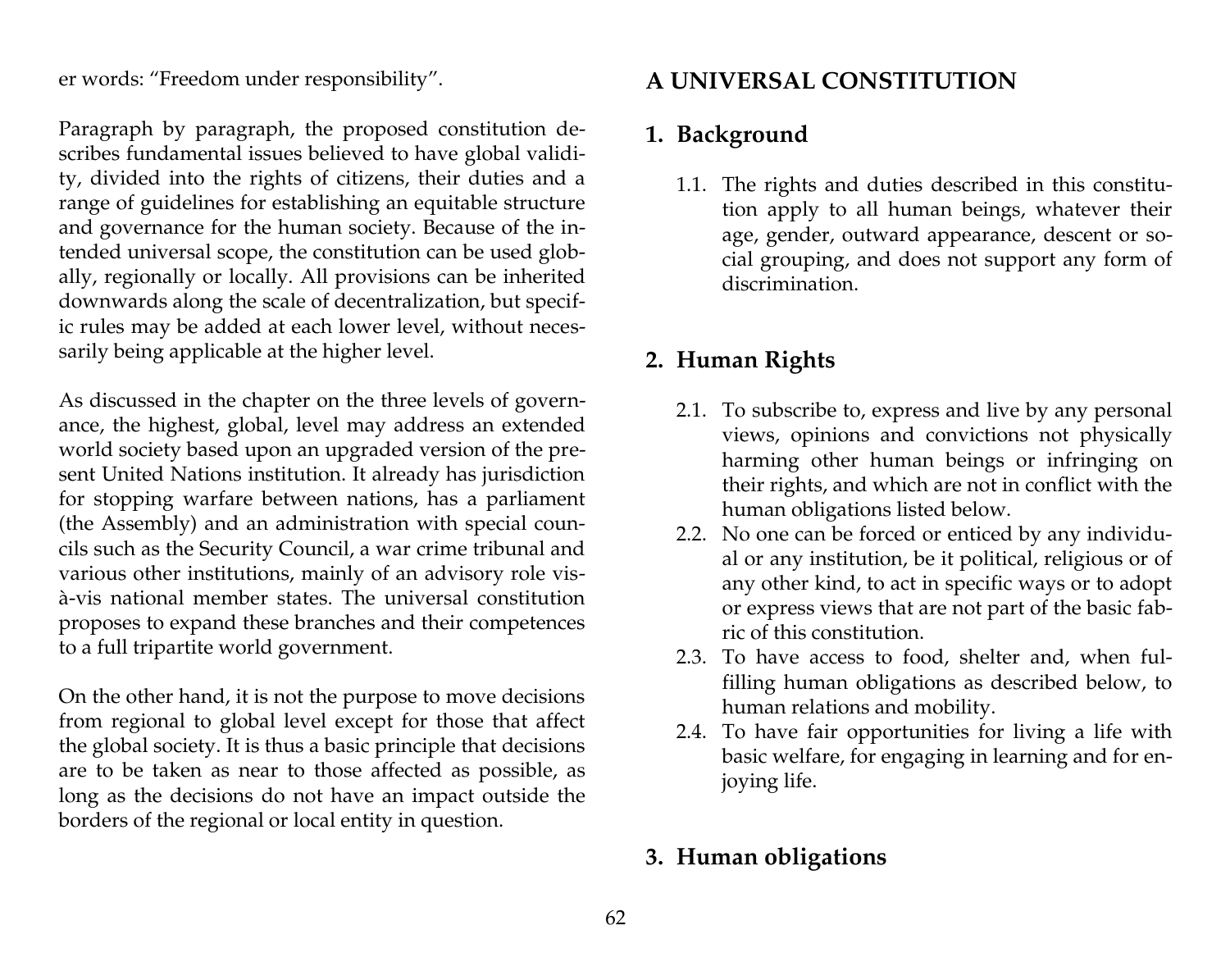er words: “Freedom under responsibility”.

Paragraph by paragraph, the proposed constitution describes fundamental issues believed to have global validity, divided into the rights of citizens, their duties and a range of guidelines for establishing an equitable structure and governance for the human society. Because of the intended universal scope, the constitution can be used globally, regionally or locally. All provisions can be inherited downwards along the scale of decentralization, but specific rules may be added at each lower level, without necessarily being applicable at the higher level.

As discussed in the chapter on the three levels of governance, the highest, global, level may address an extended world society based upon an upgraded version of the present United Nations institution. It already has jurisdiction for stopping warfare between nations, has a parliament (the Assembly) and an administration with special councils such as the Security Council, a war crime tribunal and various other institutions, mainly of an advisory role vis-à-vis national member states. The universal constitution proposes to expand these branches and their competences to a full tripartite world government.

On the other hand, it is not the purpose to move decisions from regional to global level except for those that affect the global society. It is thus a basic principle that decisions are to be taken as near to those affected as possible, as long as the decisions do not have an impact outside the borders of the regional or local entity in question.

## A UNIVERSAL CONSTITUTION

### 1. Background

1.1. The rights and duties described in this constitution apply to all human beings, whatever their age, gender, outward appearance, descent or social grouping, and does not support any form of discrimination.

### 2. Human Rights

2.1. To subscribe to, express and live by any personal views, opinions and convictions not physically harming other human beings or infringing on their rights, and which are not in conflict with the human obligations listed below.

2.2. No one can be forced or enticed by any individual or any institution, be it political, religious or of any other kind, to act in specific ways or to adopt or express views that are not part of the basic fabric of this constitution.

2.3. To have access to food, shelter and, when fulfilling human obligations as described below, to human relations and mobility.

2.4. To have fair opportunities for living a life with basic welfare, for engaging in learning and for enjoying life.

### 3. Human obligations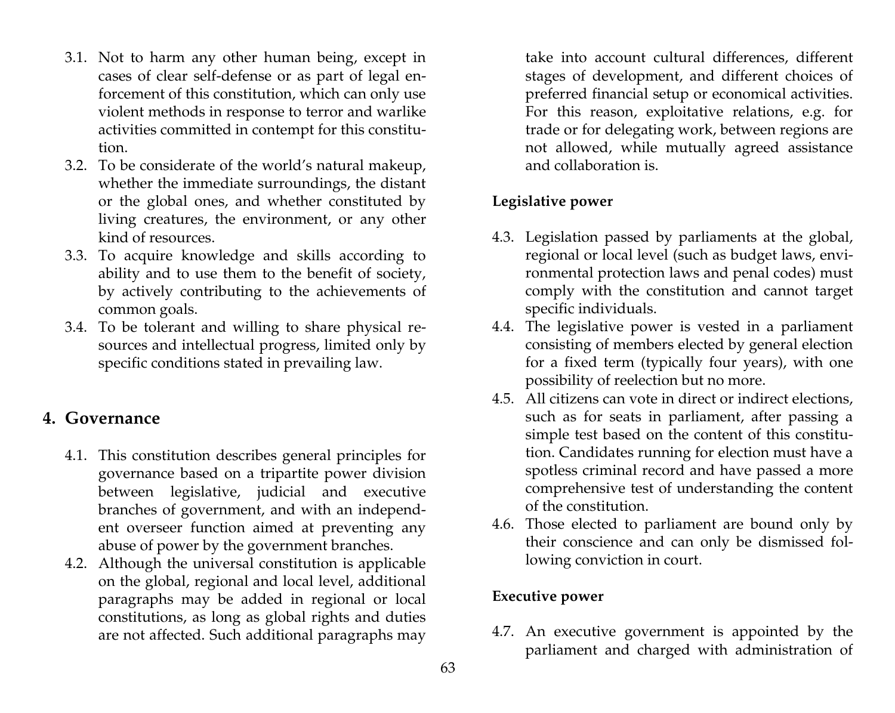3.1. Not to harm any other human being, except in cases of clear self-defense or as part of legal enforcement of this constitution, which can only use violent methods in response to terror and warlike activities committed in contempt for this constitution.
3.2. To be considerate of the world's natural makeup, whether the immediate surroundings, the distant or the global ones, and whether constituted by living creatures, the environment, or any other kind of resources.
3.3. To acquire knowledge and skills according to ability and to use them to the benefit of society, by actively contributing to the achievements of common goals.
3.4. To be tolerant and willing to share physical resources and intellectual progress, limited only by specific conditions stated in prevailing law.

## 4. Governance

4.1. This constitution describes general principles for governance based on a tripartite power division between legislative, judicial and executive branches of government, and with an independent overseer function aimed at preventing any abuse of power by the government branches.
4.2. Although the universal constitution is applicable on the global, regional and local level, additional paragraphs may be added in regional or local constitutions, as long as global rights and duties are not affected. Such additional paragraphs may take into account cultural differences, different stages of development, and different choices of preferred financial setup or economical activities. For this reason, exploitative relations, e.g. for trade or for delegating work, between regions are not allowed, while mutually agreed assistance and collaboration is.

**Legislative power**

4.3. Legislation passed by parliaments at the global, regional or local level (such as budget laws, environmental protection laws and penal codes) must comply with the constitution and cannot target specific individuals.
4.4. The legislative power is vested in a parliament consisting of members elected by general election for a fixed term (typically four years), with one possibility of reelection but no more.
4.5. All citizens can vote in direct or indirect elections, such as for seats in parliament, after passing a simple test based on the content of this constitution. Candidates running for election must have a spotless criminal record and have passed a more comprehensive test of understanding the content of the constitution.
4.6. Those elected to parliament are bound only by their conscience and can only be dismissed following conviction in court.

**Executive power**

4.7. An executive government is appointed by the parliament and charged with administration of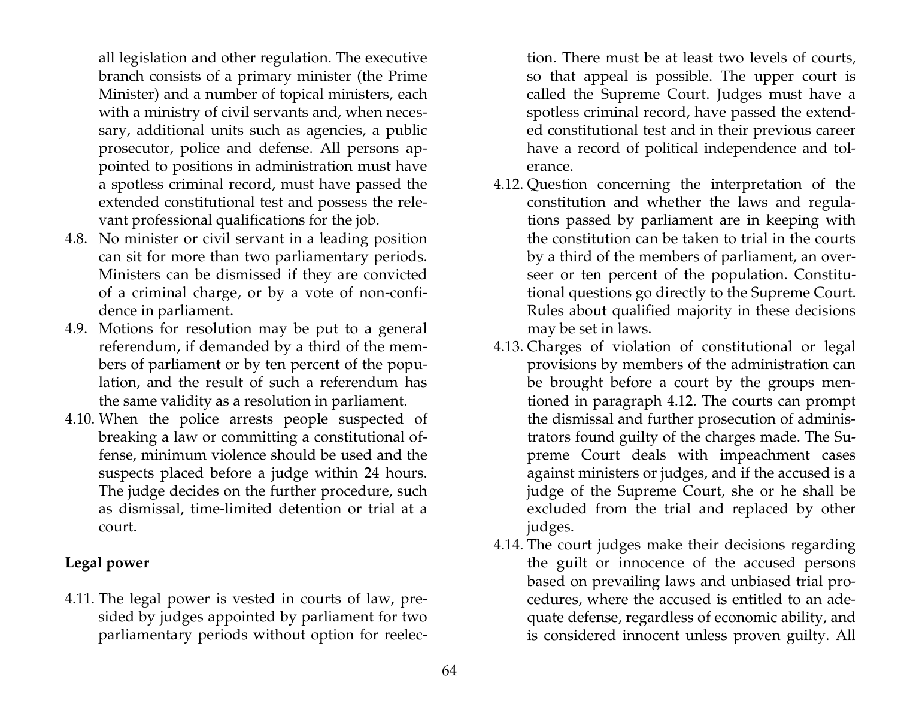all legislation and other regulation. The executive branch consists of a primary minister (the Prime Minister) and a number of topical ministers, each with a ministry of civil servants and, when necessary, additional units such as agencies, a public prosecutor, police and defense. All persons appointed to positions in administration must have a spotless criminal record, must have passed the extended constitutional test and possess the relevant professional qualifications for the job.

4.8. No minister or civil servant in a leading position can sit for more than two parliamentary periods. Ministers can be dismissed if they are convicted of a criminal charge, or by a vote of non-confidence in parliament.

4.9. Motions for resolution may be put to a general referendum, if demanded by a third of the members of parliament or by ten percent of the population, and the result of such a referendum has the same validity as a resolution in parliament.

4.10. When the police arrests people suspected of breaking a law or committing a constitutional offense, minimum violence should be used and the suspects placed before a judge within 24 hours. The judge decides on the further procedure, such as dismissal, time-limited detention or trial at a court.

**Legal power**

4.11. The legal power is vested in courts of law, presided by judges appointed by parliament for two parliamentary periods without option for reelection. There must be at least two levels of courts, so that appeal is possible. The upper court is called the Supreme Court. Judges must have a spotless criminal record, have passed the extended constitutional test and in their previous career have a record of political independence and tolerance.

4.12. Question concerning the interpretation of the constitution and whether the laws and regulations passed by parliament are in keeping with the constitution can be taken to trial in the courts by a third of the members of parliament, an overseer or ten percent of the population. Constitutional questions go directly to the Supreme Court. Rules about qualified majority in these decisions may be set in laws.

4.13. Charges of violation of constitutional or legal provisions by members of the administration can be brought before a court by the groups mentioned in paragraph 4.12. The courts can prompt the dismissal and further prosecution of administrators found guilty of the charges made. The Supreme Court deals with impeachment cases against ministers or judges, and if the accused is a judge of the Supreme Court, she or he shall be excluded from the trial and replaced by other judges.

4.14. The court judges make their decisions regarding the guilt or innocence of the accused persons based on prevailing laws and unbiased trial procedures, where the accused is entitled to an adequate defense, regardless of economic ability, and is considered innocent unless proven guilty. All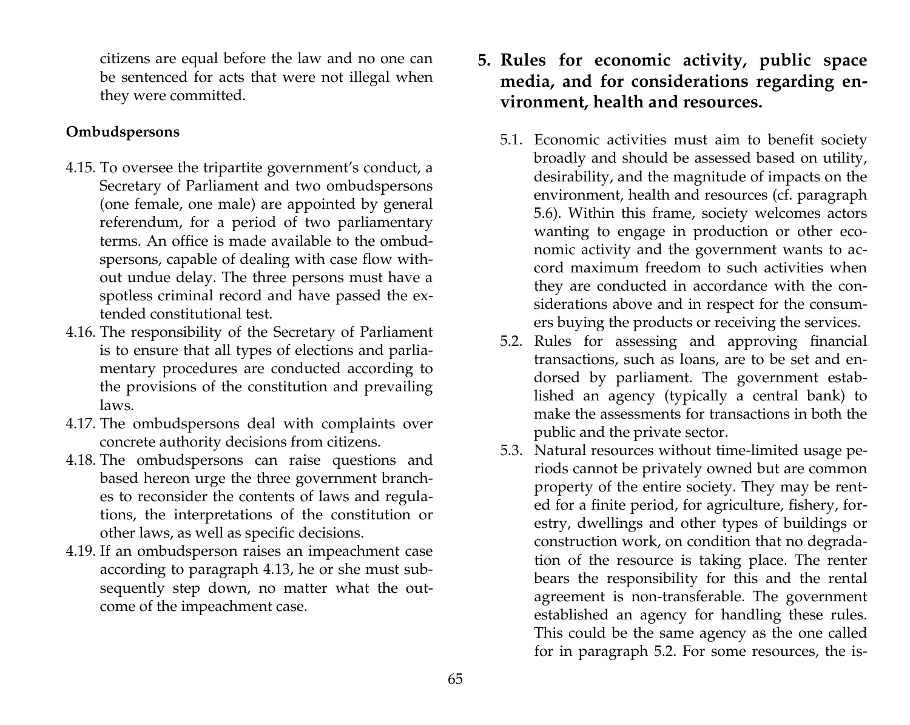citizens are equal before the law and no one can be sentenced for acts that were not illegal when they were committed.

**Ombudspersons**

4.15. To oversee the tripartite government's conduct, a Secretary of Parliament and two ombudspersons (one female, one male) are appointed by general referendum, for a period of two parliamentary terms. An office is made available to the ombudspersons, capable of dealing with case flow without undue delay. The three persons must have a spotless criminal record and have passed the extended constitutional test.

4.16. The responsibility of the Secretary of Parliament is to ensure that all types of elections and parliamentary procedures are conducted according to the provisions of the constitution and prevailing laws.

4.17. The ombudspersons deal with complaints over concrete authority decisions from citizens.

4.18. The ombudspersons can raise questions and based hereon urge the three government branches to reconsider the contents of laws and regulations, the interpretations of the constitution or other laws, as well as specific decisions.

4.19. If an ombudsperson raises an impeachment case according to paragraph 4.13, he or she must subsequently step down, no matter what the outcome of the impeachment case.

## 5. Rules for economic activity, public space media, and for considerations regarding environment, health and resources.

5.1. Economic activities must aim to benefit society broadly and should be assessed based on utility, desirability, and the magnitude of impacts on the environment, health and resources (cf. paragraph 5.6). Within this frame, society welcomes actors wanting to engage in production or other economic activity and the government wants to accord maximum freedom to such activities when they are conducted in accordance with the considerations above and in respect for the consumers buying the products or receiving the services.

5.2. Rules for assessing and approving financial transactions, such as loans, are to be set and endorsed by parliament. The government established an agency (typically a central bank) to make the assessments for transactions in both the public and the private sector.

5.3. Natural resources without time-limited usage periods cannot be privately owned but are common property of the entire society. They may be rented for a finite period, for agriculture, fishery, forestry, dwellings and other types of buildings or construction work, on condition that no degradation of the resource is taking place. The renter bears the responsibility for this and the rental agreement is non-transferable. The government established an agency for handling these rules. This could be the same agency as the one called for in paragraph 5.2. For some resources, the is-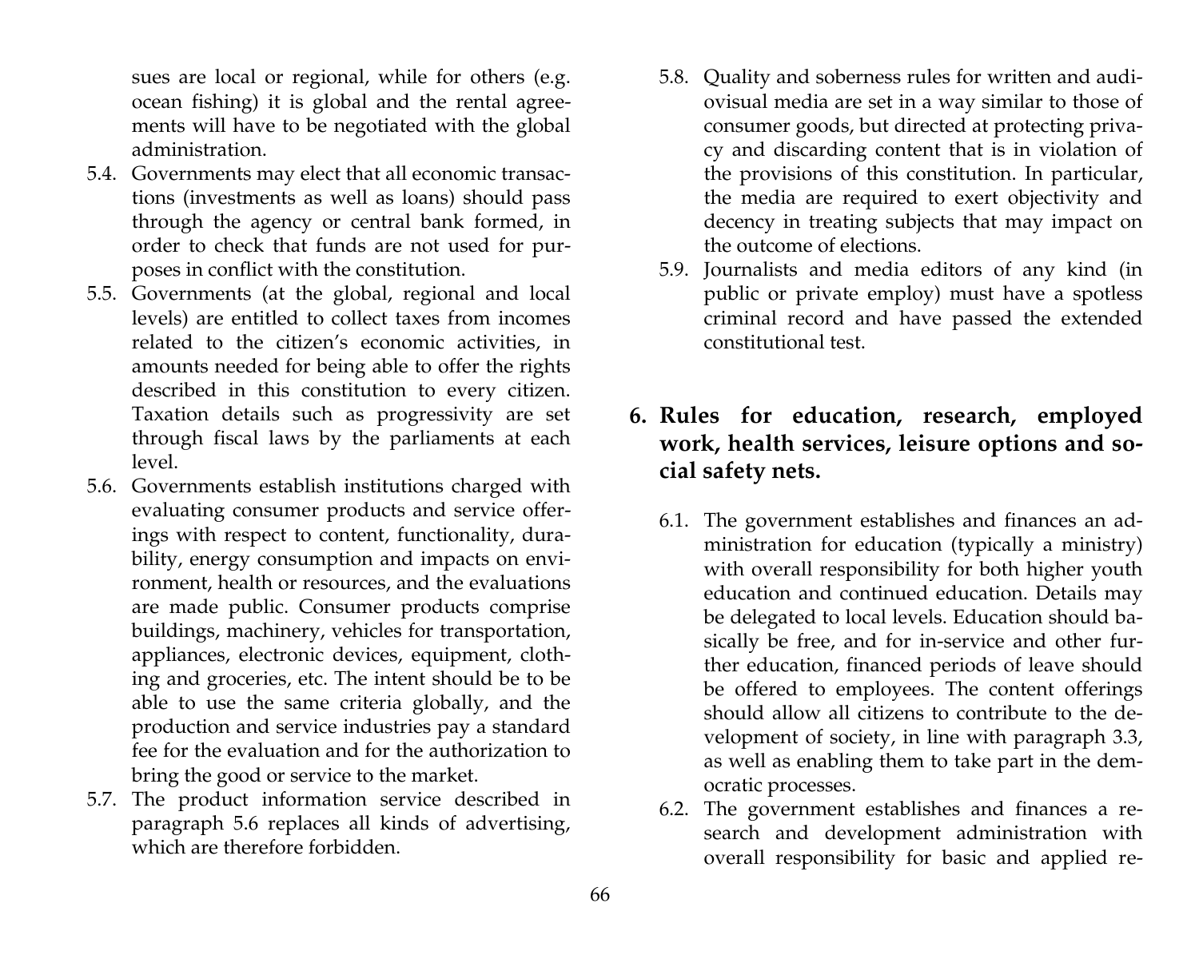sues are local or regional, while for others (e.g. ocean fishing) it is global and the rental agreements will have to be negotiated with the global administration.

5.4. Governments may elect that all economic transactions (investments as well as loans) should pass through the agency or central bank formed, in order to check that funds are not used for purposes in conflict with the constitution.

5.5. Governments (at the global, regional and local levels) are entitled to collect taxes from incomes related to the citizen's economic activities, in amounts needed for being able to offer the rights described in this constitution to every citizen. Taxation details such as progressivity are set through fiscal laws by the parliaments at each level.

5.6. Governments establish institutions charged with evaluating consumer products and service offerings with respect to content, functionality, durability, energy consumption and impacts on environment, health or resources, and the evaluations are made public. Consumer products comprise buildings, machinery, vehicles for transportation, appliances, electronic devices, equipment, clothing and groceries, etc. The intent should be to be able to use the same criteria globally, and the production and service industries pay a standard fee for the evaluation and for the authorization to bring the good or service to the market.

5.7. The product information service described in paragraph 5.6 replaces all kinds of advertising, which are therefore forbidden.

5.8. Quality and soberness rules for written and audiovisual media are set in a way similar to those of consumer goods, but directed at protecting privacy and discarding content that is in violation of the provisions of this constitution. In particular, the media are required to exert objectivity and decency in treating subjects that may impact on the outcome of elections.

5.9. Journalists and media editors of any kind (in public or private employ) must have a spotless criminal record and have passed the extended constitutional test.

## 6. Rules for education, research, employed work, health services, leisure options and social safety nets.

6.1. The government establishes and finances an administration for education (typically a ministry) with overall responsibility for both higher youth education and continued education. Details may be delegated to local levels. Education should basically be free, and for in-service and other further education, financed periods of leave should be offered to employees. The content offerings should allow all citizens to contribute to the development of society, in line with paragraph 3.3, as well as enabling them to take part in the democratic processes.

6.2. The government establishes and finances a research and development administration with overall responsibility for basic and applied re-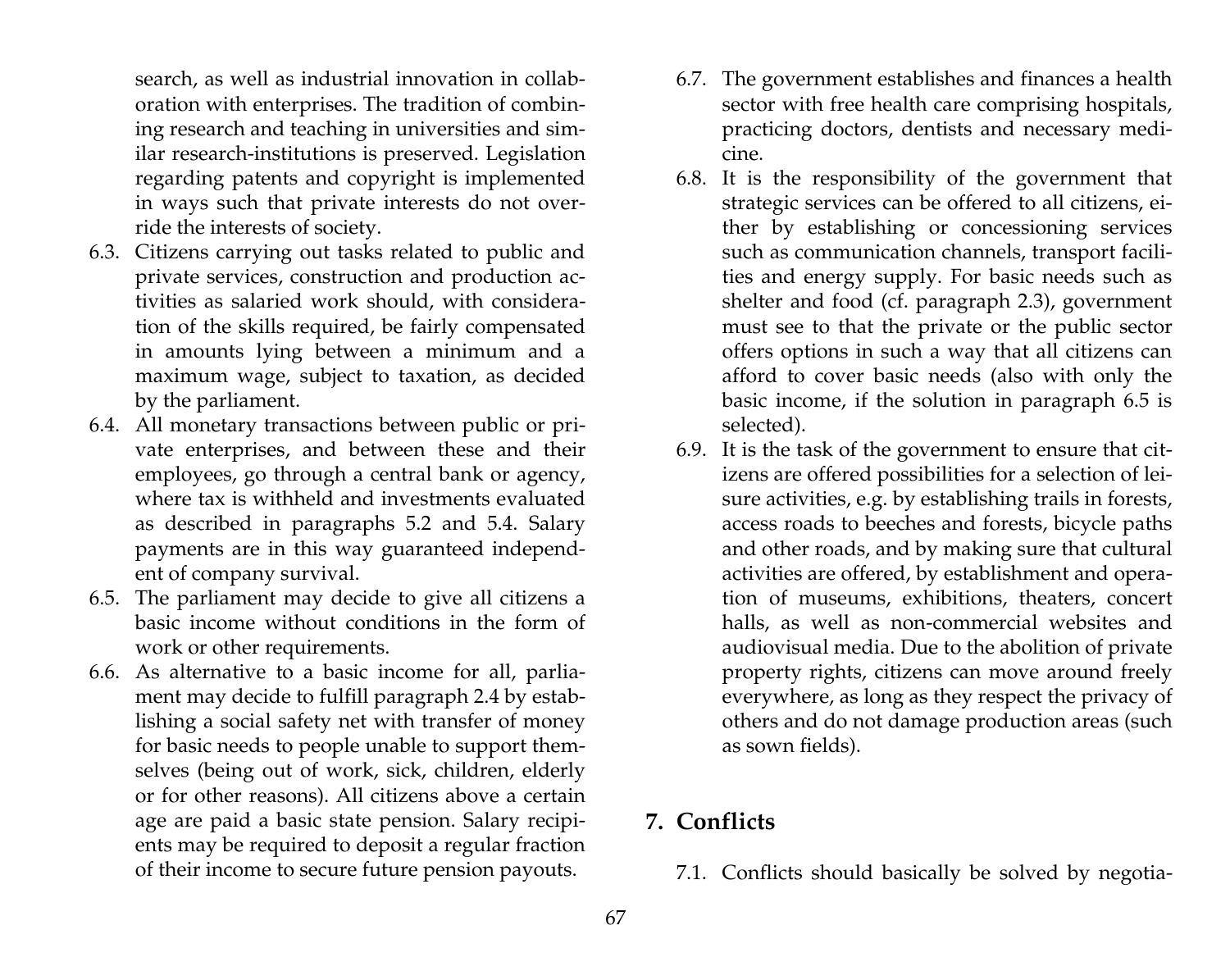search, as well as industrial innovation in collaboration with enterprises. The tradition of combining research and teaching in universities and similar research-institutions is preserved. Legislation regarding patents and copyright is implemented in ways such that private interests do not override the interests of society.

6.3. Citizens carrying out tasks related to public and private services, construction and production activities as salaried work should, with consideration of the skills required, be fairly compensated in amounts lying between a minimum and a maximum wage, subject to taxation, as decided by the parliament.

6.4. All monetary transactions between public or private enterprises, and between these and their employees, go through a central bank or agency, where tax is withheld and investments evaluated as described in paragraphs 5.2 and 5.4. Salary payments are in this way guaranteed independent of company survival.

6.5. The parliament may decide to give all citizens a basic income without conditions in the form of work or other requirements.

6.6. As alternative to a basic income for all, parliament may decide to fulfill paragraph 2.4 by establishing a social safety net with transfer of money for basic needs to people unable to support themselves (being out of work, sick, children, elderly or for other reasons). All citizens above a certain age are paid a basic state pension. Salary recipients may be required to deposit a regular fraction of their income to secure future pension payouts.

6.7. The government establishes and finances a health sector with free health care comprising hospitals, practicing doctors, dentists and necessary medicine.

6.8. It is the responsibility of the government that strategic services can be offered to all citizens, either by establishing or concessioning services such as communication channels, transport facilities and energy supply. For basic needs such as shelter and food (cf. paragraph 2.3), government must see to that the private or the public sector offers options in such a way that all citizens can afford to cover basic needs (also with only the basic income, if the solution in paragraph 6.5 is selected).

6.9. It is the task of the government to ensure that citizens are offered possibilities for a selection of leisure activities, e.g. by establishing trails in forests, access roads to beeches and forests, bicycle paths and other roads, and by making sure that cultural activities are offered, by establishment and operation of museums, exhibitions, theaters, concert halls, as well as non-commercial websites and audiovisual media. Due to the abolition of private property rights, citizens can move around freely everywhere, as long as they respect the privacy of others and do not damage production areas (such as sown fields).

## 7. Conflicts

7.1. Conflicts should basically be solved by negotia-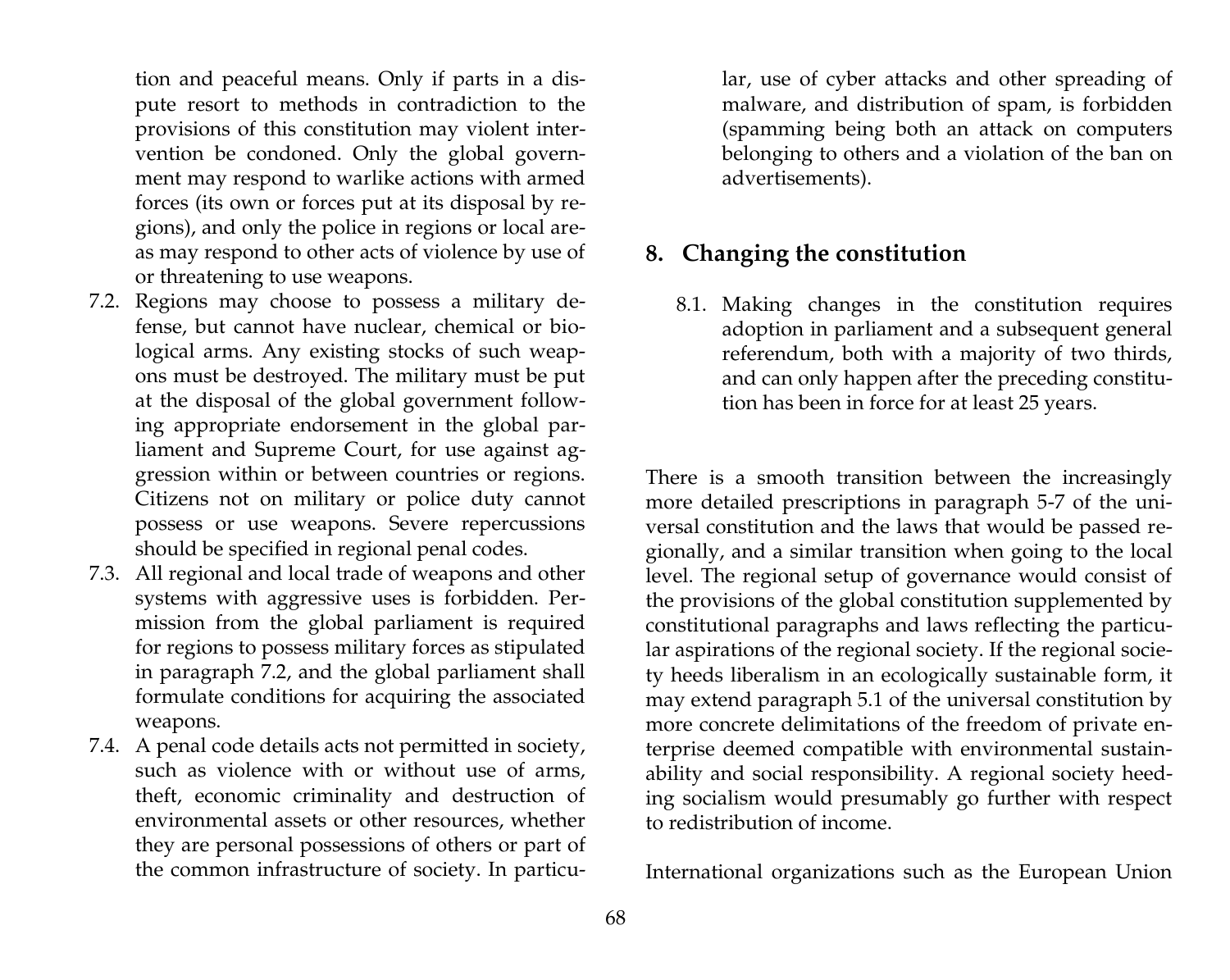tion and peaceful means. Only if parts in a dispute resort to methods in contradiction to the provisions of this constitution may violent intervention be condoned. Only the global government may respond to warlike actions with armed forces (its own or forces put at its disposal by regions), and only the police in regions or local areas may respond to other acts of violence by use of or threatening to use weapons.

7.2. Regions may choose to possess a military defense, but cannot have nuclear, chemical or biological arms. Any existing stocks of such weapons must be destroyed. The military must be put at the disposal of the global government following appropriate endorsement in the global parliament and Supreme Court, for use against aggression within or between countries or regions. Citizens not on military or police duty cannot possess or use weapons. Severe repercussions should be specified in regional penal codes.

7.3. All regional and local trade of weapons and other systems with aggressive uses is forbidden. Permission from the global parliament is required for regions to possess military forces as stipulated in paragraph 7.2, and the global parliament shall formulate conditions for acquiring the associated weapons.

7.4. A penal code details acts not permitted in society, such as violence with or without use of arms, theft, economic criminality and destruction of environmental assets or other resources, whether they are personal possessions of others or part of the common infrastructure of society. In particular, use of cyber attacks and other spreading of malware, and distribution of spam, is forbidden (spamming being both an attack on computers belonging to others and a violation of the ban on advertisements).

## 8. Changing the constitution

8.1. Making changes in the constitution requires adoption in parliament and a subsequent general referendum, both with a majority of two thirds, and can only happen after the preceding constitution has been in force for at least 25 years.

There is a smooth transition between the increasingly more detailed prescriptions in paragraph 5-7 of the universal constitution and the laws that would be passed regionally, and a similar transition when going to the local level. The regional setup of governance would consist of the provisions of the global constitution supplemented by constitutional paragraphs and laws reflecting the particular aspirations of the regional society. If the regional society heeds liberalism in an ecologically sustainable form, it may extend paragraph 5.1 of the universal constitution by more concrete delimitations of the freedom of private enterprise deemed compatible with environmental sustainability and social responsibility. A regional society heeding socialism would presumably go further with respect to redistribution of income.

International organizations such as the European Union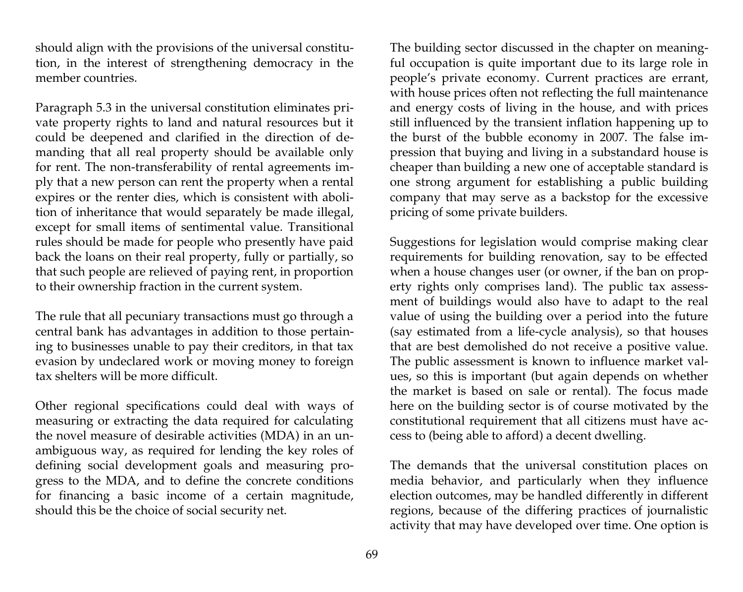should align with the provisions of the universal constitution, in the interest of strengthening democracy in the member countries.

Paragraph 5.3 in the universal constitution eliminates private property rights to land and natural resources but it could be deepened and clarified in the direction of demanding that all real property should be available only for rent. The non-transferability of rental agreements imply that a new person can rent the property when a rental expires or the renter dies, which is consistent with abolition of inheritance that would separately be made illegal, except for small items of sentimental value. Transitional rules should be made for people who presently have paid back the loans on their real property, fully or partially, so that such people are relieved of paying rent, in proportion to their ownership fraction in the current system.

The rule that all pecuniary transactions must go through a central bank has advantages in addition to those pertaining to businesses unable to pay their creditors, in that tax evasion by undeclared work or moving money to foreign tax shelters will be more difficult.

Other regional specifications could deal with ways of measuring or extracting the data required for calculating the novel measure of desirable activities (MDA) in an unambiguous way, as required for lending the key roles of defining social development goals and measuring progress to the MDA, and to define the concrete conditions for financing a basic income of a certain magnitude, should this be the choice of social security net.

The building sector discussed in the chapter on meaningful occupation is quite important due to its large role in people's private economy. Current practices are errant, with house prices often not reflecting the full maintenance and energy costs of living in the house, and with prices still influenced by the transient inflation happening up to the burst of the bubble economy in 2007. The false impression that buying and living in a substandard house is cheaper than building a new one of acceptable standard is one strong argument for establishing a public building company that may serve as a backstop for the excessive pricing of some private builders.

Suggestions for legislation would comprise making clear requirements for building renovation, say to be effected when a house changes user (or owner, if the ban on property rights only comprises land). The public tax assessment of buildings would also have to adapt to the real value of using the building over a period into the future (say estimated from a life-cycle analysis), so that houses that are best demolished do not receive a positive value. The public assessment is known to influence market values, so this is important (but again depends on whether the market is based on sale or rental). The focus made here on the building sector is of course motivated by the constitutional requirement that all citizens must have access to (being able to afford) a decent dwelling.

The demands that the universal constitution places on media behavior, and particularly when they influence election outcomes, may be handled differently in different regions, because of the differing practices of journalistic activity that may have developed over time. One option is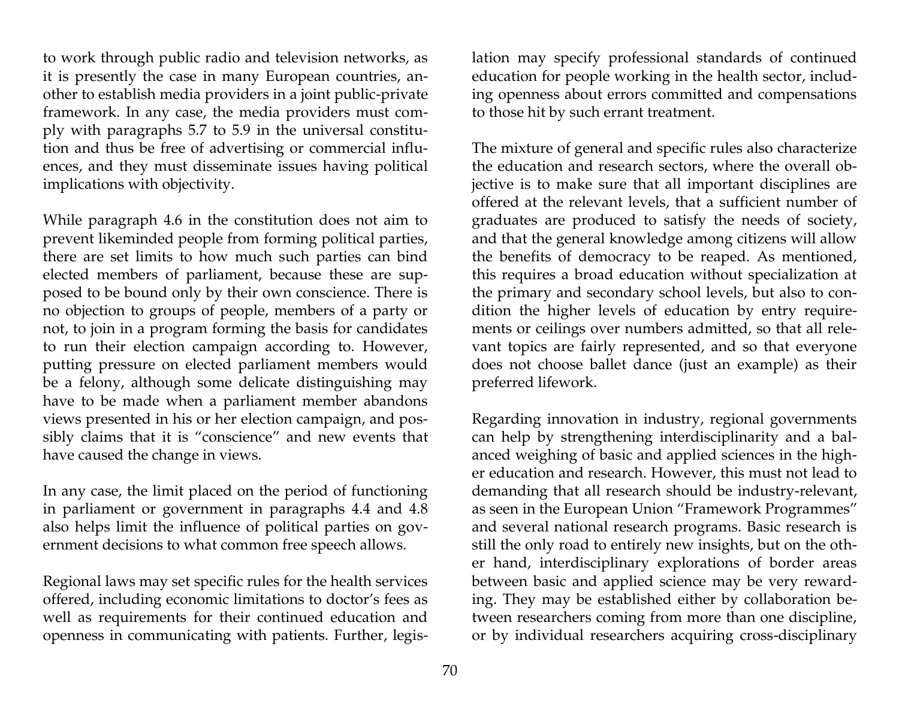to work through public radio and television networks, as it is presently the case in many European countries, another to establish media providers in a joint public-private framework. In any case, the media providers must comply with paragraphs 5.7 to 5.9 in the universal constitution and thus be free of advertising or commercial influences, and they must disseminate issues having political implications with objectivity.

While paragraph 4.6 in the constitution does not aim to prevent likeminded people from forming political parties, there are set limits to how much such parties can bind elected members of parliament, because these are supposed to be bound only by their own conscience. There is no objection to groups of people, members of a party or not, to join in a program forming the basis for candidates to run their election campaign according to. However, putting pressure on elected parliament members would be a felony, although some delicate distinguishing may have to be made when a parliament member abandons views presented in his or her election campaign, and possibly claims that it is "conscience" and new events that have caused the change in views.

In any case, the limit placed on the period of functioning in parliament or government in paragraphs 4.4 and 4.8 also helps limit the influence of political parties on government decisions to what common free speech allows.

Regional laws may set specific rules for the health services offered, including economic limitations to doctor's fees as well as requirements for their continued education and openness in communicating with patients. Further, legislation may specify professional standards of continued education for people working in the health sector, including openness about errors committed and compensations to those hit by such errant treatment.

The mixture of general and specific rules also characterize the education and research sectors, where the overall objective is to make sure that all important disciplines are offered at the relevant levels, that a sufficient number of graduates are produced to satisfy the needs of society, and that the general knowledge among citizens will allow the benefits of democracy to be reaped. As mentioned, this requires a broad education without specialization at the primary and secondary school levels, but also to condition the higher levels of education by entry requirements or ceilings over numbers admitted, so that all relevant topics are fairly represented, and so that everyone does not choose ballet dance (just an example) as their preferred lifework.

Regarding innovation in industry, regional governments can help by strengthening interdisciplinarity and a balanced weighing of basic and applied sciences in the higher education and research. However, this must not lead to demanding that all research should be industry-relevant, as seen in the European Union "Framework Programmes" and several national research programs. Basic research is still the only road to entirely new insights, but on the other hand, interdisciplinary explorations of border areas between basic and applied science may be very rewarding. They may be established either by collaboration between researchers coming from more than one discipline, or by individual researchers acquiring cross-disciplinary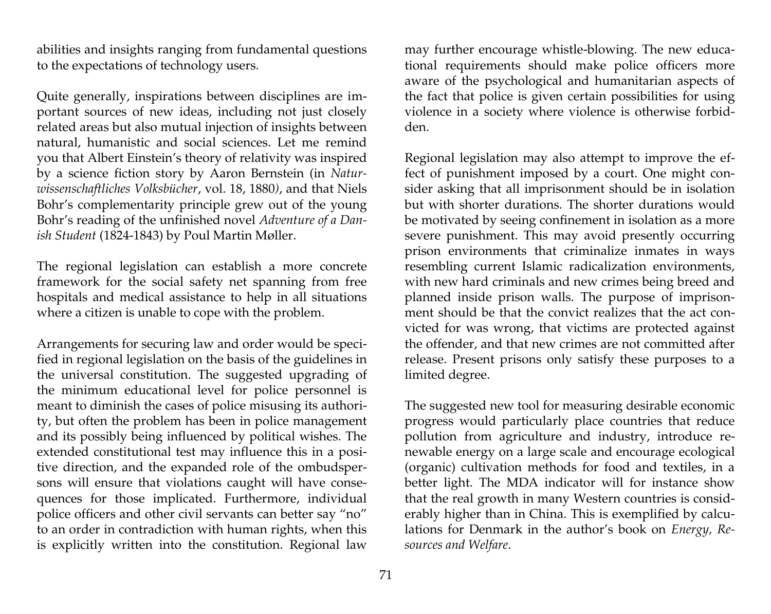abilities and insights ranging from fundamental questions to the expectations of technology users.

Quite generally, inspirations between disciplines are important sources of new ideas, including not just closely related areas but also mutual injection of insights between natural, humanistic and social sciences. Let me remind you that Albert Einstein's theory of relativity was inspired by a science fiction story by Aaron Bernstein (in *Naturwissenschaftliches Volksbücher*, vol. 18, 1880), and that Niels Bohr's complementarity principle grew out of the young Bohr's reading of the unfinished novel *Adventure of a Danish Student* (1824-1843) by Poul Martin Møller.

The regional legislation can establish a more concrete framework for the social safety net spanning from free hospitals and medical assistance to help in all situations where a citizen is unable to cope with the problem.

Arrangements for securing law and order would be specified in regional legislation on the basis of the guidelines in the universal constitution. The suggested upgrading of the minimum educational level for police personnel is meant to diminish the cases of police misusing its authority, but often the problem has been in police management and its possibly being influenced by political wishes. The extended constitutional test may influence this in a positive direction, and the expanded role of the ombudspersons will ensure that violations caught will have consequences for those implicated. Furthermore, individual police officers and other civil servants can better say "no" to an order in contradiction with human rights, when this is explicitly written into the constitution. Regional law may further encourage whistle-blowing. The new educational requirements should make police officers more aware of the psychological and humanitarian aspects of the fact that police is given certain possibilities for using violence in a society where violence is otherwise forbidden.

Regional legislation may also attempt to improve the effect of punishment imposed by a court. One might consider asking that all imprisonment should be in isolation but with shorter durations. The shorter durations would be motivated by seeing confinement in isolation as a more severe punishment. This may avoid presently occurring prison environments that criminalize inmates in ways resembling current Islamic radicalization environments, with new hard criminals and new crimes being breed and planned inside prison walls. The purpose of imprisonment should be that the convict realizes that the act convicted for was wrong, that victims are protected against the offender, and that new crimes are not committed after release. Present prisons only satisfy these purposes to a limited degree.

The suggested new tool for measuring desirable economic progress would particularly place countries that reduce pollution from agriculture and industry, introduce renewable energy on a large scale and encourage ecological (organic) cultivation methods for food and textiles, in a better light. The MDA indicator will for instance show that the real growth in many Western countries is considerably higher than in China. This is exemplified by calculations for Denmark in the author's book on *Energy, Resources and Welfare*.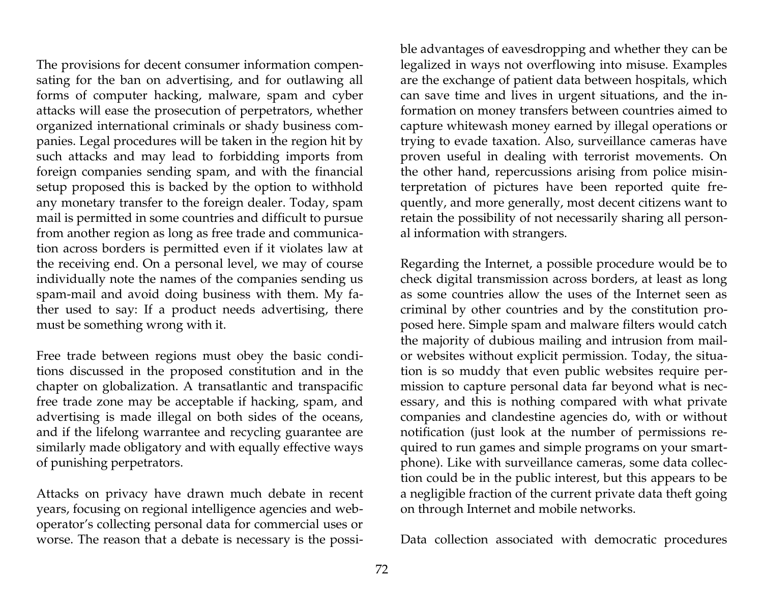The provisions for decent consumer information compensating for the ban on advertising, and for outlawing all forms of computer hacking, malware, spam and cyber attacks will ease the prosecution of perpetrators, whether organized international criminals or shady business companies. Legal procedures will be taken in the region hit by such attacks and may lead to forbidding imports from foreign companies sending spam, and with the financial setup proposed this is backed by the option to withhold any monetary transfer to the foreign dealer. Today, spam mail is permitted in some countries and difficult to pursue from another region as long as free trade and communication across borders is permitted even if it violates law at the receiving end. On a personal level, we may of course individually note the names of the companies sending us spam-mail and avoid doing business with them. My father used to say: If a product needs advertising, there must be something wrong with it.

Free trade between regions must obey the basic conditions discussed in the proposed constitution and in the chapter on globalization. A transatlantic and transpacific free trade zone may be acceptable if hacking, spam, and advertising is made illegal on both sides of the oceans, and if the lifelong warrantee and recycling guarantee are similarly made obligatory and with equally effective ways of punishing perpetrators.

Attacks on privacy have drawn much debate in recent years, focusing on regional intelligence agencies and web-operator's collecting personal data for commercial uses or worse. The reason that a debate is necessary is the possible advantages of eavesdropping and whether they can be legalized in ways not overflowing into misuse. Examples are the exchange of patient data between hospitals, which can save time and lives in urgent situations, and the information on money transfers between countries aimed to capture whitewash money earned by illegal operations or trying to evade taxation. Also, surveillance cameras have proven useful in dealing with terrorist movements. On the other hand, repercussions arising from police misinterpretation of pictures have been reported quite frequently, and more generally, most decent citizens want to retain the possibility of not necessarily sharing all personal information with strangers.

Regarding the Internet, a possible procedure would be to check digital transmission across borders, at least as long as some countries allow the uses of the Internet seen as criminal by other countries and by the constitution proposed here. Simple spam and malware filters would catch the majority of dubious mailing and intrusion from mail- or websites without explicit permission. Today, the situation is so muddy that even public websites require permission to capture personal data far beyond what is necessary, and this is nothing compared with what private companies and clandestine agencies do, with or without notification (just look at the number of permissions required to run games and simple programs on your smartphone). Like with surveillance cameras, some data collection could be in the public interest, but this appears to be a negligible fraction of the current private data theft going on through Internet and mobile networks.

Data collection associated with democratic procedures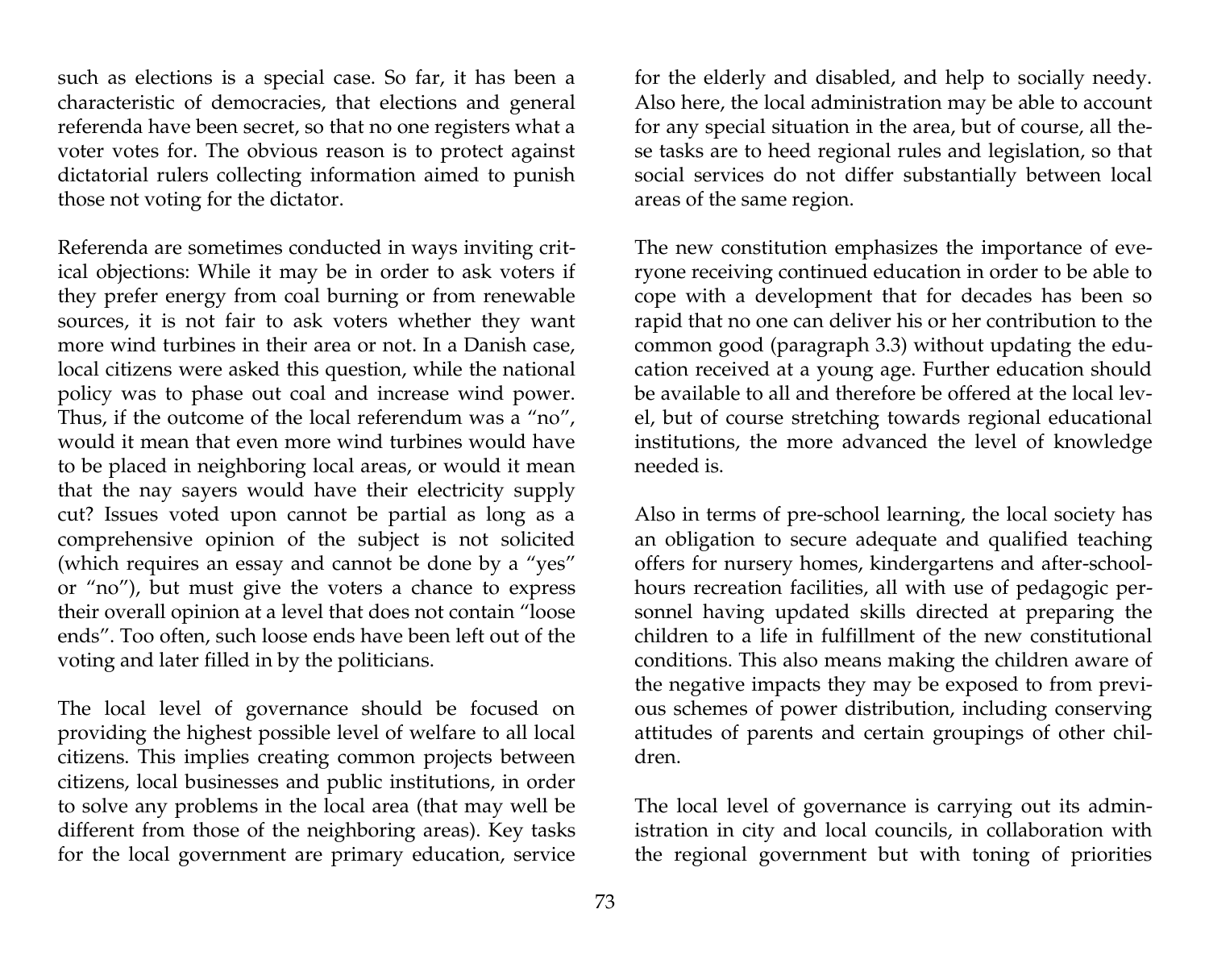such as elections is a special case. So far, it has been a characteristic of democracies, that elections and general referenda have been secret, so that no one registers what a voter votes for. The obvious reason is to protect against dictatorial rulers collecting information aimed to punish those not voting for the dictator.

Referenda are sometimes conducted in ways inviting critical objections: While it may be in order to ask voters if they prefer energy from coal burning or from renewable sources, it is not fair to ask voters whether they want more wind turbines in their area or not. In a Danish case, local citizens were asked this question, while the national policy was to phase out coal and increase wind power. Thus, if the outcome of the local referendum was a "no", would it mean that even more wind turbines would have to be placed in neighboring local areas, or would it mean that the nay sayers would have their electricity supply cut? Issues voted upon cannot be partial as long as a comprehensive opinion of the subject is not solicited (which requires an essay and cannot be done by a "yes" or "no"), but must give the voters a chance to express their overall opinion at a level that does not contain "loose ends". Too often, such loose ends have been left out of the voting and later filled in by the politicians.

The local level of governance should be focused on providing the highest possible level of welfare to all local citizens. This implies creating common projects between citizens, local businesses and public institutions, in order to solve any problems in the local area (that may well be different from those of the neighboring areas). Key tasks for the local government are primary education, service for the elderly and disabled, and help to socially needy. Also here, the local administration may be able to account for any special situation in the area, but of course, all these tasks are to heed regional rules and legislation, so that social services do not differ substantially between local areas of the same region.

The new constitution emphasizes the importance of everyone receiving continued education in order to be able to cope with a development that for decades has been so rapid that no one can deliver his or her contribution to the common good (paragraph 3.3) without updating the education received at a young age. Further education should be available to all and therefore be offered at the local level, but of course stretching towards regional educational institutions, the more advanced the level of knowledge needed is.

Also in terms of pre-school learning, the local society has an obligation to secure adequate and qualified teaching offers for nursery homes, kindergartens and after-school-hours recreation facilities, all with use of pedagogic personnel having updated skills directed at preparing the children to a life in fulfillment of the new constitutional conditions. This also means making the children aware of the negative impacts they may be exposed to from previous schemes of power distribution, including conserving attitudes of parents and certain groupings of other children.

The local level of governance is carrying out its administration in city and local councils, in collaboration with the regional government but with toning of priorities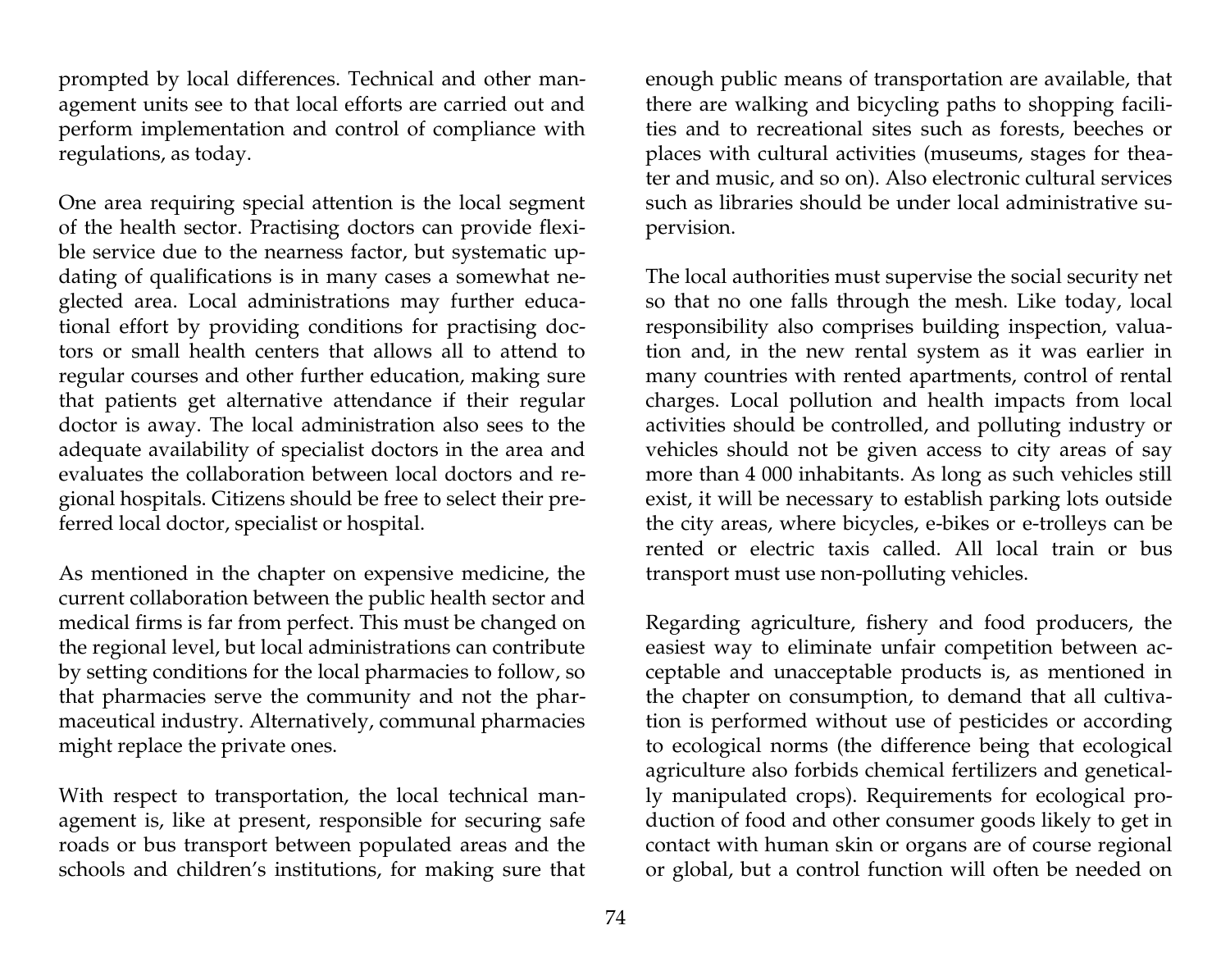prompted by local differences. Technical and other management units see to that local efforts are carried out and perform implementation and control of compliance with regulations, as today.

One area requiring special attention is the local segment of the health sector. Practising doctors can provide flexible service due to the nearness factor, but systematic updating of qualifications is in many cases a somewhat neglected area. Local administrations may further educational effort by providing conditions for practising doctors or small health centers that allows all to attend to regular courses and other further education, making sure that patients get alternative attendance if their regular doctor is away. The local administration also sees to the adequate availability of specialist doctors in the area and evaluates the collaboration between local doctors and regional hospitals. Citizens should be free to select their preferred local doctor, specialist or hospital.

As mentioned in the chapter on expensive medicine, the current collaboration between the public health sector and medical firms is far from perfect. This must be changed on the regional level, but local administrations can contribute by setting conditions for the local pharmacies to follow, so that pharmacies serve the community and not the pharmaceutical industry. Alternatively, communal pharmacies might replace the private ones.

With respect to transportation, the local technical management is, like at present, responsible for securing safe roads or bus transport between populated areas and the schools and children's institutions, for making sure that enough public means of transportation are available, that there are walking and bicycling paths to shopping facilities and to recreational sites such as forests, beeches or places with cultural activities (museums, stages for theater and music, and so on). Also electronic cultural services such as libraries should be under local administrative supervision.

The local authorities must supervise the social security net so that no one falls through the mesh. Like today, local responsibility also comprises building inspection, valuation and, in the new rental system as it was earlier in many countries with rented apartments, control of rental charges. Local pollution and health impacts from local activities should be controlled, and polluting industry or vehicles should not be given access to city areas of say more than 4 000 inhabitants. As long as such vehicles still exist, it will be necessary to establish parking lots outside the city areas, where bicycles, e-bikes or e-trolleys can be rented or electric taxis called. All local train or bus transport must use non-polluting vehicles.

Regarding agriculture, fishery and food producers, the easiest way to eliminate unfair competition between acceptable and unacceptable products is, as mentioned in the chapter on consumption, to demand that all cultivation is performed without use of pesticides or according to ecological norms (the difference being that ecological agriculture also forbids chemical fertilizers and genetically manipulated crops). Requirements for ecological production of food and other consumer goods likely to get in contact with human skin or organs are of course regional or global, but a control function will often be needed on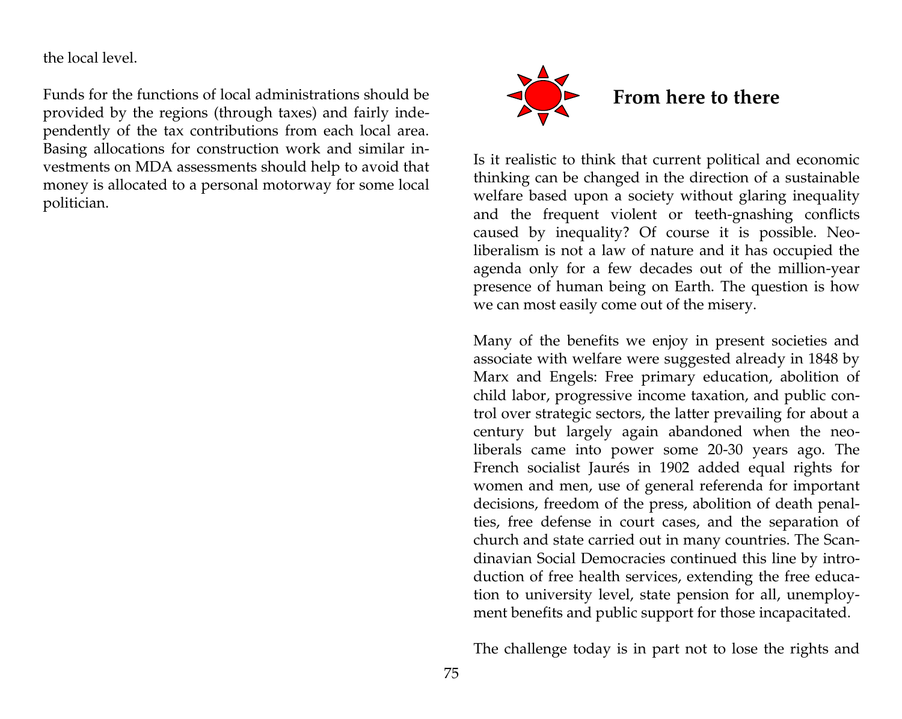the local level.

Funds for the functions of local administrations should be provided by the regions (through taxes) and fairly independently of the tax contributions from each local area. Basing allocations for construction work and similar investments on MDA assessments should help to avoid that money is allocated to a personal motorway for some local politician.

## From here to there

Is it realistic to think that current political and economic thinking can be changed in the direction of a sustainable welfare based upon a society without glaring inequality and the frequent violent or teeth-gnashing conflicts caused by inequality? Of course it is possible. Neoliberalism is not a law of nature and it has occupied the agenda only for a few decades out of the million-year presence of human being on Earth. The question is how we can most easily come out of the misery.

Many of the benefits we enjoy in present societies and associate with welfare were suggested already in 1848 by Marx and Engels: Free primary education, abolition of child labor, progressive income taxation, and public control over strategic sectors, the latter prevailing for about a century but largely again abandoned when the neoliberals came into power some 20-30 years ago. The French socialist Jaurés in 1902 added equal rights for women and men, use of general referenda for important decisions, freedom of the press, abolition of death penalties, free defense in court cases, and the separation of church and state carried out in many countries. The Scandinavian Social Democracies continued this line by introduction of free health services, extending the free education to university level, state pension for all, unemployment benefits and public support for those incapacitated.

The challenge today is in part not to lose the rights and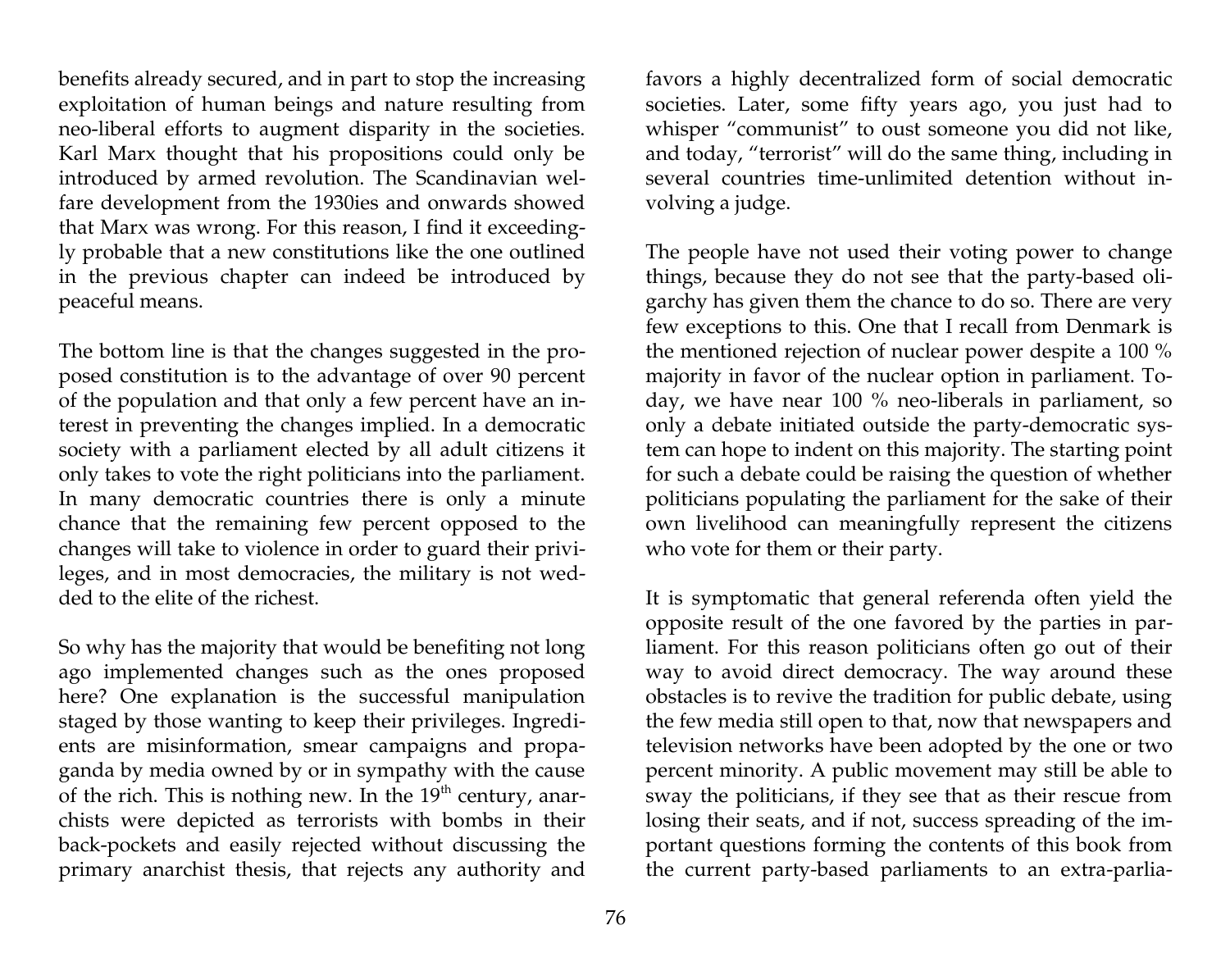benefits already secured, and in part to stop the increasing exploitation of human beings and nature resulting from neo-liberal efforts to augment disparity in the societies. Karl Marx thought that his propositions could only be introduced by armed revolution. The Scandinavian welfare development from the 1930ies and onwards showed that Marx was wrong. For this reason, I find it exceedingly probable that a new constitutions like the one outlined in the previous chapter can indeed be introduced by peaceful means.

The bottom line is that the changes suggested in the proposed constitution is to the advantage of over 90 percent of the population and that only a few percent have an interest in preventing the changes implied. In a democratic society with a parliament elected by all adult citizens it only takes to vote the right politicians into the parliament. In many democratic countries there is only a minute chance that the remaining few percent opposed to the changes will take to violence in order to guard their privileges, and in most democracies, the military is not wedded to the elite of the richest.

So why has the majority that would be benefiting not long ago implemented changes such as the ones proposed here? One explanation is the successful manipulation staged by those wanting to keep their privileges. Ingredients are misinformation, smear campaigns and propaganda by media owned by or in sympathy with the cause of the rich. This is nothing new. In the 19th century, anarchists were depicted as terrorists with bombs in their back-pockets and easily rejected without discussing the primary anarchist thesis, that rejects any authority and favors a highly decentralized form of social democratic societies. Later, some fifty years ago, you just had to whisper "communist" to oust someone you did not like, and today, "terrorist" will do the same thing, including in several countries time-unlimited detention without involving a judge.

The people have not used their voting power to change things, because they do not see that the party-based oligarchy has given them the chance to do so. There are very few exceptions to this. One that I recall from Denmark is the mentioned rejection of nuclear power despite a 100 % majority in favor of the nuclear option in parliament. Today, we have near 100 % neo-liberals in parliament, so only a debate initiated outside the party-democratic system can hope to indent on this majority. The starting point for such a debate could be raising the question of whether politicians populating the parliament for the sake of their own livelihood can meaningfully represent the citizens who vote for them or their party.

It is symptomatic that general referenda often yield the opposite result of the one favored by the parties in parliament. For this reason politicians often go out of their way to avoid direct democracy. The way around these obstacles is to revive the tradition for public debate, using the few media still open to that, now that newspapers and television networks have been adopted by the one or two percent minority. A public movement may still be able to sway the politicians, if they see that as their rescue from losing their seats, and if not, success spreading of the important questions forming the contents of this book from the current party-based parliaments to an extra-parlia-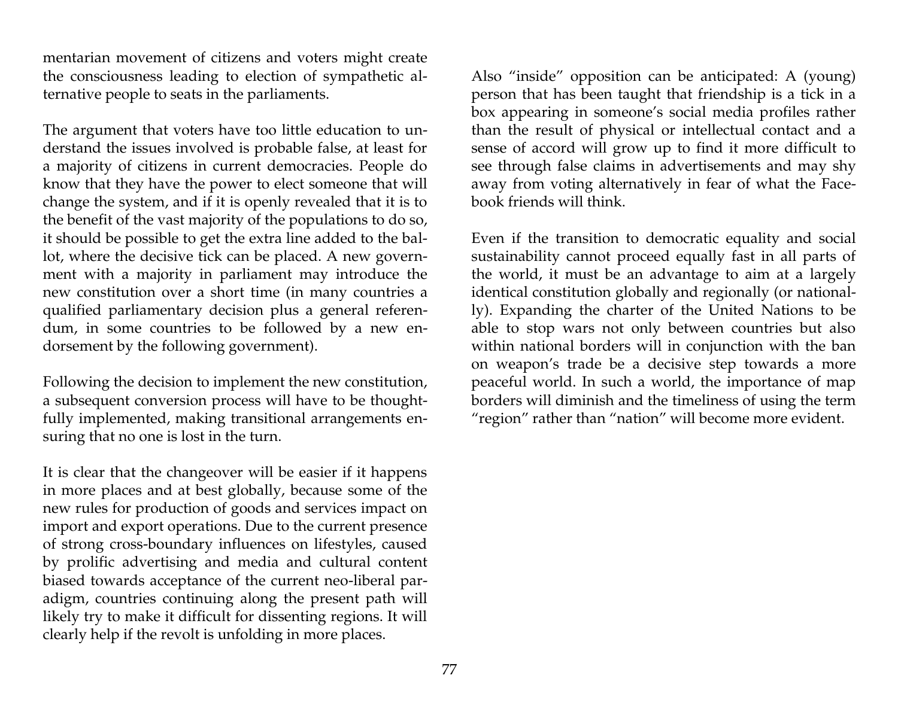mentarian movement of citizens and voters might create the consciousness leading to election of sympathetic alternative people to seats in the parliaments.

The argument that voters have too little education to understand the issues involved is probable false, at least for a majority of citizens in current democracies. People do know that they have the power to elect someone that will change the system, and if it is openly revealed that it is to the benefit of the vast majority of the populations to do so, it should be possible to get the extra line added to the ballot, where the decisive tick can be placed. A new government with a majority in parliament may introduce the new constitution over a short time (in many countries a qualified parliamentary decision plus a general referendum, in some countries to be followed by a new endorsement by the following government).

Following the decision to implement the new constitution, a subsequent conversion process will have to be thoughtfully implemented, making transitional arrangements ensuring that no one is lost in the turn.

It is clear that the changeover will be easier if it happens in more places and at best globally, because some of the new rules for production of goods and services impact on import and export operations. Due to the current presence of strong cross-boundary influences on lifestyles, caused by prolific advertising and media and cultural content biased towards acceptance of the current neo-liberal paradigm, countries continuing along the present path will likely try to make it difficult for dissenting regions. It will clearly help if the revolt is unfolding in more places.

Also "inside" opposition can be anticipated: A (young) person that has been taught that friendship is a tick in a box appearing in someone's social media profiles rather than the result of physical or intellectual contact and a sense of accord will grow up to find it more difficult to see through false claims in advertisements and may shy away from voting alternatively in fear of what the Facebook friends will think.

Even if the transition to democratic equality and social sustainability cannot proceed equally fast in all parts of the world, it must be an advantage to aim at a largely identical constitution globally and regionally (or nationally). Expanding the charter of the United Nations to be able to stop wars not only between countries but also within national borders will in conjunction with the ban on weapon's trade be a decisive step towards a more peaceful world. In such a world, the importance of map borders will diminish and the timeliness of using the term "region" rather than "nation" will become more evident.